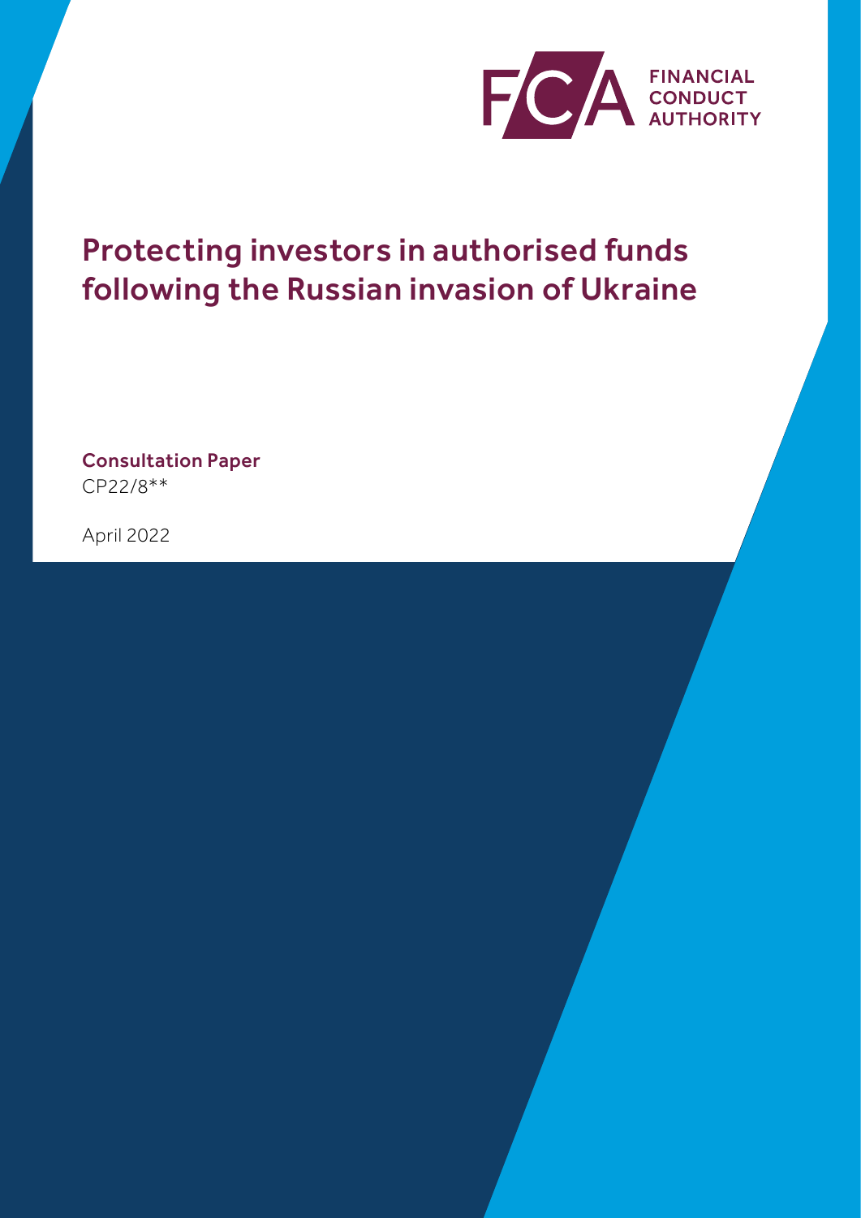FINANCIAL CONDUCT AUTHORITY

# Protecting investors in authorised funds following the Russian invasion of Ukraine

**Consultation Paper**

CP22/8**

April 2022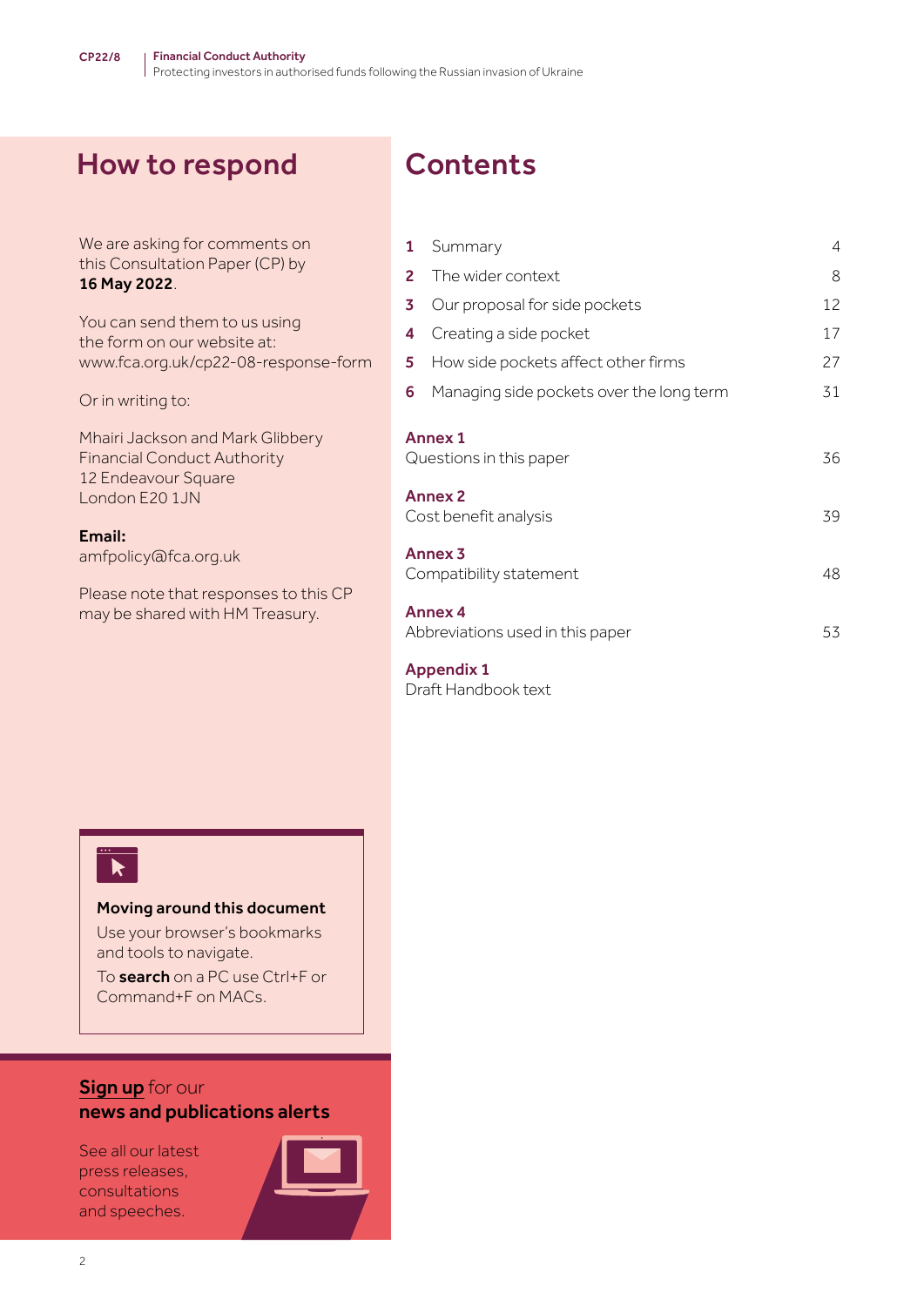## How to respond

We are asking for comments on this Consultation Paper (CP) by **16 May 2022**.

You can send them to us using the form on our website at: www.fca.org.uk/cp22-08-response-form

Or in writing to:

Mhairi Jackson and Mark Glibbery
Financial Conduct Authority
12 Endeavour Square
London E20 1JN

**Email:**
amfpolicy@fca.org.uk

Please note that responses to this CP may be shared with HM Treasury.

## Contents

| | | |
|---|---|---|
| **1** | Summary | 4 |
| **2** | The wider context | 8 |
| **3** | Our proposal for side pockets | 12 |
| **4** | Creating a side pocket | 17 |
| **5** | How side pockets affect other firms | 27 |
| **6** | Managing side pockets over the long term | 31 |

**Annex 1**
Questions in this paper 36

**Annex 2**
Cost benefit analysis 39

**Annex 3**
Compatibility statement 48

**Annex 4**
Abbreviations used in this paper 53

**Appendix 1**
Draft Handbook text

**Moving around this document**
Use your browser's bookmarks and tools to navigate.
To **search** on a PC use Ctrl+F or Command+F on MACs.

**Sign up** for our **news and publications alerts**

See all our latest press releases, consultations and speeches.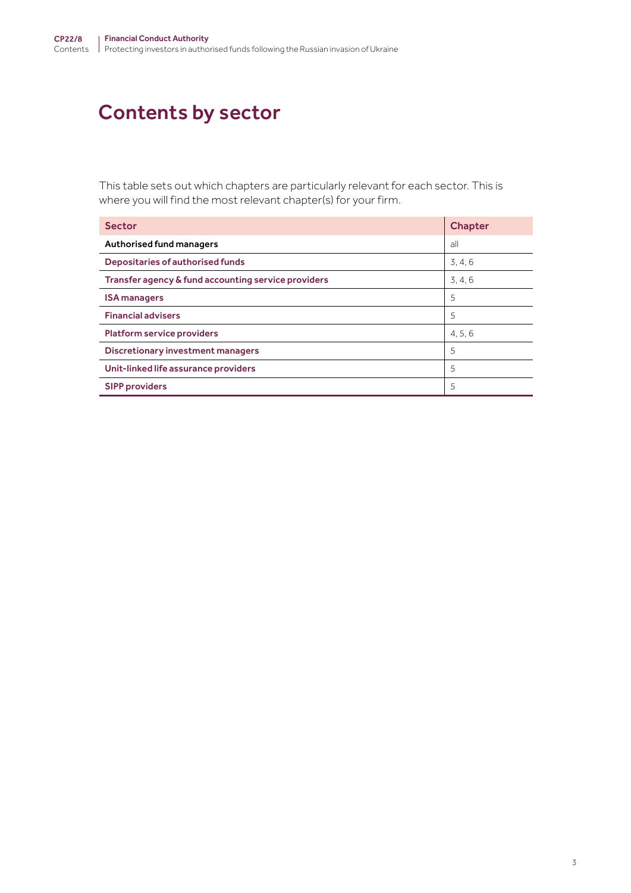# Contents by sector

This table sets out which chapters are particularly relevant for each sector. This is where you will find the most relevant chapter(s) for your firm.

| Sector | Chapter |
| --- | --- |
| **Authorised fund managers** | all |
| **Depositaries of authorised funds** | 3, 4, 6 |
| **Transfer agency & fund accounting service providers** | 3, 4, 6 |
| **ISA managers** | 5 |
| **Financial advisers** | 5 |
| **Platform service providers** | 4, 5, 6 |
| **Discretionary investment managers** | 5 |
| **Unit-linked life assurance providers** | 5 |
| **SIPP providers** | 5 |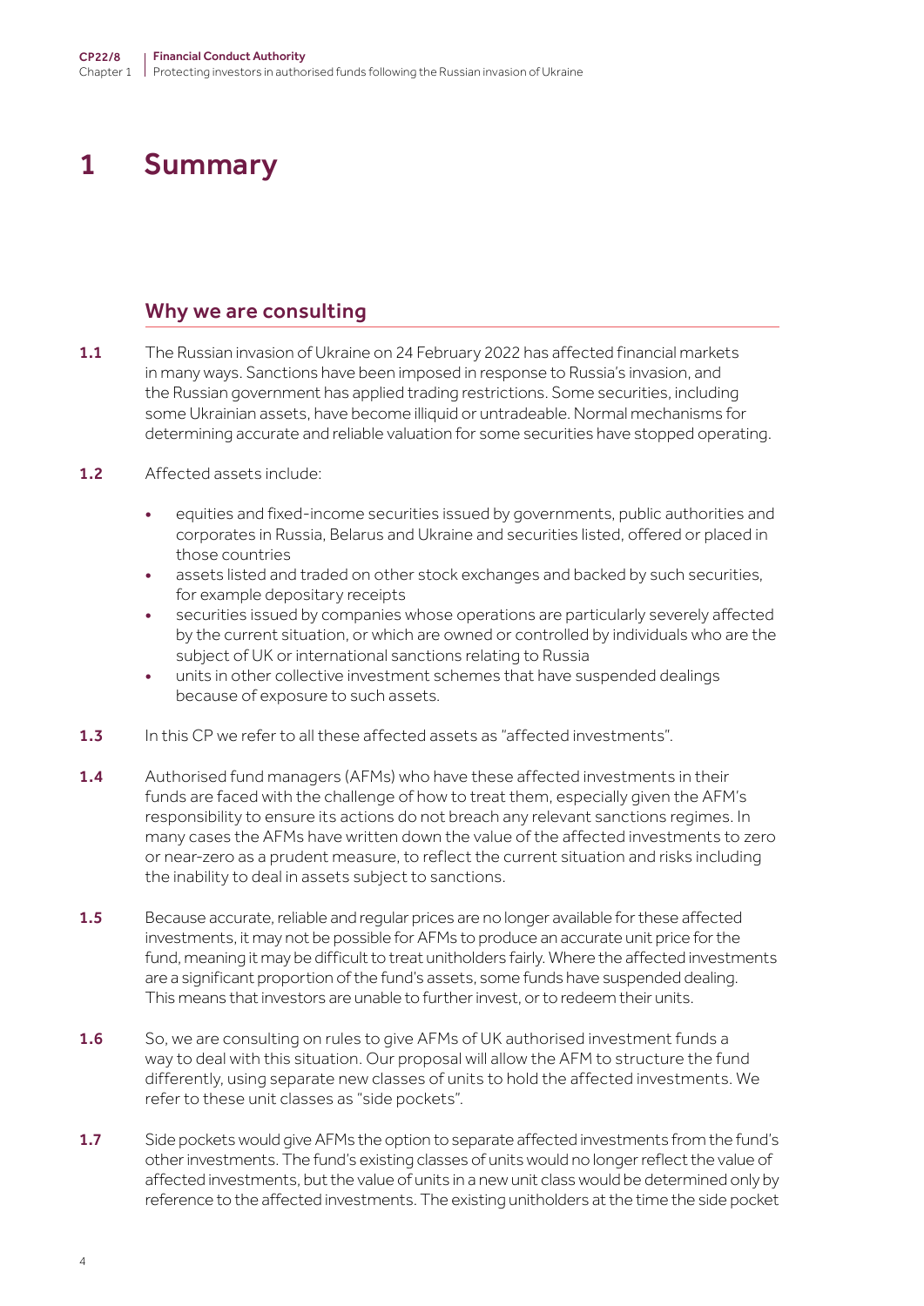# 1 Summary

## Why we are consulting

**1.1** The Russian invasion of Ukraine on 24 February 2022 has affected financial markets in many ways. Sanctions have been imposed in response to Russia's invasion, and the Russian government has applied trading restrictions. Some securities, including some Ukrainian assets, have become illiquid or untradeable. Normal mechanisms for determining accurate and reliable valuation for some securities have stopped operating.

**1.2** Affected assets include:

- equities and fixed-income securities issued by governments, public authorities and corporates in Russia, Belarus and Ukraine and securities listed, offered or placed in those countries
- assets listed and traded on other stock exchanges and backed by such securities, for example depositary receipts
- securities issued by companies whose operations are particularly severely affected by the current situation, or which are owned or controlled by individuals who are the subject of UK or international sanctions relating to Russia
- units in other collective investment schemes that have suspended dealings because of exposure to such assets.

**1.3** In this CP we refer to all these affected assets as "affected investments".

**1.4** Authorised fund managers (AFMs) who have these affected investments in their funds are faced with the challenge of how to treat them, especially given the AFM's responsibility to ensure its actions do not breach any relevant sanctions regimes. In many cases the AFMs have written down the value of the affected investments to zero or near-zero as a prudent measure, to reflect the current situation and risks including the inability to deal in assets subject to sanctions.

**1.5** Because accurate, reliable and regular prices are no longer available for these affected investments, it may not be possible for AFMs to produce an accurate unit price for the fund, meaning it may be difficult to treat unitholders fairly. Where the affected investments are a significant proportion of the fund's assets, some funds have suspended dealing. This means that investors are unable to further invest, or to redeem their units.

**1.6** So, we are consulting on rules to give AFMs of UK authorised investment funds a way to deal with this situation. Our proposal will allow the AFM to structure the fund differently, using separate new classes of units to hold the affected investments. We refer to these unit classes as "side pockets".

**1.7** Side pockets would give AFMs the option to separate affected investments from the fund's other investments. The fund's existing classes of units would no longer reflect the value of affected investments, but the value of units in a new unit class would be determined only by reference to the affected investments. The existing unitholders at the time the side pocket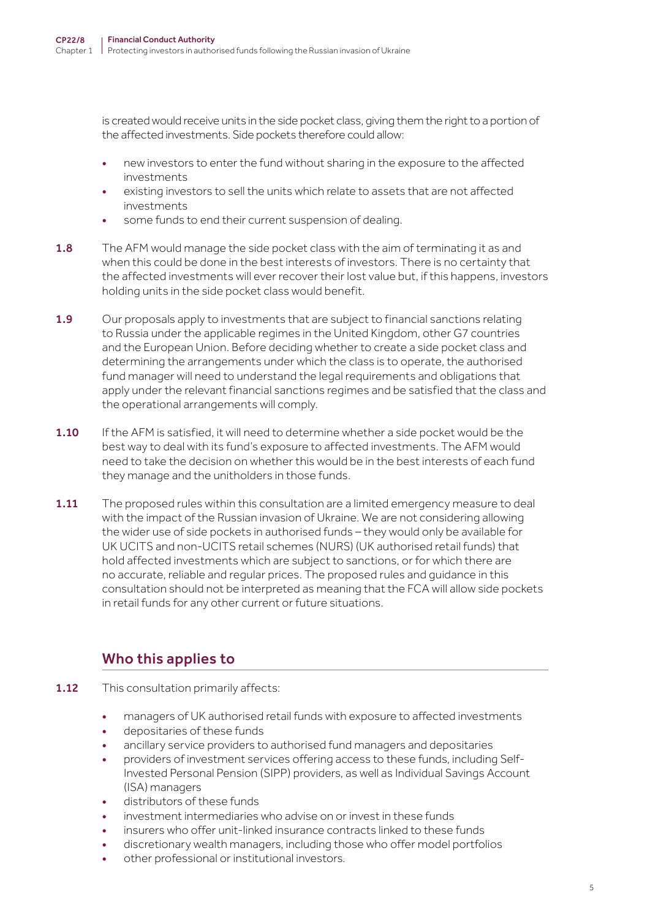is created would receive units in the side pocket class, giving them the right to a portion of the affected investments. Side pockets therefore could allow:

- new investors to enter the fund without sharing in the exposure to the affected investments
- existing investors to sell the units which relate to assets that are not affected investments
- some funds to end their current suspension of dealing.

**1.8** The AFM would manage the side pocket class with the aim of terminating it as and when this could be done in the best interests of investors. There is no certainty that the affected investments will ever recover their lost value but, if this happens, investors holding units in the side pocket class would benefit.

**1.9** Our proposals apply to investments that are subject to financial sanctions relating to Russia under the applicable regimes in the United Kingdom, other G7 countries and the European Union. Before deciding whether to create a side pocket class and determining the arrangements under which the class is to operate, the authorised fund manager will need to understand the legal requirements and obligations that apply under the relevant financial sanctions regimes and be satisfied that the class and the operational arrangements will comply.

**1.10** If the AFM is satisfied, it will need to determine whether a side pocket would be the best way to deal with its fund's exposure to affected investments. The AFM would need to take the decision on whether this would be in the best interests of each fund they manage and the unitholders in those funds.

**1.11** The proposed rules within this consultation are a limited emergency measure to deal with the impact of the Russian invasion of Ukraine. We are not considering allowing the wider use of side pockets in authorised funds – they would only be available for UK UCITS and non-UCITS retail schemes (NURS) (UK authorised retail funds) that hold affected investments which are subject to sanctions, or for which there are no accurate, reliable and regular prices. The proposed rules and guidance in this consultation should not be interpreted as meaning that the FCA will allow side pockets in retail funds for any other current or future situations.

## Who this applies to

**1.12** This consultation primarily affects:

- managers of UK authorised retail funds with exposure to affected investments
- depositaries of these funds
- ancillary service providers to authorised fund managers and depositaries
- providers of investment services offering access to these funds, including Self-Invested Personal Pension (SIPP) providers, as well as Individual Savings Account (ISA) managers
- distributors of these funds
- investment intermediaries who advise on or invest in these funds
- insurers who offer unit-linked insurance contracts linked to these funds
- discretionary wealth managers, including those who offer model portfolios
- other professional or institutional investors.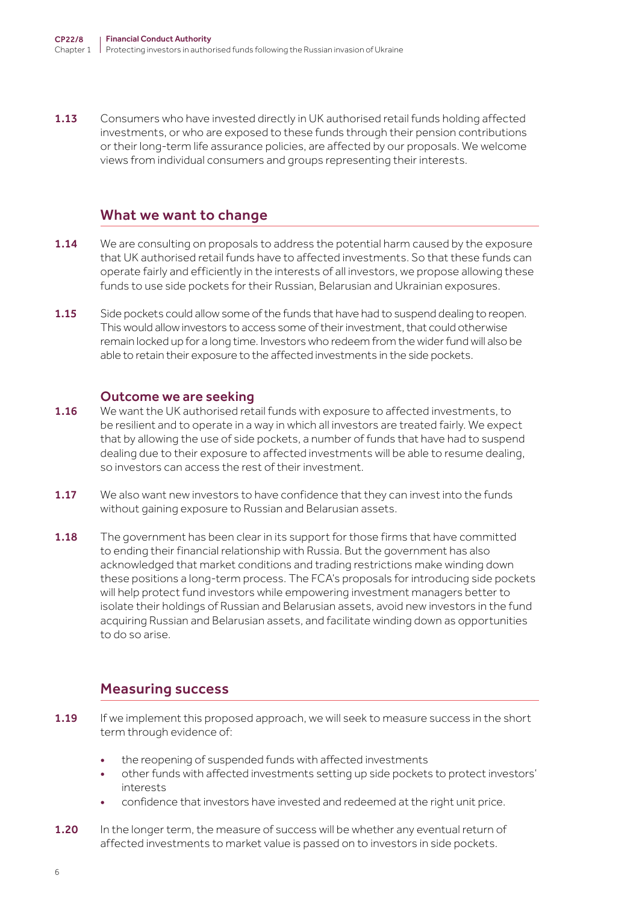1.13 Consumers who have invested directly in UK authorised retail funds holding affected investments, or who are exposed to these funds through their pension contributions or their long-term life assurance policies, are affected by our proposals. We welcome views from individual consumers and groups representing their interests.

## What we want to change

1.14 We are consulting on proposals to address the potential harm caused by the exposure that UK authorised retail funds have to affected investments. So that these funds can operate fairly and efficiently in the interests of all investors, we propose allowing these funds to use side pockets for their Russian, Belarusian and Ukrainian exposures.

1.15 Side pockets could allow some of the funds that have had to suspend dealing to reopen. This would allow investors to access some of their investment, that could otherwise remain locked up for a long time. Investors who redeem from the wider fund will also be able to retain their exposure to the affected investments in the side pockets.

### Outcome we are seeking

1.16 We want the UK authorised retail funds with exposure to affected investments, to be resilient and to operate in a way in which all investors are treated fairly. We expect that by allowing the use of side pockets, a number of funds that have had to suspend dealing due to their exposure to affected investments will be able to resume dealing, so investors can access the rest of their investment.

1.17 We also want new investors to have confidence that they can invest into the funds without gaining exposure to Russian and Belarusian assets.

1.18 The government has been clear in its support for those firms that have committed to ending their financial relationship with Russia. But the government has also acknowledged that market conditions and trading restrictions make winding down these positions a long-term process. The FCA's proposals for introducing side pockets will help protect fund investors while empowering investment managers better to isolate their holdings of Russian and Belarusian assets, avoid new investors in the fund acquiring Russian and Belarusian assets, and facilitate winding down as opportunities to do so arise.

## Measuring success

1.19 If we implement this proposed approach, we will seek to measure success in the short term through evidence of:

- the reopening of suspended funds with affected investments
- other funds with affected investments setting up side pockets to protect investors' interests
- confidence that investors have invested and redeemed at the right unit price.

1.20 In the longer term, the measure of success will be whether any eventual return of affected investments to market value is passed on to investors in side pockets.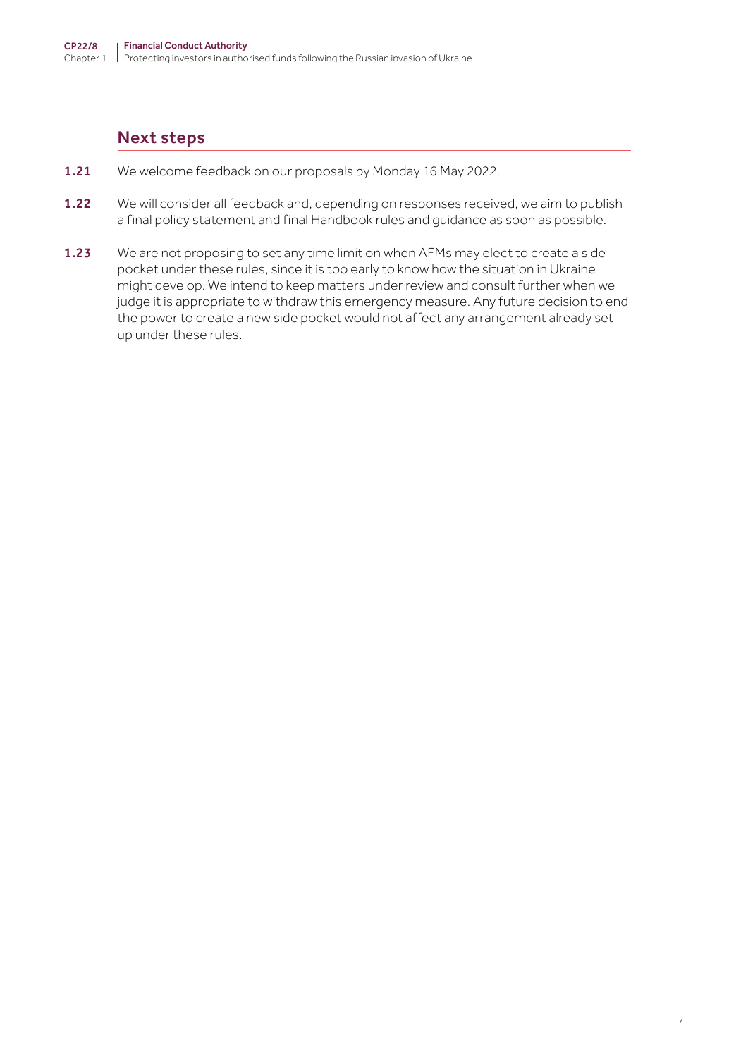## Next steps

**1.21** We welcome feedback on our proposals by Monday 16 May 2022.

**1.22** We will consider all feedback and, depending on responses received, we aim to publish a final policy statement and final Handbook rules and guidance as soon as possible.

**1.23** We are not proposing to set any time limit on when AFMs may elect to create a side pocket under these rules, since it is too early to know how the situation in Ukraine might develop. We intend to keep matters under review and consult further when we judge it is appropriate to withdraw this emergency measure. Any future decision to end the power to create a new side pocket would not affect any arrangement already set up under these rules.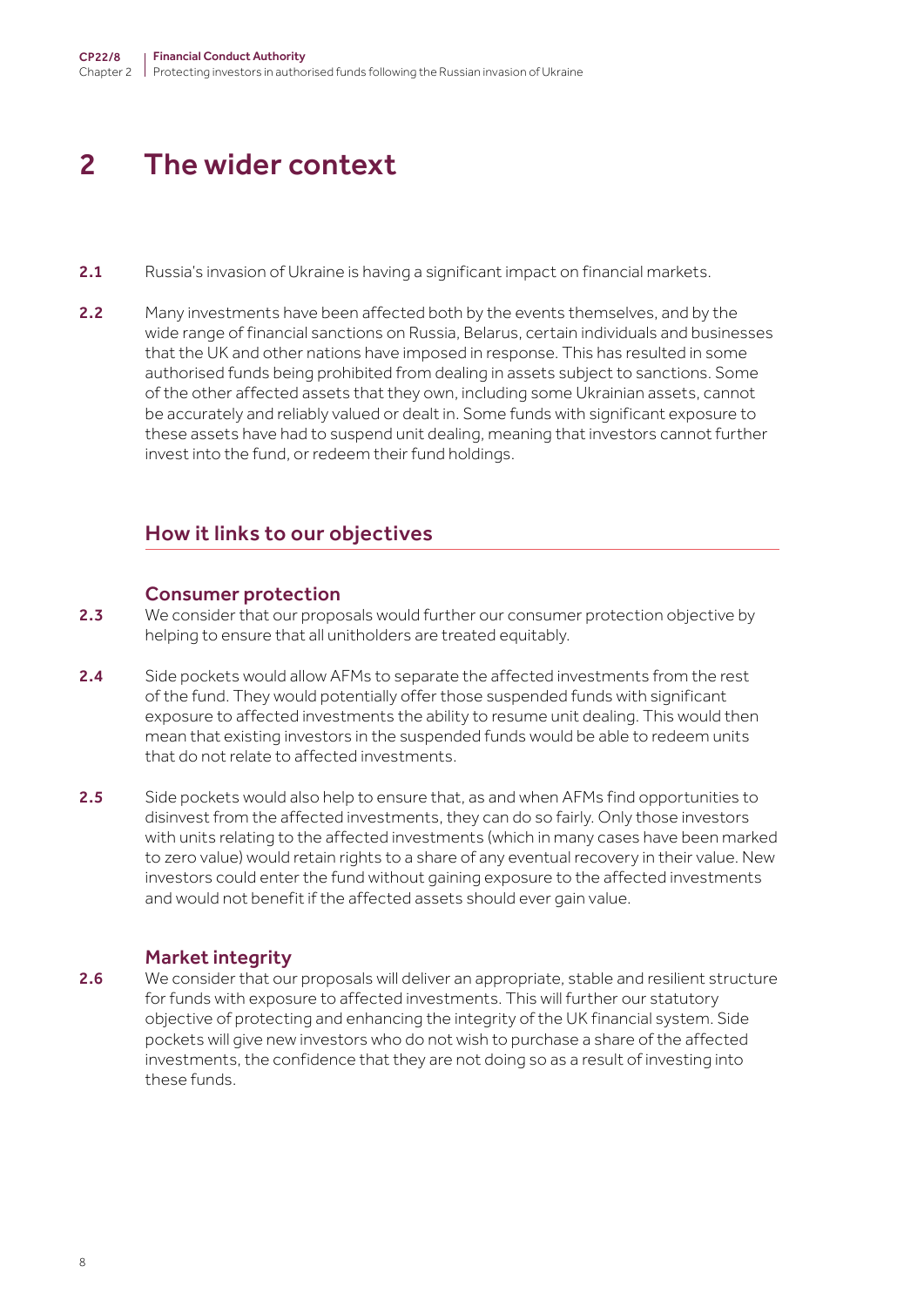# 2 The wider context

**2.1** Russia's invasion of Ukraine is having a significant impact on financial markets.

**2.2** Many investments have been affected both by the events themselves, and by the wide range of financial sanctions on Russia, Belarus, certain individuals and businesses that the UK and other nations have imposed in response. This has resulted in some authorised funds being prohibited from dealing in assets subject to sanctions. Some of the other affected assets that they own, including some Ukrainian assets, cannot be accurately and reliably valued or dealt in. Some funds with significant exposure to these assets have had to suspend unit dealing, meaning that investors cannot further invest into the fund, or redeem their fund holdings.

## How it links to our objectives

### Consumer protection

**2.3** We consider that our proposals would further our consumer protection objective by helping to ensure that all unitholders are treated equitably.

**2.4** Side pockets would allow AFMs to separate the affected investments from the rest of the fund. They would potentially offer those suspended funds with significant exposure to affected investments the ability to resume unit dealing. This would then mean that existing investors in the suspended funds would be able to redeem units that do not relate to affected investments.

**2.5** Side pockets would also help to ensure that, as and when AFMs find opportunities to disinvest from the affected investments, they can do so fairly. Only those investors with units relating to the affected investments (which in many cases have been marked to zero value) would retain rights to a share of any eventual recovery in their value. New investors could enter the fund without gaining exposure to the affected investments and would not benefit if the affected assets should ever gain value.

### Market integrity

**2.6** We consider that our proposals will deliver an appropriate, stable and resilient structure for funds with exposure to affected investments. This will further our statutory objective of protecting and enhancing the integrity of the UK financial system. Side pockets will give new investors who do not wish to purchase a share of the affected investments, the confidence that they are not doing so as a result of investing into these funds.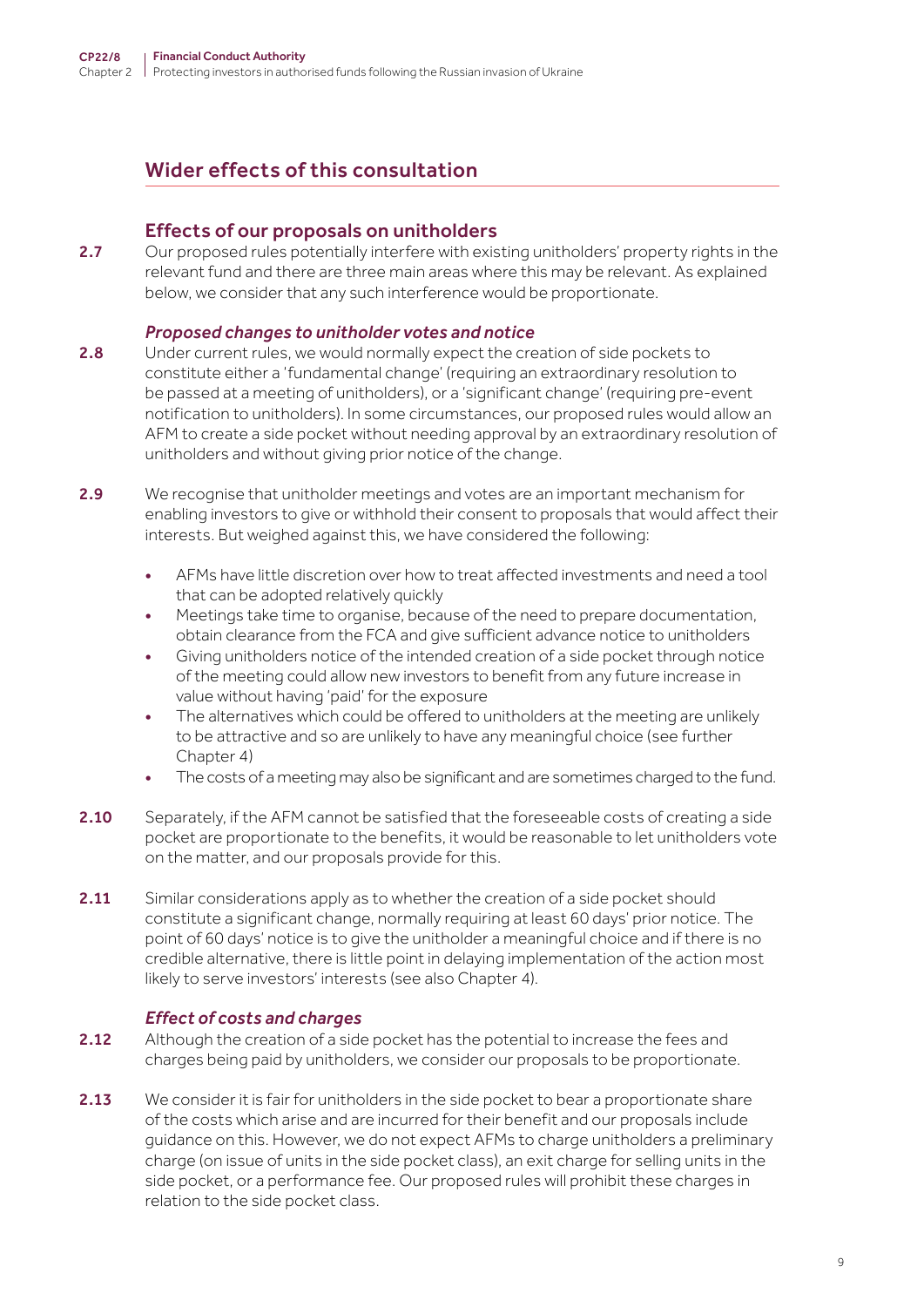## Wider effects of this consultation

### Effects of our proposals on unitholders

2.7 Our proposed rules potentially interfere with existing unitholders' property rights in the relevant fund and there are three main areas where this may be relevant. As explained below, we consider that any such interference would be proportionate.

#### *Proposed changes to unitholder votes and notice*

2.8 Under current rules, we would normally expect the creation of side pockets to constitute either a 'fundamental change' (requiring an extraordinary resolution to be passed at a meeting of unitholders), or a 'significant change' (requiring pre-event notification to unitholders). In some circumstances, our proposed rules would allow an AFM to create a side pocket without needing approval by an extraordinary resolution of unitholders and without giving prior notice of the change.

2.9 We recognise that unitholder meetings and votes are an important mechanism for enabling investors to give or withhold their consent to proposals that would affect their interests. But weighed against this, we have considered the following:

- AFMs have little discretion over how to treat affected investments and need a tool that can be adopted relatively quickly
- Meetings take time to organise, because of the need to prepare documentation, obtain clearance from the FCA and give sufficient advance notice to unitholders
- Giving unitholders notice of the intended creation of a side pocket through notice of the meeting could allow new investors to benefit from any future increase in value without having 'paid' for the exposure
- The alternatives which could be offered to unitholders at the meeting are unlikely to be attractive and so are unlikely to have any meaningful choice (see further Chapter 4)
- The costs of a meeting may also be significant and are sometimes charged to the fund.

2.10 Separately, if the AFM cannot be satisfied that the foreseeable costs of creating a side pocket are proportionate to the benefits, it would be reasonable to let unitholders vote on the matter, and our proposals provide for this.

2.11 Similar considerations apply as to whether the creation of a side pocket should constitute a significant change, normally requiring at least 60 days' prior notice. The point of 60 days' notice is to give the unitholder a meaningful choice and if there is no credible alternative, there is little point in delaying implementation of the action most likely to serve investors' interests (see also Chapter 4).

#### *Effect of costs and charges*

2.12 Although the creation of a side pocket has the potential to increase the fees and charges being paid by unitholders, we consider our proposals to be proportionate.

2.13 We consider it is fair for unitholders in the side pocket to bear a proportionate share of the costs which arise and are incurred for their benefit and our proposals include guidance on this. However, we do not expect AFMs to charge unitholders a preliminary charge (on issue of units in the side pocket class), an exit charge for selling units in the side pocket, or a performance fee. Our proposed rules will prohibit these charges in relation to the side pocket class.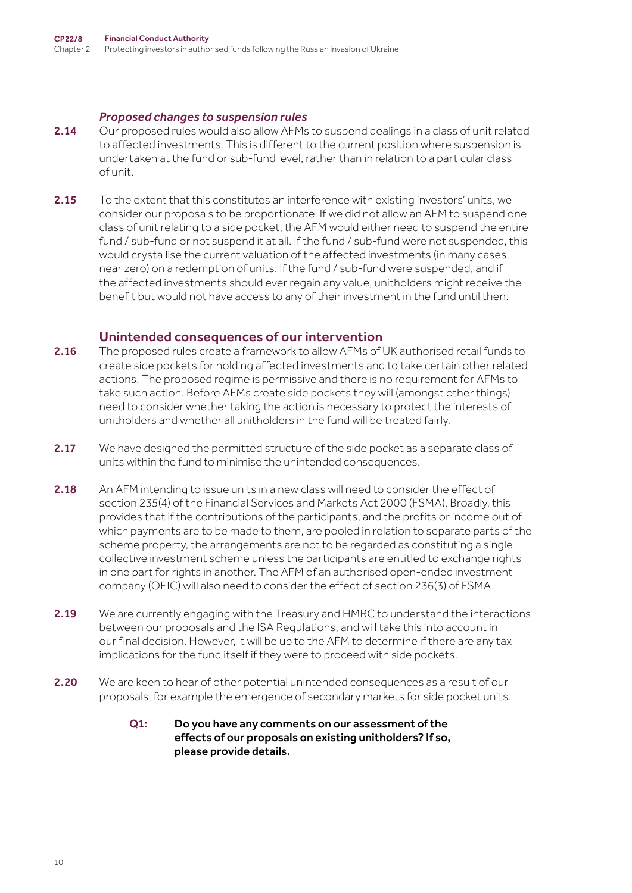### *Proposed changes to suspension rules*

**2.14** Our proposed rules would also allow AFMs to suspend dealings in a class of unit related to affected investments. This is different to the current position where suspension is undertaken at the fund or sub-fund level, rather than in relation to a particular class of unit.

**2.15** To the extent that this constitutes an interference with existing investors' units, we consider our proposals to be proportionate. If we did not allow an AFM to suspend one class of unit relating to a side pocket, the AFM would either need to suspend the entire fund / sub-fund or not suspend it at all. If the fund / sub-fund were not suspended, this would crystallise the current valuation of the affected investments (in many cases, near zero) on a redemption of units. If the fund / sub-fund were suspended, and if the affected investments should ever regain any value, unitholders might receive the benefit but would not have access to any of their investment in the fund until then.

## Unintended consequences of our intervention

**2.16** The proposed rules create a framework to allow AFMs of UK authorised retail funds to create side pockets for holding affected investments and to take certain other related actions. The proposed regime is permissive and there is no requirement for AFMs to take such action. Before AFMs create side pockets they will (amongst other things) need to consider whether taking the action is necessary to protect the interests of unitholders and whether all unitholders in the fund will be treated fairly.

**2.17** We have designed the permitted structure of the side pocket as a separate class of units within the fund to minimise the unintended consequences.

**2.18** An AFM intending to issue units in a new class will need to consider the effect of section 235(4) of the Financial Services and Markets Act 2000 (FSMA). Broadly, this provides that if the contributions of the participants, and the profits or income out of which payments are to be made to them, are pooled in relation to separate parts of the scheme property, the arrangements are not to be regarded as constituting a single collective investment scheme unless the participants are entitled to exchange rights in one part for rights in another. The AFM of an authorised open-ended investment company (OEIC) will also need to consider the effect of section 236(3) of FSMA.

**2.19** We are currently engaging with the Treasury and HMRC to understand the interactions between our proposals and the ISA Regulations, and will take this into account in our final decision. However, it will be up to the AFM to determine if there are any tax implications for the fund itself if they were to proceed with side pockets.

**2.20** We are keen to hear of other potential unintended consequences as a result of our proposals, for example the emergence of secondary markets for side pocket units.

> **Q1: Do you have any comments on our assessment of the effects of our proposals on existing unitholders? If so, please provide details.**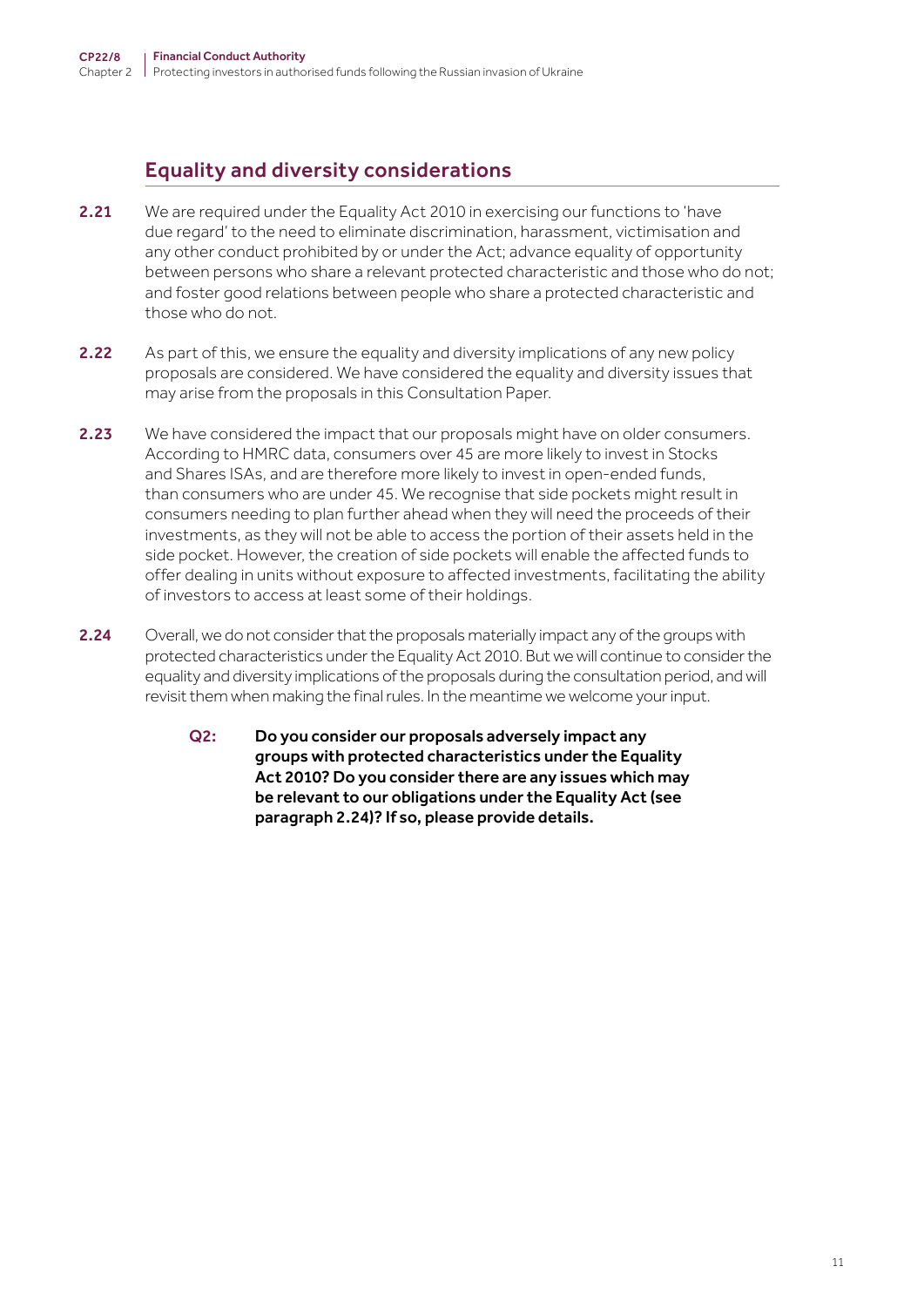## Equality and diversity considerations

**2.21** We are required under the Equality Act 2010 in exercising our functions to 'have due regard' to the need to eliminate discrimination, harassment, victimisation and any other conduct prohibited by or under the Act; advance equality of opportunity between persons who share a relevant protected characteristic and those who do not; and foster good relations between people who share a protected characteristic and those who do not.

**2.22** As part of this, we ensure the equality and diversity implications of any new policy proposals are considered. We have considered the equality and diversity issues that may arise from the proposals in this Consultation Paper.

**2.23** We have considered the impact that our proposals might have on older consumers. According to HMRC data, consumers over 45 are more likely to invest in Stocks and Shares ISAs, and are therefore more likely to invest in open-ended funds, than consumers who are under 45. We recognise that side pockets might result in consumers needing to plan further ahead when they will need the proceeds of their investments, as they will not be able to access the portion of their assets held in the side pocket. However, the creation of side pockets will enable the affected funds to offer dealing in units without exposure to affected investments, facilitating the ability of investors to access at least some of their holdings.

**2.24** Overall, we do not consider that the proposals materially impact any of the groups with protected characteristics under the Equality Act 2010. But we will continue to consider the equality and diversity implications of the proposals during the consultation period, and will revisit them when making the final rules. In the meantime we welcome your input.

> **Q2: Do you consider our proposals adversely impact any groups with protected characteristics under the Equality Act 2010? Do you consider there are any issues which may be relevant to our obligations under the Equality Act (see paragraph 2.24)? If so, please provide details.**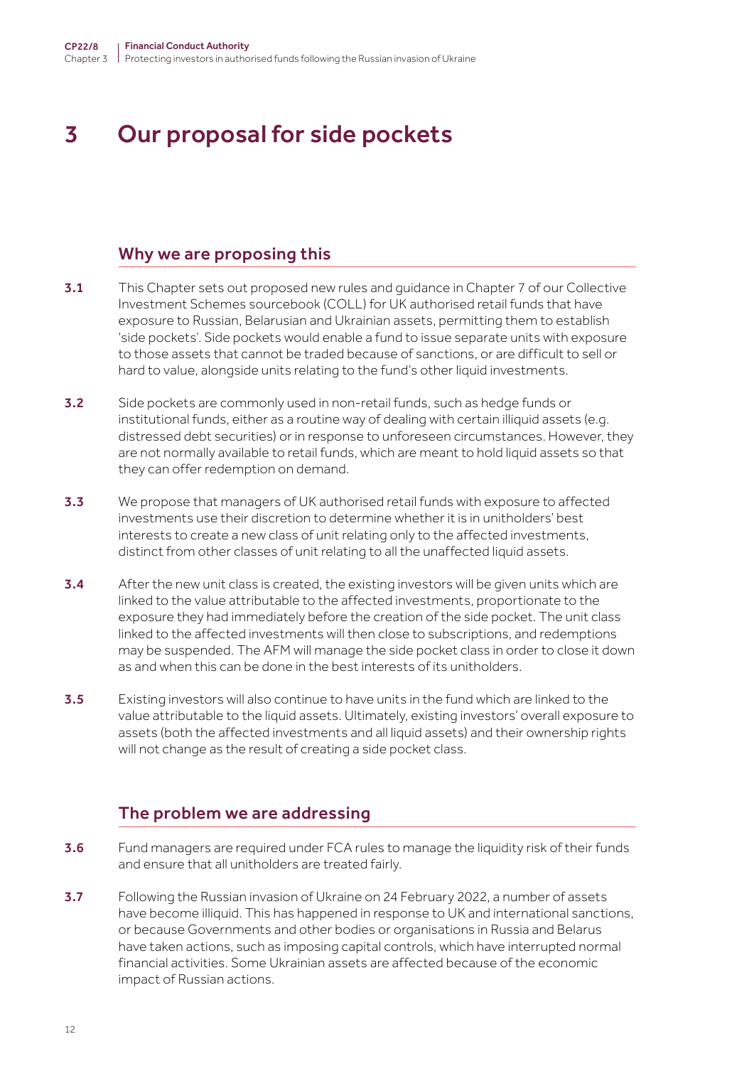# 3 Our proposal for side pockets

## Why we are proposing this

**3.1** This Chapter sets out proposed new rules and guidance in Chapter 7 of our Collective Investment Schemes sourcebook (COLL) for UK authorised retail funds that have exposure to Russian, Belarusian and Ukrainian assets, permitting them to establish 'side pockets'. Side pockets would enable a fund to issue separate units with exposure to those assets that cannot be traded because of sanctions, or are difficult to sell or hard to value, alongside units relating to the fund's other liquid investments.

**3.2** Side pockets are commonly used in non-retail funds, such as hedge funds or institutional funds, either as a routine way of dealing with certain illiquid assets (e.g. distressed debt securities) or in response to unforeseen circumstances. However, they are not normally available to retail funds, which are meant to hold liquid assets so that they can offer redemption on demand.

**3.3** We propose that managers of UK authorised retail funds with exposure to affected investments use their discretion to determine whether it is in unitholders' best interests to create a new class of unit relating only to the affected investments, distinct from other classes of unit relating to all the unaffected liquid assets.

**3.4** After the new unit class is created, the existing investors will be given units which are linked to the value attributable to the affected investments, proportionate to the exposure they had immediately before the creation of the side pocket. The unit class linked to the affected investments will then close to subscriptions, and redemptions may be suspended. The AFM will manage the side pocket class in order to close it down as and when this can be done in the best interests of its unitholders.

**3.5** Existing investors will also continue to have units in the fund which are linked to the value attributable to the liquid assets. Ultimately, existing investors' overall exposure to assets (both the affected investments and all liquid assets) and their ownership rights will not change as the result of creating a side pocket class.

## The problem we are addressing

**3.6** Fund managers are required under FCA rules to manage the liquidity risk of their funds and ensure that all unitholders are treated fairly.

**3.7** Following the Russian invasion of Ukraine on 24 February 2022, a number of assets have become illiquid. This has happened in response to UK and international sanctions, or because Governments and other bodies or organisations in Russia and Belarus have taken actions, such as imposing capital controls, which have interrupted normal financial activities. Some Ukrainian assets are affected because of the economic impact of Russian actions.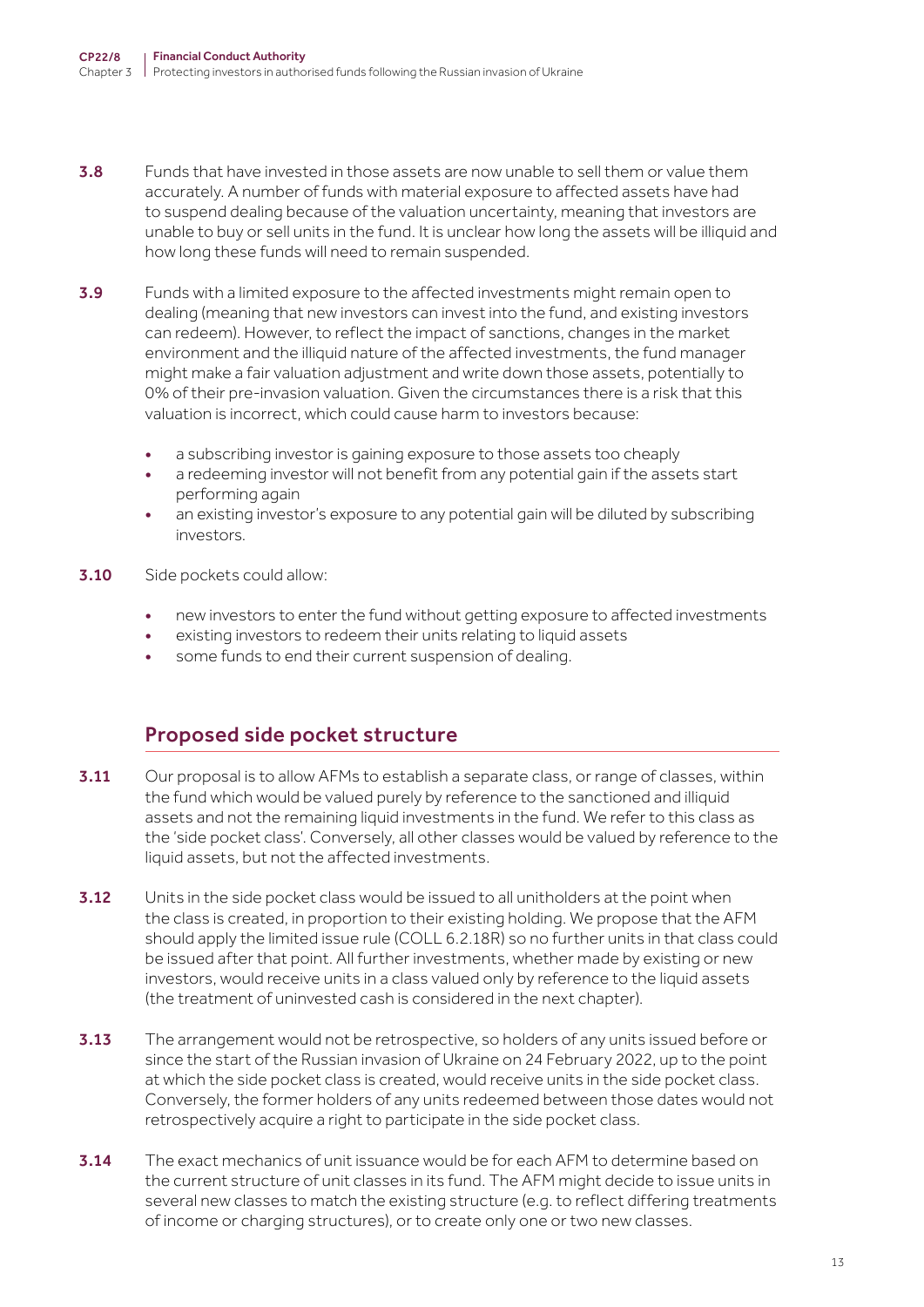**3.8** Funds that have invested in those assets are now unable to sell them or value them accurately. A number of funds with material exposure to affected assets have had to suspend dealing because of the valuation uncertainty, meaning that investors are unable to buy or sell units in the fund. It is unclear how long the assets will be illiquid and how long these funds will need to remain suspended.

**3.9** Funds with a limited exposure to the affected investments might remain open to dealing (meaning that new investors can invest into the fund, and existing investors can redeem). However, to reflect the impact of sanctions, changes in the market environment and the illiquid nature of the affected investments, the fund manager might make a fair valuation adjustment and write down those assets, potentially to 0% of their pre-invasion valuation. Given the circumstances there is a risk that this valuation is incorrect, which could cause harm to investors because:

- a subscribing investor is gaining exposure to those assets too cheaply
- a redeeming investor will not benefit from any potential gain if the assets start performing again
- an existing investor's exposure to any potential gain will be diluted by subscribing investors.

**3.10** Side pockets could allow:

- new investors to enter the fund without getting exposure to affected investments
- existing investors to redeem their units relating to liquid assets
- some funds to end their current suspension of dealing.

## Proposed side pocket structure

**3.11** Our proposal is to allow AFMs to establish a separate class, or range of classes, within the fund which would be valued purely by reference to the sanctioned and illiquid assets and not the remaining liquid investments in the fund. We refer to this class as the 'side pocket class'. Conversely, all other classes would be valued by reference to the liquid assets, but not the affected investments.

**3.12** Units in the side pocket class would be issued to all unitholders at the point when the class is created, in proportion to their existing holding. We propose that the AFM should apply the limited issue rule (COLL 6.2.18R) so no further units in that class could be issued after that point. All further investments, whether made by existing or new investors, would receive units in a class valued only by reference to the liquid assets (the treatment of uninvested cash is considered in the next chapter).

**3.13** The arrangement would not be retrospective, so holders of any units issued before or since the start of the Russian invasion of Ukraine on 24 February 2022, up to the point at which the side pocket class is created, would receive units in the side pocket class. Conversely, the former holders of any units redeemed between those dates would not retrospectively acquire a right to participate in the side pocket class.

**3.14** The exact mechanics of unit issuance would be for each AFM to determine based on the current structure of unit classes in its fund. The AFM might decide to issue units in several new classes to match the existing structure (e.g. to reflect differing treatments of income or charging structures), or to create only one or two new classes.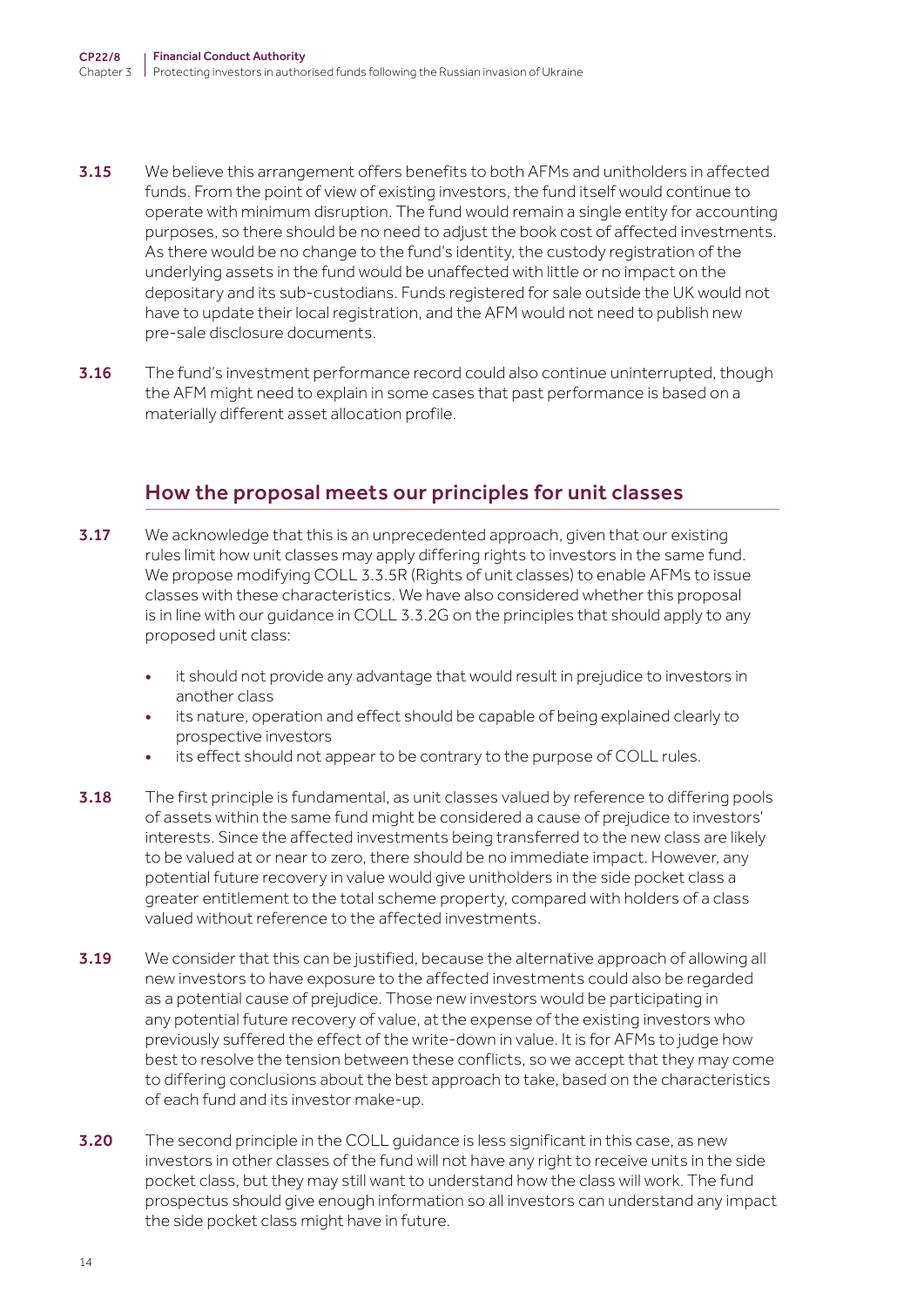**3.15** We believe this arrangement offers benefits to both AFMs and unitholders in affected funds. From the point of view of existing investors, the fund itself would continue to operate with minimum disruption. The fund would remain a single entity for accounting purposes, so there should be no need to adjust the book cost of affected investments. As there would be no change to the fund's identity, the custody registration of the underlying assets in the fund would be unaffected with little or no impact on the depositary and its sub-custodians. Funds registered for sale outside the UK would not have to update their local registration, and the AFM would not need to publish new pre-sale disclosure documents.

**3.16** The fund's investment performance record could also continue uninterrupted, though the AFM might need to explain in some cases that past performance is based on a materially different asset allocation profile.

## How the proposal meets our principles for unit classes

**3.17** We acknowledge that this is an unprecedented approach, given that our existing rules limit how unit classes may apply differing rights to investors in the same fund. We propose modifying COLL 3.3.5R (Rights of unit classes) to enable AFMs to issue classes with these characteristics. We have also considered whether this proposal is in line with our guidance in COLL 3.3.2G on the principles that should apply to any proposed unit class:

- it should not provide any advantage that would result in prejudice to investors in another class
- its nature, operation and effect should be capable of being explained clearly to prospective investors
- its effect should not appear to be contrary to the purpose of COLL rules.

**3.18** The first principle is fundamental, as unit classes valued by reference to differing pools of assets within the same fund might be considered a cause of prejudice to investors' interests. Since the affected investments being transferred to the new class are likely to be valued at or near to zero, there should be no immediate impact. However, any potential future recovery in value would give unitholders in the side pocket class a greater entitlement to the total scheme property, compared with holders of a class valued without reference to the affected investments.

**3.19** We consider that this can be justified, because the alternative approach of allowing all new investors to have exposure to the affected investments could also be regarded as a potential cause of prejudice. Those new investors would be participating in any potential future recovery of value, at the expense of the existing investors who previously suffered the effect of the write-down in value. It is for AFMs to judge how best to resolve the tension between these conflicts, so we accept that they may come to differing conclusions about the best approach to take, based on the characteristics of each fund and its investor make-up.

**3.20** The second principle in the COLL guidance is less significant in this case, as new investors in other classes of the fund will not have any right to receive units in the side pocket class, but they may still want to understand how the class will work. The fund prospectus should give enough information so all investors can understand any impact the side pocket class might have in future.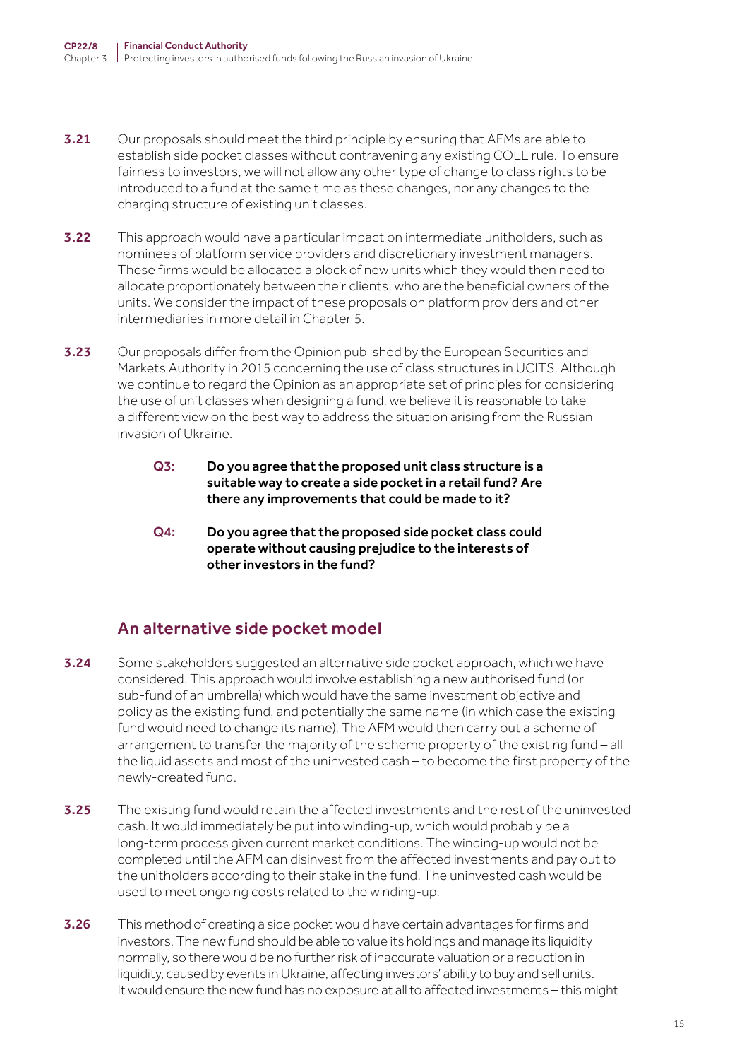**3.21** Our proposals should meet the third principle by ensuring that AFMs are able to establish side pocket classes without contravening any existing COLL rule. To ensure fairness to investors, we will not allow any other type of change to class rights to be introduced to a fund at the same time as these changes, nor any changes to the charging structure of existing unit classes.

**3.22** This approach would have a particular impact on intermediate unitholders, such as nominees of platform service providers and discretionary investment managers. These firms would be allocated a block of new units which they would then need to allocate proportionately between their clients, who are the beneficial owners of the units. We consider the impact of these proposals on platform providers and other intermediaries in more detail in Chapter 5.

**3.23** Our proposals differ from the Opinion published by the European Securities and Markets Authority in 2015 concerning the use of class structures in UCITS. Although we continue to regard the Opinion as an appropriate set of principles for considering the use of unit classes when designing a fund, we believe it is reasonable to take a different view on the best way to address the situation arising from the Russian invasion of Ukraine.

> **Q3: Do you agree that the proposed unit class structure is a suitable way to create a side pocket in a retail fund? Are there any improvements that could be made to it?**
>
> **Q4: Do you agree that the proposed side pocket class could operate without causing prejudice to the interests of other investors in the fund?**

## An alternative side pocket model

**3.24** Some stakeholders suggested an alternative side pocket approach, which we have considered. This approach would involve establishing a new authorised fund (or sub-fund of an umbrella) which would have the same investment objective and policy as the existing fund, and potentially the same name (in which case the existing fund would need to change its name). The AFM would then carry out a scheme of arrangement to transfer the majority of the scheme property of the existing fund – all the liquid assets and most of the uninvested cash – to become the first property of the newly-created fund.

**3.25** The existing fund would retain the affected investments and the rest of the uninvested cash. It would immediately be put into winding-up, which would probably be a long-term process given current market conditions. The winding-up would not be completed until the AFM can disinvest from the affected investments and pay out to the unitholders according to their stake in the fund. The uninvested cash would be used to meet ongoing costs related to the winding-up.

**3.26** This method of creating a side pocket would have certain advantages for firms and investors. The new fund should be able to value its holdings and manage its liquidity normally, so there would be no further risk of inaccurate valuation or a reduction in liquidity, caused by events in Ukraine, affecting investors' ability to buy and sell units. It would ensure the new fund has no exposure at all to affected investments – this might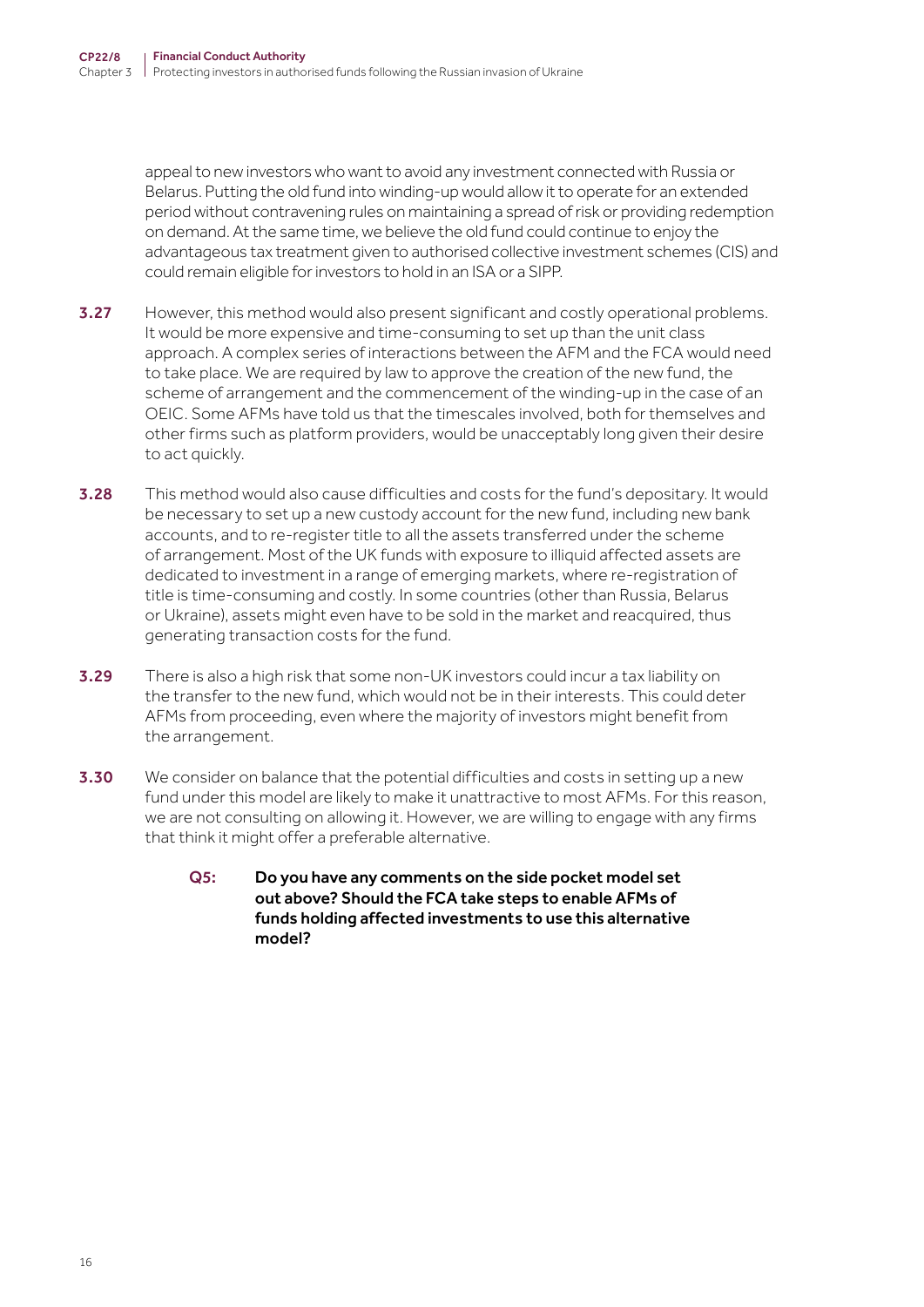appeal to new investors who want to avoid any investment connected with Russia or Belarus. Putting the old fund into winding-up would allow it to operate for an extended period without contravening rules on maintaining a spread of risk or providing redemption on demand. At the same time, we believe the old fund could continue to enjoy the advantageous tax treatment given to authorised collective investment schemes (CIS) and could remain eligible for investors to hold in an ISA or a SIPP.

**3.27** However, this method would also present significant and costly operational problems. It would be more expensive and time-consuming to set up than the unit class approach. A complex series of interactions between the AFM and the FCA would need to take place. We are required by law to approve the creation of the new fund, the scheme of arrangement and the commencement of the winding-up in the case of an OEIC. Some AFMs have told us that the timescales involved, both for themselves and other firms such as platform providers, would be unacceptably long given their desire to act quickly.

**3.28** This method would also cause difficulties and costs for the fund's depositary. It would be necessary to set up a new custody account for the new fund, including new bank accounts, and to re-register title to all the assets transferred under the scheme of arrangement. Most of the UK funds with exposure to illiquid affected assets are dedicated to investment in a range of emerging markets, where re-registration of title is time-consuming and costly. In some countries (other than Russia, Belarus or Ukraine), assets might even have to be sold in the market and reacquired, thus generating transaction costs for the fund.

**3.29** There is also a high risk that some non-UK investors could incur a tax liability on the transfer to the new fund, which would not be in their interests. This could deter AFMs from proceeding, even where the majority of investors might benefit from the arrangement.

**3.30** We consider on balance that the potential difficulties and costs in setting up a new fund under this model are likely to make it unattractive to most AFMs. For this reason, we are not consulting on allowing it. However, we are willing to engage with any firms that think it might offer a preferable alternative.

> **Q5: Do you have any comments on the side pocket model set out above? Should the FCA take steps to enable AFMs of funds holding affected investments to use this alternative model?**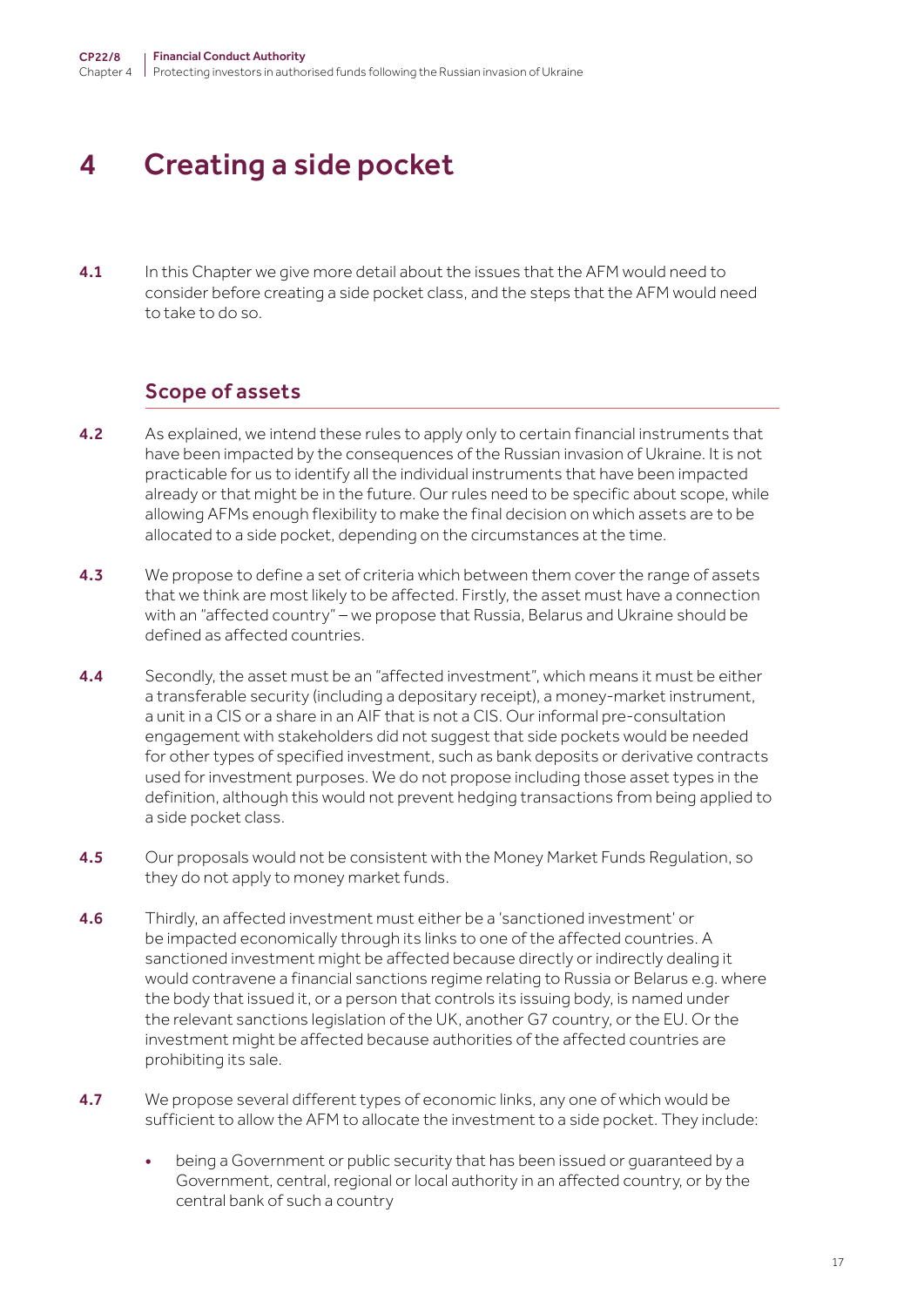# 4 Creating a side pocket

**4.1** In this Chapter we give more detail about the issues that the AFM would need to consider before creating a side pocket class, and the steps that the AFM would need to take to do so.

## Scope of assets

**4.2** As explained, we intend these rules to apply only to certain financial instruments that have been impacted by the consequences of the Russian invasion of Ukraine. It is not practicable for us to identify all the individual instruments that have been impacted already or that might be in the future. Our rules need to be specific about scope, while allowing AFMs enough flexibility to make the final decision on which assets are to be allocated to a side pocket, depending on the circumstances at the time.

**4.3** We propose to define a set of criteria which between them cover the range of assets that we think are most likely to be affected. Firstly, the asset must have a connection with an "affected country" – we propose that Russia, Belarus and Ukraine should be defined as affected countries.

**4.4** Secondly, the asset must be an "affected investment", which means it must be either a transferable security (including a depositary receipt), a money-market instrument, a unit in a CIS or a share in an AIF that is not a CIS. Our informal pre-consultation engagement with stakeholders did not suggest that side pockets would be needed for other types of specified investment, such as bank deposits or derivative contracts used for investment purposes. We do not propose including those asset types in the definition, although this would not prevent hedging transactions from being applied to a side pocket class.

**4.5** Our proposals would not be consistent with the Money Market Funds Regulation, so they do not apply to money market funds.

**4.6** Thirdly, an affected investment must either be a 'sanctioned investment' or be impacted economically through its links to one of the affected countries. A sanctioned investment might be affected because directly or indirectly dealing it would contravene a financial sanctions regime relating to Russia or Belarus e.g. where the body that issued it, or a person that controls its issuing body, is named under the relevant sanctions legislation of the UK, another G7 country, or the EU. Or the investment might be affected because authorities of the affected countries are prohibiting its sale.

**4.7** We propose several different types of economic links, any one of which would be sufficient to allow the AFM to allocate the investment to a side pocket. They include:

- being a Government or public security that has been issued or guaranteed by a Government, central, regional or local authority in an affected country, or by the central bank of such a country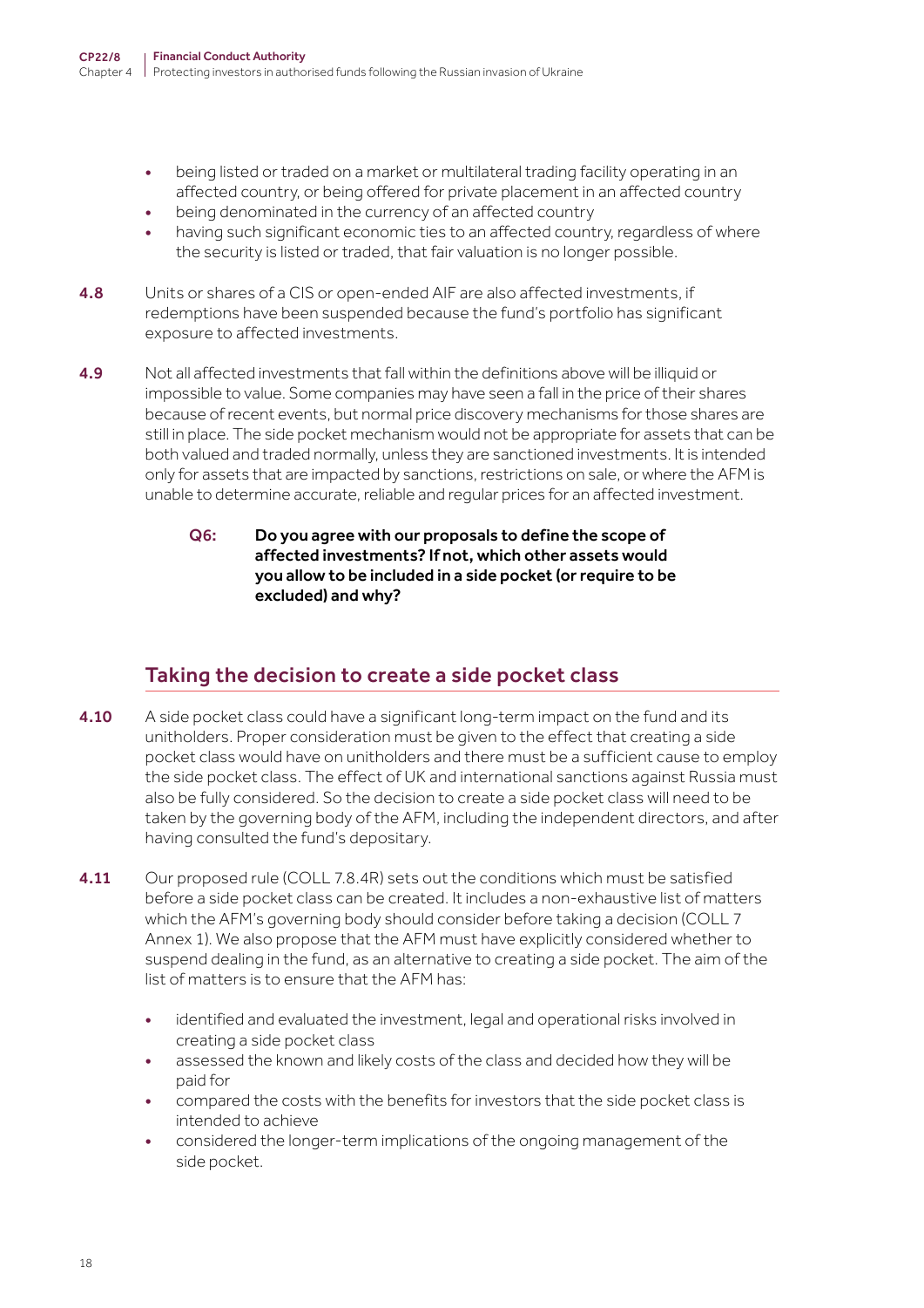- being listed or traded on a market or multilateral trading facility operating in an affected country, or being offered for private placement in an affected country
- being denominated in the currency of an affected country
- having such significant economic ties to an affected country, regardless of where the security is listed or traded, that fair valuation is no longer possible.

**4.8** Units or shares of a CIS or open-ended AIF are also affected investments, if redemptions have been suspended because the fund's portfolio has significant exposure to affected investments.

**4.9** Not all affected investments that fall within the definitions above will be illiquid or impossible to value. Some companies may have seen a fall in the price of their shares because of recent events, but normal price discovery mechanisms for those shares are still in place. The side pocket mechanism would not be appropriate for assets that can be both valued and traded normally, unless they are sanctioned investments. It is intended only for assets that are impacted by sanctions, restrictions on sale, or where the AFM is unable to determine accurate, reliable and regular prices for an affected investment.

> **Q6: Do you agree with our proposals to define the scope of affected investments? If not, which other assets would you allow to be included in a side pocket (or require to be excluded) and why?**

## Taking the decision to create a side pocket class

**4.10** A side pocket class could have a significant long-term impact on the fund and its unitholders. Proper consideration must be given to the effect that creating a side pocket class would have on unitholders and there must be a sufficient cause to employ the side pocket class. The effect of UK and international sanctions against Russia must also be fully considered. So the decision to create a side pocket class will need to be taken by the governing body of the AFM, including the independent directors, and after having consulted the fund's depositary.

**4.11** Our proposed rule (COLL 7.8.4R) sets out the conditions which must be satisfied before a side pocket class can be created. It includes a non-exhaustive list of matters which the AFM's governing body should consider before taking a decision (COLL 7 Annex 1). We also propose that the AFM must have explicitly considered whether to suspend dealing in the fund, as an alternative to creating a side pocket. The aim of the list of matters is to ensure that the AFM has:

- identified and evaluated the investment, legal and operational risks involved in creating a side pocket class
- assessed the known and likely costs of the class and decided how they will be paid for
- compared the costs with the benefits for investors that the side pocket class is intended to achieve
- considered the longer-term implications of the ongoing management of the side pocket.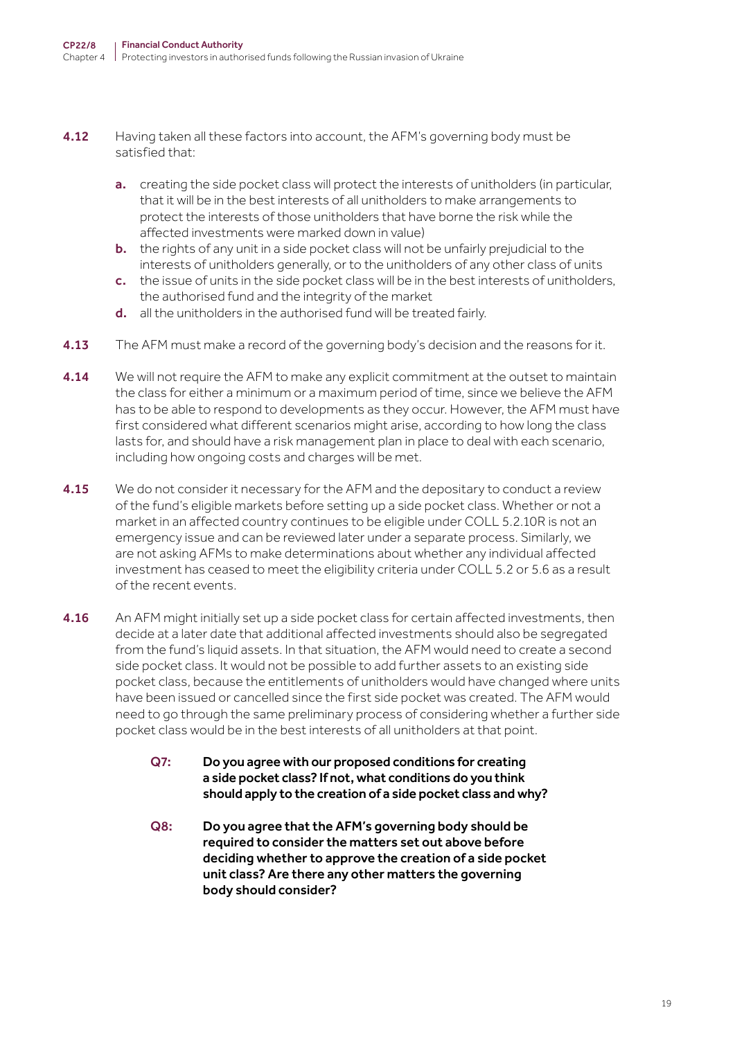**4.12** Having taken all these factors into account, the AFM's governing body must be satisfied that:

- **a.** creating the side pocket class will protect the interests of unitholders (in particular, that it will be in the best interests of all unitholders to make arrangements to protect the interests of those unitholders that have borne the risk while the affected investments were marked down in value)
- **b.** the rights of any unit in a side pocket class will not be unfairly prejudicial to the interests of unitholders generally, or to the unitholders of any other class of units
- **c.** the issue of units in the side pocket class will be in the best interests of unitholders, the authorised fund and the integrity of the market
- **d.** all the unitholders in the authorised fund will be treated fairly.

**4.13** The AFM must make a record of the governing body's decision and the reasons for it.

**4.14** We will not require the AFM to make any explicit commitment at the outset to maintain the class for either a minimum or a maximum period of time, since we believe the AFM has to be able to respond to developments as they occur. However, the AFM must have first considered what different scenarios might arise, according to how long the class lasts for, and should have a risk management plan in place to deal with each scenario, including how ongoing costs and charges will be met.

**4.15** We do not consider it necessary for the AFM and the depositary to conduct a review of the fund's eligible markets before setting up a side pocket class. Whether or not a market in an affected country continues to be eligible under COLL 5.2.10R is not an emergency issue and can be reviewed later under a separate process. Similarly, we are not asking AFMs to make determinations about whether any individual affected investment has ceased to meet the eligibility criteria under COLL 5.2 or 5.6 as a result of the recent events.

**4.16** An AFM might initially set up a side pocket class for certain affected investments, then decide at a later date that additional affected investments should also be segregated from the fund's liquid assets. In that situation, the AFM would need to create a second side pocket class. It would not be possible to add further assets to an existing side pocket class, because the entitlements of unitholders would have changed where units have been issued or cancelled since the first side pocket was created. The AFM would need to go through the same preliminary process of considering whether a further side pocket class would be in the best interests of all unitholders at that point.

> **Q7: Do you agree with our proposed conditions for creating a side pocket class? If not, what conditions do you think should apply to the creation of a side pocket class and why?**
>
> **Q8: Do you agree that the AFM's governing body should be required to consider the matters set out above before deciding whether to approve the creation of a side pocket unit class? Are there any other matters the governing body should consider?**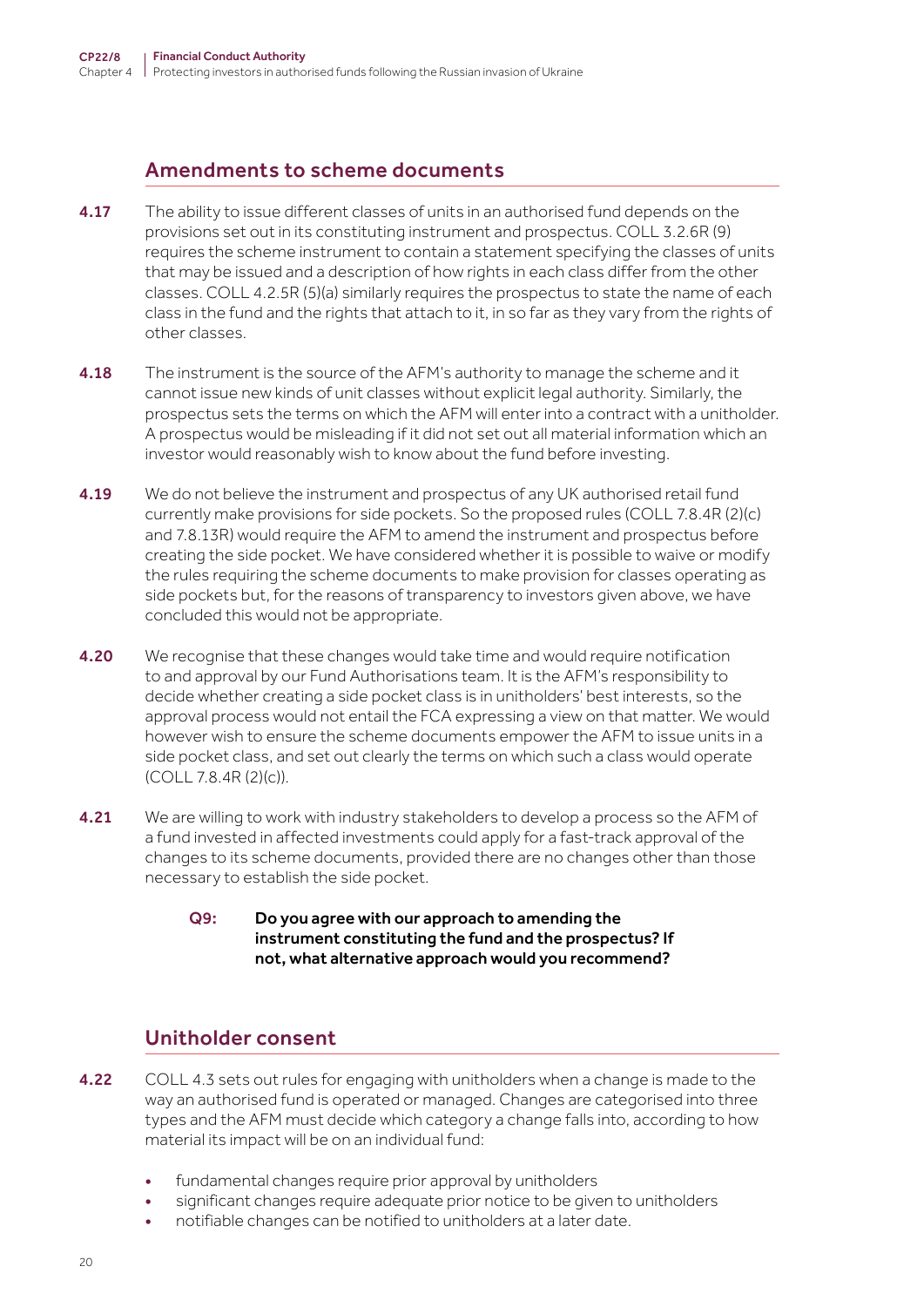## Amendments to scheme documents

**4.17** The ability to issue different classes of units in an authorised fund depends on the provisions set out in its constituting instrument and prospectus. COLL 3.2.6R (9) requires the scheme instrument to contain a statement specifying the classes of units that may be issued and a description of how rights in each class differ from the other classes. COLL 4.2.5R (5)(a) similarly requires the prospectus to state the name of each class in the fund and the rights that attach to it, in so far as they vary from the rights of other classes.

**4.18** The instrument is the source of the AFM's authority to manage the scheme and it cannot issue new kinds of unit classes without explicit legal authority. Similarly, the prospectus sets the terms on which the AFM will enter into a contract with a unitholder. A prospectus would be misleading if it did not set out all material information which an investor would reasonably wish to know about the fund before investing.

**4.19** We do not believe the instrument and prospectus of any UK authorised retail fund currently make provisions for side pockets. So the proposed rules (COLL 7.8.4R (2)(c) and 7.8.13R) would require the AFM to amend the instrument and prospectus before creating the side pocket. We have considered whether it is possible to waive or modify the rules requiring the scheme documents to make provision for classes operating as side pockets but, for the reasons of transparency to investors given above, we have concluded this would not be appropriate.

**4.20** We recognise that these changes would take time and would require notification to and approval by our Fund Authorisations team. It is the AFM's responsibility to decide whether creating a side pocket class is in unitholders' best interests, so the approval process would not entail the FCA expressing a view on that matter. We would however wish to ensure the scheme documents empower the AFM to issue units in a side pocket class, and set out clearly the terms on which such a class would operate (COLL 7.8.4R (2)(c)).

**4.21** We are willing to work with industry stakeholders to develop a process so the AFM of a fund invested in affected investments could apply for a fast-track approval of the changes to its scheme documents, provided there are no changes other than those necessary to establish the side pocket.

> **Q9: Do you agree with our approach to amending the instrument constituting the fund and the prospectus? If not, what alternative approach would you recommend?**

## Unitholder consent

**4.22** COLL 4.3 sets out rules for engaging with unitholders when a change is made to the way an authorised fund is operated or managed. Changes are categorised into three types and the AFM must decide which category a change falls into, according to how material its impact will be on an individual fund:

- fundamental changes require prior approval by unitholders
- significant changes require adequate prior notice to be given to unitholders
- notifiable changes can be notified to unitholders at a later date.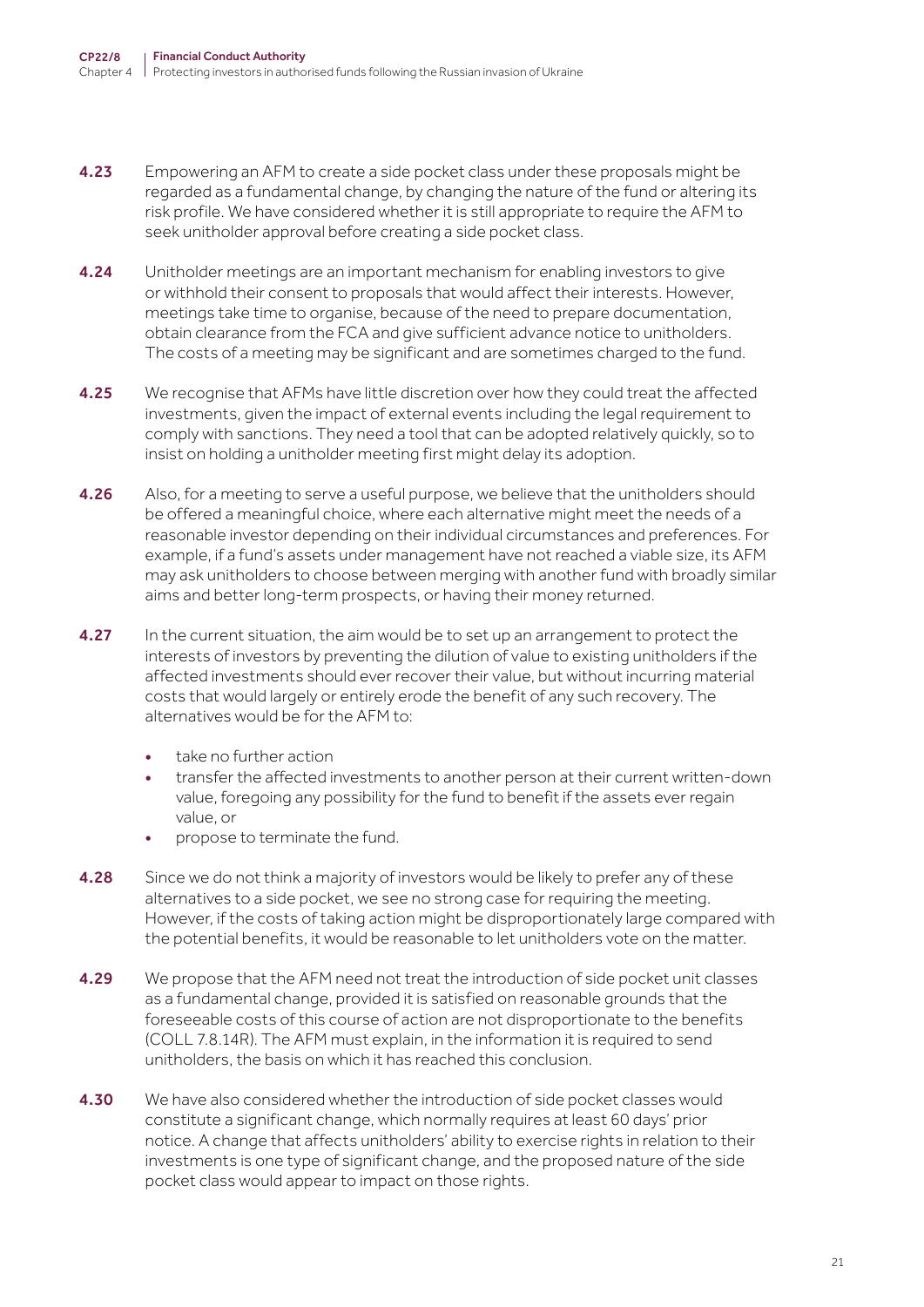**4.23** Empowering an AFM to create a side pocket class under these proposals might be regarded as a fundamental change, by changing the nature of the fund or altering its risk profile. We have considered whether it is still appropriate to require the AFM to seek unitholder approval before creating a side pocket class.

**4.24** Unitholder meetings are an important mechanism for enabling investors to give or withhold their consent to proposals that would affect their interests. However, meetings take time to organise, because of the need to prepare documentation, obtain clearance from the FCA and give sufficient advance notice to unitholders. The costs of a meeting may be significant and are sometimes charged to the fund.

**4.25** We recognise that AFMs have little discretion over how they could treat the affected investments, given the impact of external events including the legal requirement to comply with sanctions. They need a tool that can be adopted relatively quickly, so to insist on holding a unitholder meeting first might delay its adoption.

**4.26** Also, for a meeting to serve a useful purpose, we believe that the unitholders should be offered a meaningful choice, where each alternative might meet the needs of a reasonable investor depending on their individual circumstances and preferences. For example, if a fund's assets under management have not reached a viable size, its AFM may ask unitholders to choose between merging with another fund with broadly similar aims and better long-term prospects, or having their money returned.

**4.27** In the current situation, the aim would be to set up an arrangement to protect the interests of investors by preventing the dilution of value to existing unitholders if the affected investments should ever recover their value, but without incurring material costs that would largely or entirely erode the benefit of any such recovery. The alternatives would be for the AFM to:

- take no further action
- transfer the affected investments to another person at their current written-down value, foregoing any possibility for the fund to benefit if the assets ever regain value, or
- propose to terminate the fund.

**4.28** Since we do not think a majority of investors would be likely to prefer any of these alternatives to a side pocket, we see no strong case for requiring the meeting. However, if the costs of taking action might be disproportionately large compared with the potential benefits, it would be reasonable to let unitholders vote on the matter.

**4.29** We propose that the AFM need not treat the introduction of side pocket unit classes as a fundamental change, provided it is satisfied on reasonable grounds that the foreseeable costs of this course of action are not disproportionate to the benefits (COLL 7.8.14R). The AFM must explain, in the information it is required to send unitholders, the basis on which it has reached this conclusion.

**4.30** We have also considered whether the introduction of side pocket classes would constitute a significant change, which normally requires at least 60 days' prior notice. A change that affects unitholders' ability to exercise rights in relation to their investments is one type of significant change, and the proposed nature of the side pocket class would appear to impact on those rights.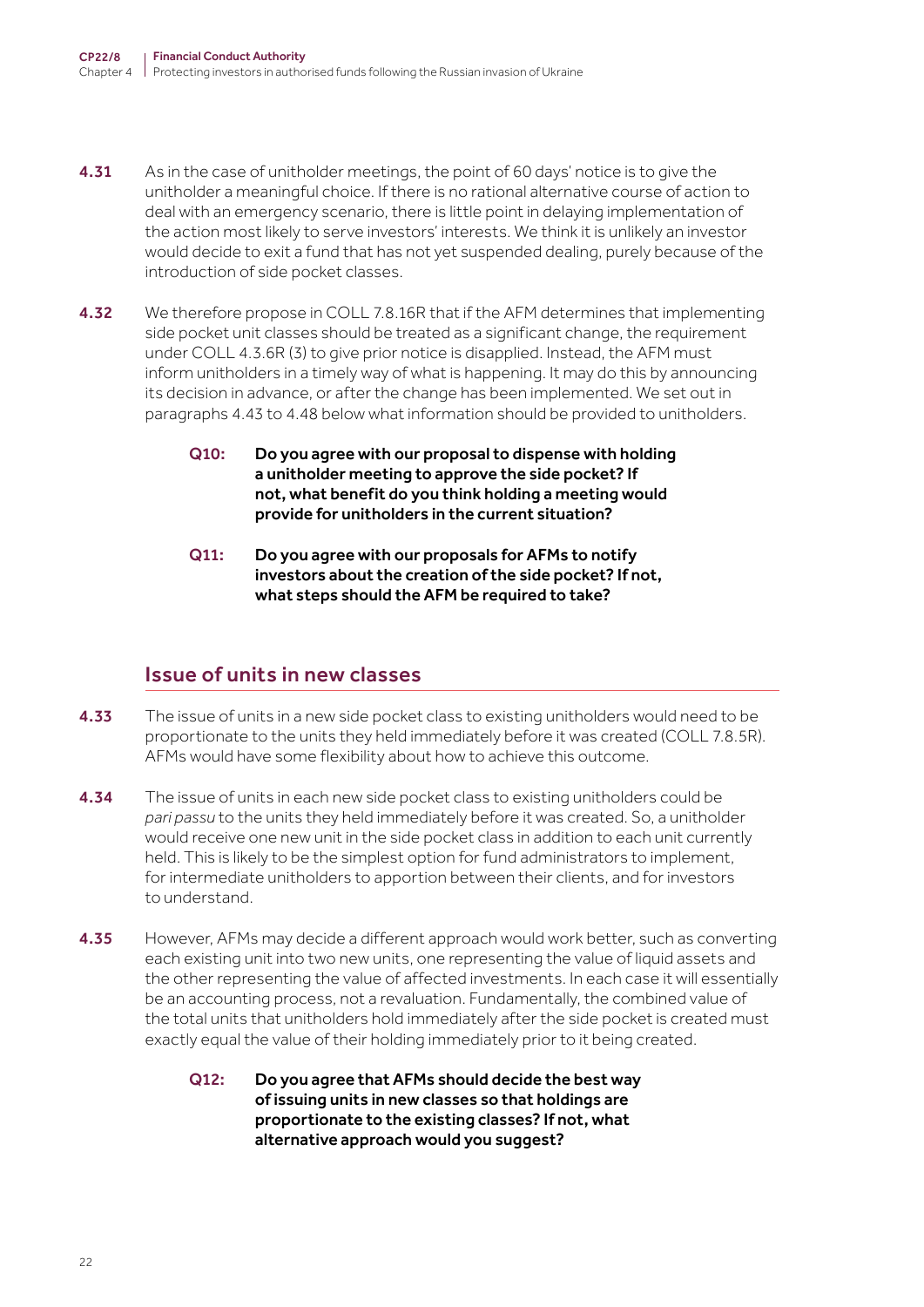**4.31** As in the case of unitholder meetings, the point of 60 days' notice is to give the unitholder a meaningful choice. If there is no rational alternative course of action to deal with an emergency scenario, there is little point in delaying implementation of the action most likely to serve investors' interests. We think it is unlikely an investor would decide to exit a fund that has not yet suspended dealing, purely because of the introduction of side pocket classes.

**4.32** We therefore propose in COLL 7.8.16R that if the AFM determines that implementing side pocket unit classes should be treated as a significant change, the requirement under COLL 4.3.6R (3) to give prior notice is disapplied. Instead, the AFM must inform unitholders in a timely way of what is happening. It may do this by announcing its decision in advance, or after the change has been implemented. We set out in paragraphs 4.43 to 4.48 below what information should be provided to unitholders.

> **Q10: Do you agree with our proposal to dispense with holding a unitholder meeting to approve the side pocket? If not, what benefit do you think holding a meeting would provide for unitholders in the current situation?**

> **Q11: Do you agree with our proposals for AFMs to notify investors about the creation of the side pocket? If not, what steps should the AFM be required to take?**

## Issue of units in new classes

**4.33** The issue of units in a new side pocket class to existing unitholders would need to be proportionate to the units they held immediately before it was created (COLL 7.8.5R). AFMs would have some flexibility about how to achieve this outcome.

**4.34** The issue of units in each new side pocket class to existing unitholders could be *pari passu* to the units they held immediately before it was created. So, a unitholder would receive one new unit in the side pocket class in addition to each unit currently held. This is likely to be the simplest option for fund administrators to implement, for intermediate unitholders to apportion between their clients, and for investors to understand.

**4.35** However, AFMs may decide a different approach would work better, such as converting each existing unit into two new units, one representing the value of liquid assets and the other representing the value of affected investments. In each case it will essentially be an accounting process, not a revaluation. Fundamentally, the combined value of the total units that unitholders hold immediately after the side pocket is created must exactly equal the value of their holding immediately prior to it being created.

> **Q12: Do you agree that AFMs should decide the best way of issuing units in new classes so that holdings are proportionate to the existing classes? If not, what alternative approach would you suggest?**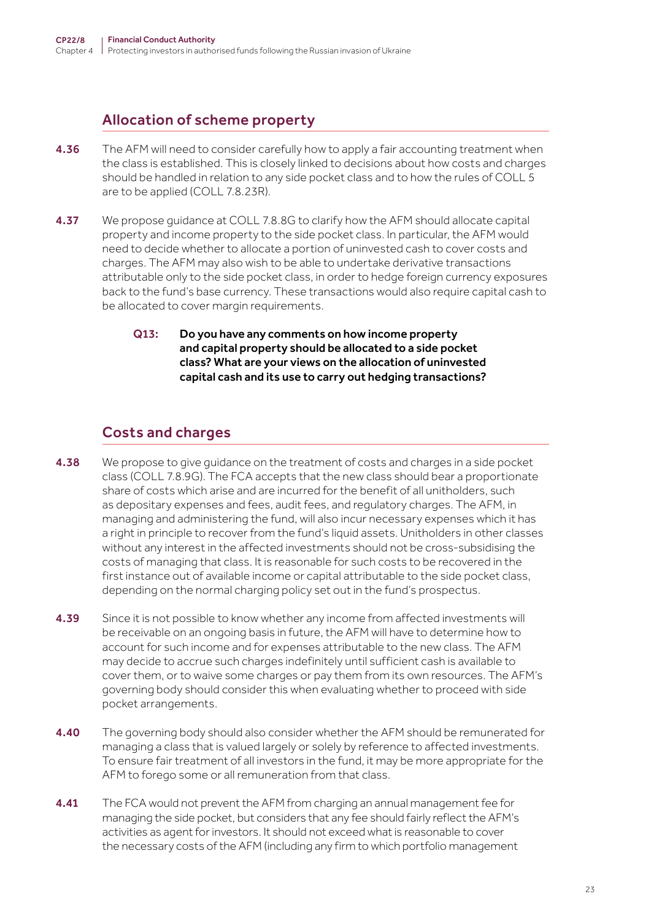## Allocation of scheme property

**4.36** The AFM will need to consider carefully how to apply a fair accounting treatment when the class is established. This is closely linked to decisions about how costs and charges should be handled in relation to any side pocket class and to how the rules of COLL 5 are to be applied (COLL 7.8.23R).

**4.37** We propose guidance at COLL 7.8.8G to clarify how the AFM should allocate capital property and income property to the side pocket class. In particular, the AFM would need to decide whether to allocate a portion of uninvested cash to cover costs and charges. The AFM may also wish to be able to undertake derivative transactions attributable only to the side pocket class, in order to hedge foreign currency exposures back to the fund's base currency. These transactions would also require capital cash to be allocated to cover margin requirements.

> **Q13: Do you have any comments on how income property and capital property should be allocated to a side pocket class? What are your views on the allocation of uninvested capital cash and its use to carry out hedging transactions?**

## Costs and charges

**4.38** We propose to give guidance on the treatment of costs and charges in a side pocket class (COLL 7.8.9G). The FCA accepts that the new class should bear a proportionate share of costs which arise and are incurred for the benefit of all unitholders, such as depositary expenses and fees, audit fees, and regulatory charges. The AFM, in managing and administering the fund, will also incur necessary expenses which it has a right in principle to recover from the fund's liquid assets. Unitholders in other classes without any interest in the affected investments should not be cross-subsidising the costs of managing that class. It is reasonable for such costs to be recovered in the first instance out of available income or capital attributable to the side pocket class, depending on the normal charging policy set out in the fund's prospectus.

**4.39** Since it is not possible to know whether any income from affected investments will be receivable on an ongoing basis in future, the AFM will have to determine how to account for such income and for expenses attributable to the new class. The AFM may decide to accrue such charges indefinitely until sufficient cash is available to cover them, or to waive some charges or pay them from its own resources. The AFM's governing body should consider this when evaluating whether to proceed with side pocket arrangements.

**4.40** The governing body should also consider whether the AFM should be remunerated for managing a class that is valued largely or solely by reference to affected investments. To ensure fair treatment of all investors in the fund, it may be more appropriate for the AFM to forego some or all remuneration from that class.

**4.41** The FCA would not prevent the AFM from charging an annual management fee for managing the side pocket, but considers that any fee should fairly reflect the AFM's activities as agent for investors. It should not exceed what is reasonable to cover the necessary costs of the AFM (including any firm to which portfolio management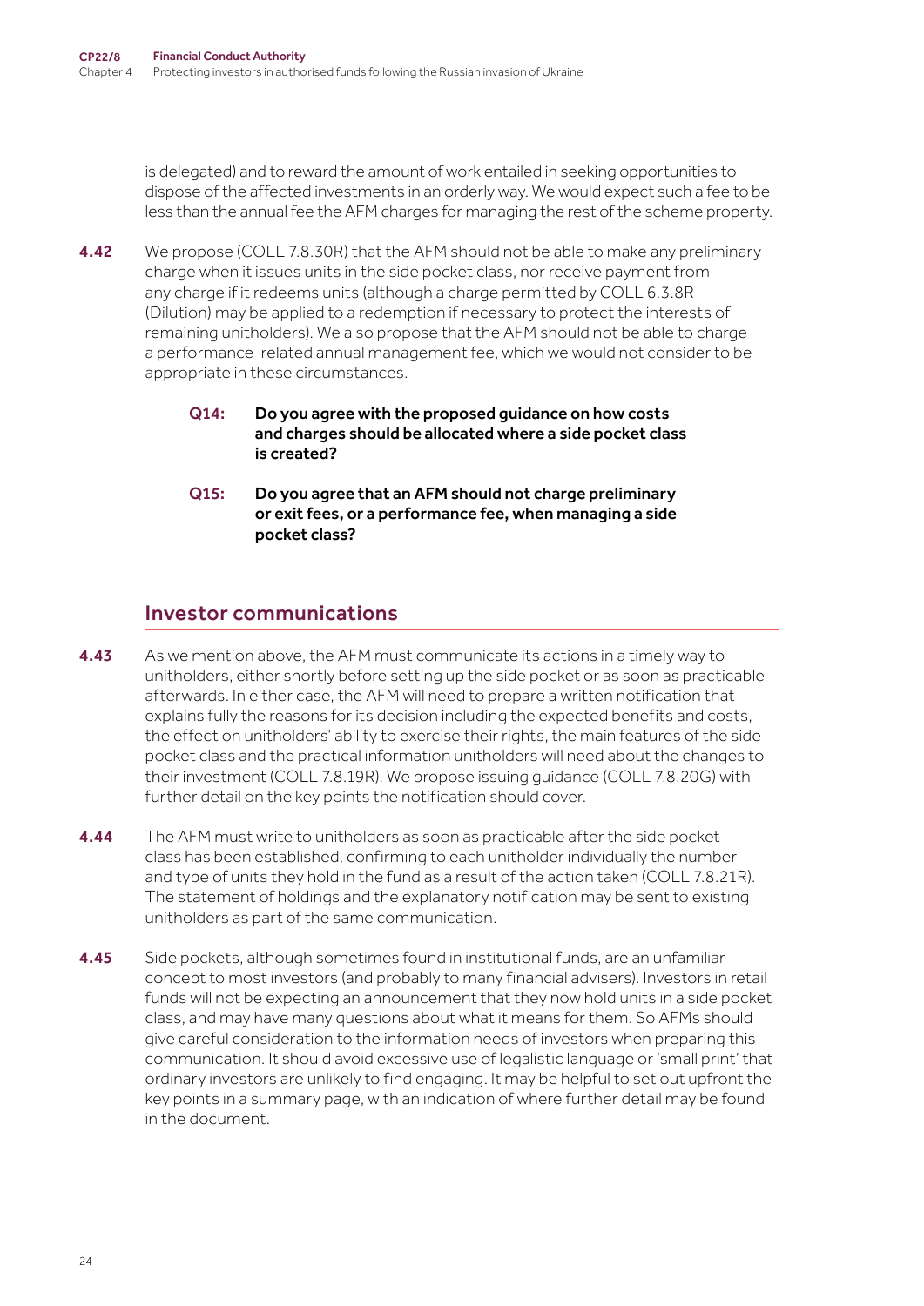is delegated) and to reward the amount of work entailed in seeking opportunities to dispose of the affected investments in an orderly way. We would expect such a fee to be less than the annual fee the AFM charges for managing the rest of the scheme property.

**4.42** We propose (COLL 7.8.30R) that the AFM should not be able to make any preliminary charge when it issues units in the side pocket class, nor receive payment from any charge if it redeems units (although a charge permitted by COLL 6.3.8R (Dilution) may be applied to a redemption if necessary to protect the interests of remaining unitholders). We also propose that the AFM should not be able to charge a performance-related annual management fee, which we would not consider to be appropriate in these circumstances.

> **Q14: Do you agree with the proposed guidance on how costs and charges should be allocated where a side pocket class is created?**
>
> **Q15: Do you agree that an AFM should not charge preliminary or exit fees, or a performance fee, when managing a side pocket class?**

## Investor communications

**4.43** As we mention above, the AFM must communicate its actions in a timely way to unitholders, either shortly before setting up the side pocket or as soon as practicable afterwards. In either case, the AFM will need to prepare a written notification that explains fully the reasons for its decision including the expected benefits and costs, the effect on unitholders' ability to exercise their rights, the main features of the side pocket class and the practical information unitholders will need about the changes to their investment (COLL 7.8.19R). We propose issuing guidance (COLL 7.8.20G) with further detail on the key points the notification should cover.

**4.44** The AFM must write to unitholders as soon as practicable after the side pocket class has been established, confirming to each unitholder individually the number and type of units they hold in the fund as a result of the action taken (COLL 7.8.21R). The statement of holdings and the explanatory notification may be sent to existing unitholders as part of the same communication.

**4.45** Side pockets, although sometimes found in institutional funds, are an unfamiliar concept to most investors (and probably to many financial advisers). Investors in retail funds will not be expecting an announcement that they now hold units in a side pocket class, and may have many questions about what it means for them. So AFMs should give careful consideration to the information needs of investors when preparing this communication. It should avoid excessive use of legalistic language or 'small print' that ordinary investors are unlikely to find engaging. It may be helpful to set out upfront the key points in a summary page, with an indication of where further detail may be found in the document.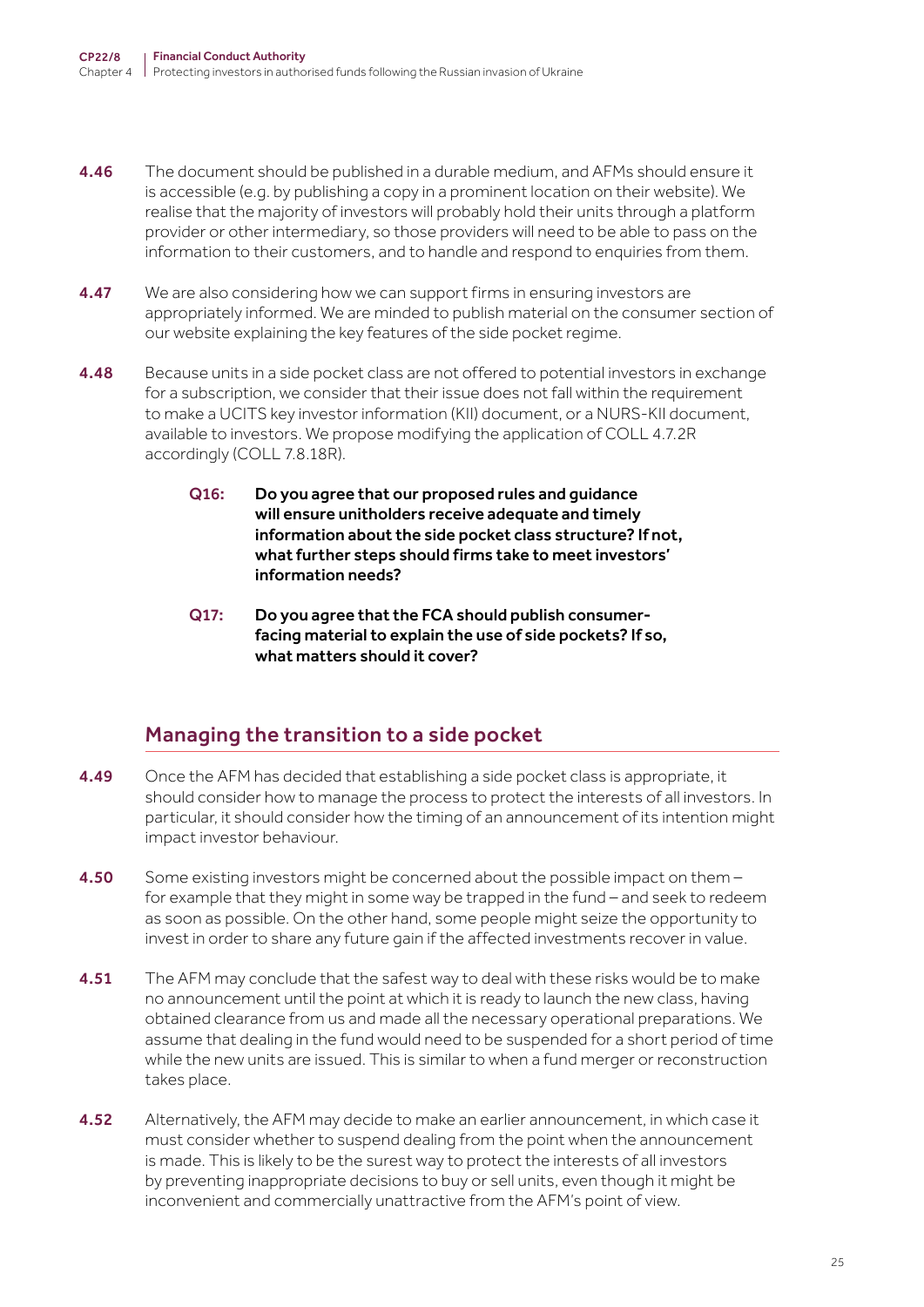**4.46** The document should be published in a durable medium, and AFMs should ensure it is accessible (e.g. by publishing a copy in a prominent location on their website). We realise that the majority of investors will probably hold their units through a platform provider or other intermediary, so those providers will need to be able to pass on the information to their customers, and to handle and respond to enquiries from them.

**4.47** We are also considering how we can support firms in ensuring investors are appropriately informed. We are minded to publish material on the consumer section of our website explaining the key features of the side pocket regime.

**4.48** Because units in a side pocket class are not offered to potential investors in exchange for a subscription, we consider that their issue does not fall within the requirement to make a UCITS key investor information (KII) document, or a NURS-KII document, available to investors. We propose modifying the application of COLL 4.7.2R accordingly (COLL 7.8.18R).

> **Q16: Do you agree that our proposed rules and guidance will ensure unitholders receive adequate and timely information about the side pocket class structure? If not, what further steps should firms take to meet investors' information needs?**

> **Q17: Do you agree that the FCA should publish consumer-facing material to explain the use of side pockets? If so, what matters should it cover?**

## Managing the transition to a side pocket

**4.49** Once the AFM has decided that establishing a side pocket class is appropriate, it should consider how to manage the process to protect the interests of all investors. In particular, it should consider how the timing of an announcement of its intention might impact investor behaviour.

**4.50** Some existing investors might be concerned about the possible impact on them – for example that they might in some way be trapped in the fund – and seek to redeem as soon as possible. On the other hand, some people might seize the opportunity to invest in order to share any future gain if the affected investments recover in value.

**4.51** The AFM may conclude that the safest way to deal with these risks would be to make no announcement until the point at which it is ready to launch the new class, having obtained clearance from us and made all the necessary operational preparations. We assume that dealing in the fund would need to be suspended for a short period of time while the new units are issued. This is similar to when a fund merger or reconstruction takes place.

**4.52** Alternatively, the AFM may decide to make an earlier announcement, in which case it must consider whether to suspend dealing from the point when the announcement is made. This is likely to be the surest way to protect the interests of all investors by preventing inappropriate decisions to buy or sell units, even though it might be inconvenient and commercially unattractive from the AFM's point of view.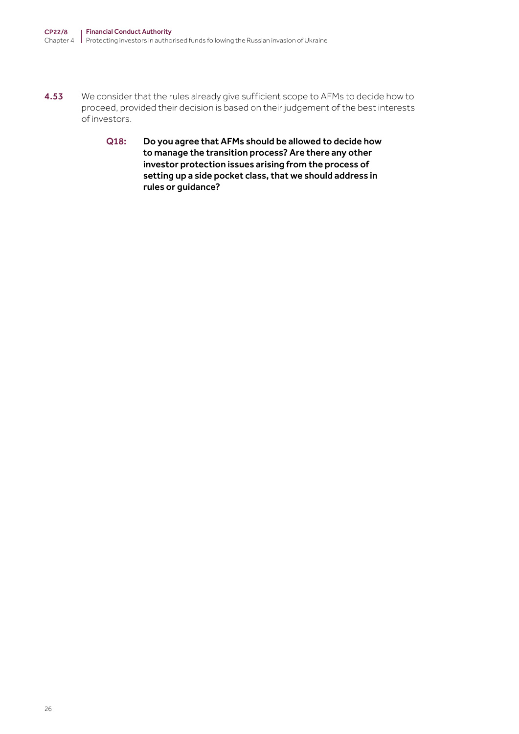4.53 We consider that the rules already give sufficient scope to AFMs to decide how to proceed, provided their decision is based on their judgement of the best interests of investors.

> **Q18: Do you agree that AFMs should be allowed to decide how to manage the transition process? Are there any other investor protection issues arising from the process of setting up a side pocket class, that we should address in rules or guidance?**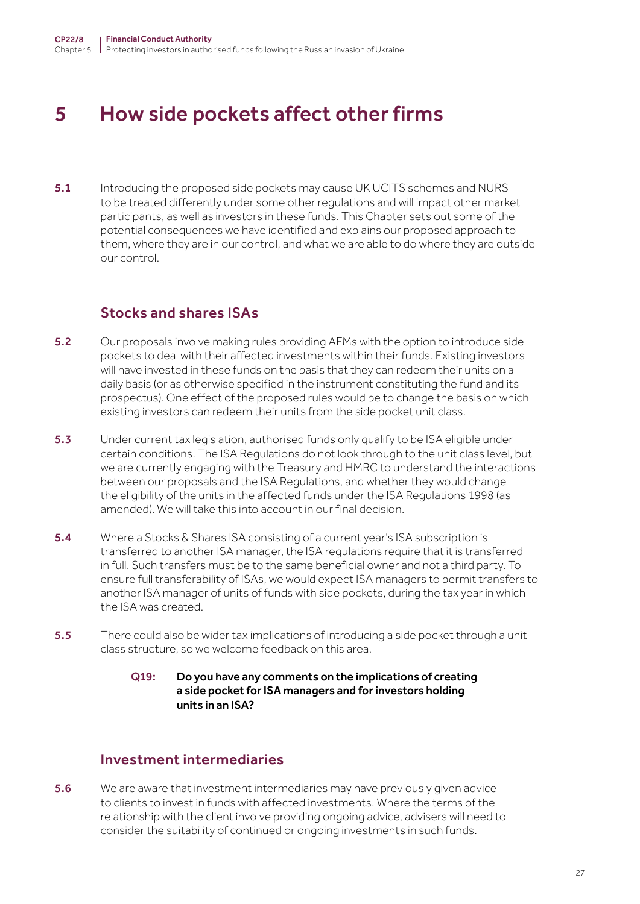# 5 How side pockets affect other firms

**5.1** Introducing the proposed side pockets may cause UK UCITS schemes and NURS to be treated differently under some other regulations and will impact other market participants, as well as investors in these funds. This Chapter sets out some of the potential consequences we have identified and explains our proposed approach to them, where they are in our control, and what we are able to do where they are outside our control.

## Stocks and shares ISAs

**5.2** Our proposals involve making rules providing AFMs with the option to introduce side pockets to deal with their affected investments within their funds. Existing investors will have invested in these funds on the basis that they can redeem their units on a daily basis (or as otherwise specified in the instrument constituting the fund and its prospectus). One effect of the proposed rules would be to change the basis on which existing investors can redeem their units from the side pocket unit class.

**5.3** Under current tax legislation, authorised funds only qualify to be ISA eligible under certain conditions. The ISA Regulations do not look through to the unit class level, but we are currently engaging with the Treasury and HMRC to understand the interactions between our proposals and the ISA Regulations, and whether they would change the eligibility of the units in the affected funds under the ISA Regulations 1998 (as amended). We will take this into account in our final decision.

**5.4** Where a Stocks & Shares ISA consisting of a current year's ISA subscription is transferred to another ISA manager, the ISA regulations require that it is transferred in full. Such transfers must be to the same beneficial owner and not a third party. To ensure full transferability of ISAs, we would expect ISA managers to permit transfers to another ISA manager of units of funds with side pockets, during the tax year in which the ISA was created.

**5.5** There could also be wider tax implications of introducing a side pocket through a unit class structure, so we welcome feedback on this area.

> **Q19: Do you have any comments on the implications of creating a side pocket for ISA managers and for investors holding units in an ISA?**

## Investment intermediaries

**5.6** We are aware that investment intermediaries may have previously given advice to clients to invest in funds with affected investments. Where the terms of the relationship with the client involve providing ongoing advice, advisers will need to consider the suitability of continued or ongoing investments in such funds.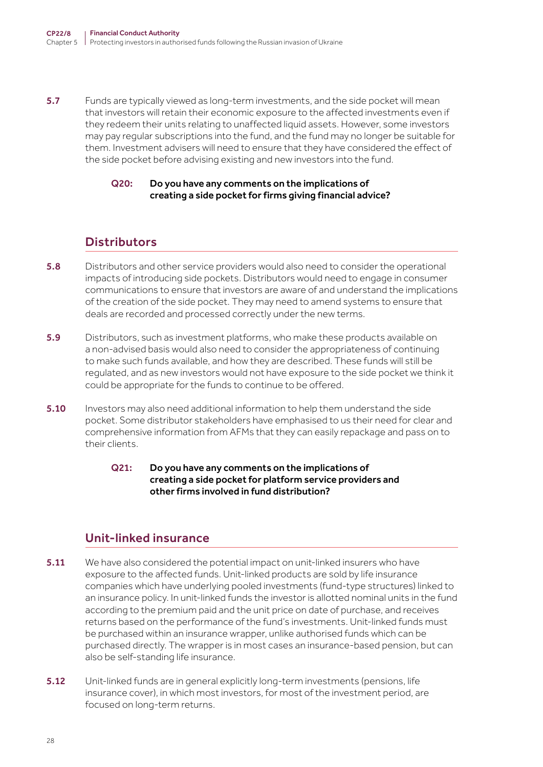**5.7** Funds are typically viewed as long-term investments, and the side pocket will mean that investors will retain their economic exposure to the affected investments even if they redeem their units relating to unaffected liquid assets. However, some investors may pay regular subscriptions into the fund, and the fund may no longer be suitable for them. Investment advisers will need to ensure that they have considered the effect of the side pocket before advising existing and new investors into the fund.

> **Q20: Do you have any comments on the implications of creating a side pocket for firms giving financial advice?**

## Distributors

**5.8** Distributors and other service providers would also need to consider the operational impacts of introducing side pockets. Distributors would need to engage in consumer communications to ensure that investors are aware of and understand the implications of the creation of the side pocket. They may need to amend systems to ensure that deals are recorded and processed correctly under the new terms.

**5.9** Distributors, such as investment platforms, who make these products available on a non-advised basis would also need to consider the appropriateness of continuing to make such funds available, and how they are described. These funds will still be regulated, and as new investors would not have exposure to the side pocket we think it could be appropriate for the funds to continue to be offered.

**5.10** Investors may also need additional information to help them understand the side pocket. Some distributor stakeholders have emphasised to us their need for clear and comprehensive information from AFMs that they can easily repackage and pass on to their clients.

> **Q21: Do you have any comments on the implications of creating a side pocket for platform service providers and other firms involved in fund distribution?**

## Unit-linked insurance

**5.11** We have also considered the potential impact on unit-linked insurers who have exposure to the affected funds. Unit-linked products are sold by life insurance companies which have underlying pooled investments (fund-type structures) linked to an insurance policy. In unit-linked funds the investor is allotted nominal units in the fund according to the premium paid and the unit price on date of purchase, and receives returns based on the performance of the fund's investments. Unit-linked funds must be purchased within an insurance wrapper, unlike authorised funds which can be purchased directly. The wrapper is in most cases an insurance-based pension, but can also be self-standing life insurance.

**5.12** Unit-linked funds are in general explicitly long-term investments (pensions, life insurance cover), in which most investors, for most of the investment period, are focused on long-term returns.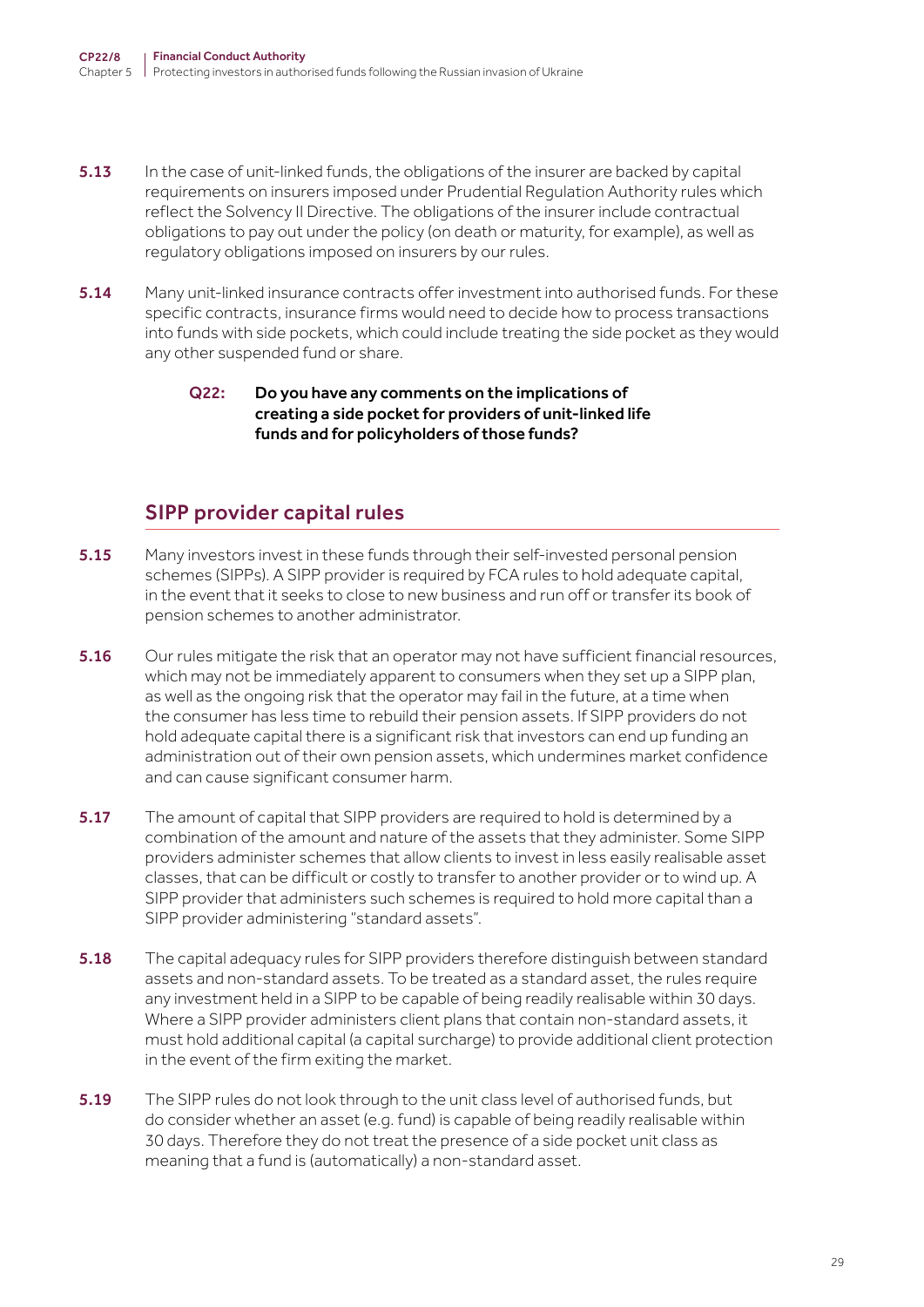**5.13** In the case of unit-linked funds, the obligations of the insurer are backed by capital requirements on insurers imposed under Prudential Regulation Authority rules which reflect the Solvency II Directive. The obligations of the insurer include contractual obligations to pay out under the policy (on death or maturity, for example), as well as regulatory obligations imposed on insurers by our rules.

**5.14** Many unit-linked insurance contracts offer investment into authorised funds. For these specific contracts, insurance firms would need to decide how to process transactions into funds with side pockets, which could include treating the side pocket as they would any other suspended fund or share.

> **Q22: Do you have any comments on the implications of creating a side pocket for providers of unit-linked life funds and for policyholders of those funds?**

## SIPP provider capital rules

**5.15** Many investors invest in these funds through their self-invested personal pension schemes (SIPPs). A SIPP provider is required by FCA rules to hold adequate capital, in the event that it seeks to close to new business and run off or transfer its book of pension schemes to another administrator.

**5.16** Our rules mitigate the risk that an operator may not have sufficient financial resources, which may not be immediately apparent to consumers when they set up a SIPP plan, as well as the ongoing risk that the operator may fail in the future, at a time when the consumer has less time to rebuild their pension assets. If SIPP providers do not hold adequate capital there is a significant risk that investors can end up funding an administration out of their own pension assets, which undermines market confidence and can cause significant consumer harm.

**5.17** The amount of capital that SIPP providers are required to hold is determined by a combination of the amount and nature of the assets that they administer. Some SIPP providers administer schemes that allow clients to invest in less easily realisable asset classes, that can be difficult or costly to transfer to another provider or to wind up. A SIPP provider that administers such schemes is required to hold more capital than a SIPP provider administering "standard assets".

**5.18** The capital adequacy rules for SIPP providers therefore distinguish between standard assets and non-standard assets. To be treated as a standard asset, the rules require any investment held in a SIPP to be capable of being readily realisable within 30 days. Where a SIPP provider administers client plans that contain non-standard assets, it must hold additional capital (a capital surcharge) to provide additional client protection in the event of the firm exiting the market.

**5.19** The SIPP rules do not look through to the unit class level of authorised funds, but do consider whether an asset (e.g. fund) is capable of being readily realisable within 30 days. Therefore they do not treat the presence of a side pocket unit class as meaning that a fund is (automatically) a non-standard asset.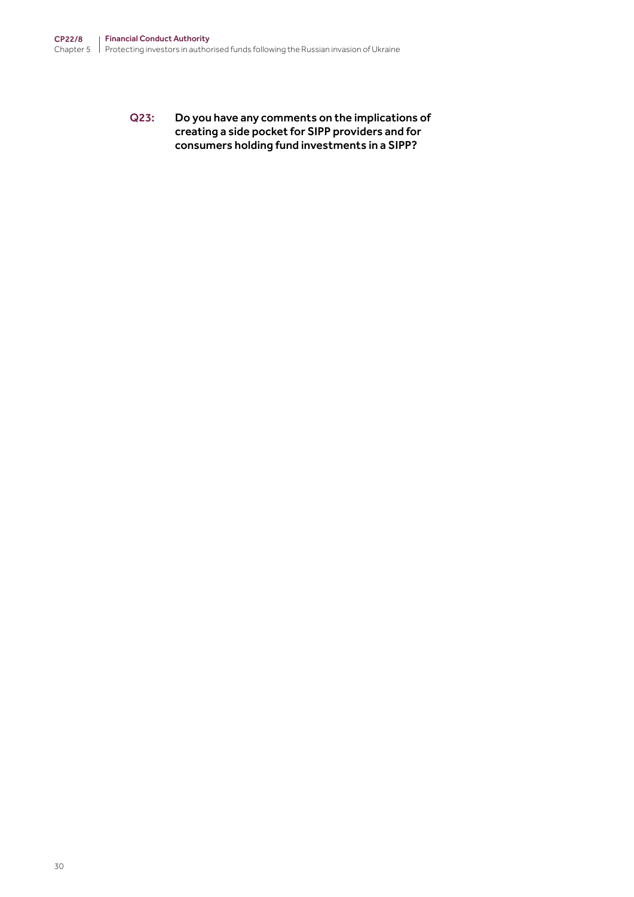**Q23: Do you have any comments on the implications of creating a side pocket for SIPP providers and for consumers holding fund investments in a SIPP?**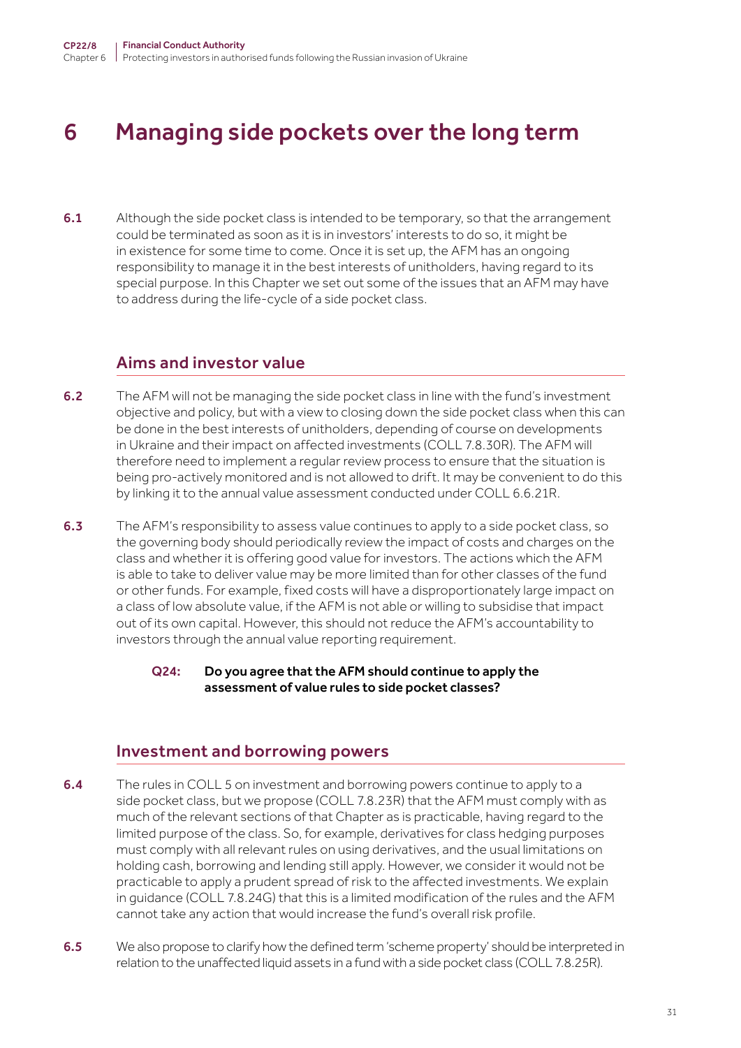# 6 Managing side pockets over the long term

**6.1** Although the side pocket class is intended to be temporary, so that the arrangement could be terminated as soon as it is in investors' interests to do so, it might be in existence for some time to come. Once it is set up, the AFM has an ongoing responsibility to manage it in the best interests of unitholders, having regard to its special purpose. In this Chapter we set out some of the issues that an AFM may have to address during the life-cycle of a side pocket class.

## Aims and investor value

**6.2** The AFM will not be managing the side pocket class in line with the fund's investment objective and policy, but with a view to closing down the side pocket class when this can be done in the best interests of unitholders, depending of course on developments in Ukraine and their impact on affected investments (COLL 7.8.30R). The AFM will therefore need to implement a regular review process to ensure that the situation is being pro-actively monitored and is not allowed to drift. It may be convenient to do this by linking it to the annual value assessment conducted under COLL 6.6.21R.

**6.3** The AFM's responsibility to assess value continues to apply to a side pocket class, so the governing body should periodically review the impact of costs and charges on the class and whether it is offering good value for investors. The actions which the AFM is able to take to deliver value may be more limited than for other classes of the fund or other funds. For example, fixed costs will have a disproportionately large impact on a class of low absolute value, if the AFM is not able or willing to subsidise that impact out of its own capital. However, this should not reduce the AFM's accountability to investors through the annual value reporting requirement.

> **Q24: Do you agree that the AFM should continue to apply the assessment of value rules to side pocket classes?**

## Investment and borrowing powers

**6.4** The rules in COLL 5 on investment and borrowing powers continue to apply to a side pocket class, but we propose (COLL 7.8.23R) that the AFM must comply with as much of the relevant sections of that Chapter as is practicable, having regard to the limited purpose of the class. So, for example, derivatives for class hedging purposes must comply with all relevant rules on using derivatives, and the usual limitations on holding cash, borrowing and lending still apply. However, we consider it would not be practicable to apply a prudent spread of risk to the affected investments. We explain in guidance (COLL 7.8.24G) that this is a limited modification of the rules and the AFM cannot take any action that would increase the fund's overall risk profile.

**6.5** We also propose to clarify how the defined term 'scheme property' should be interpreted in relation to the unaffected liquid assets in a fund with a side pocket class (COLL 7.8.25R).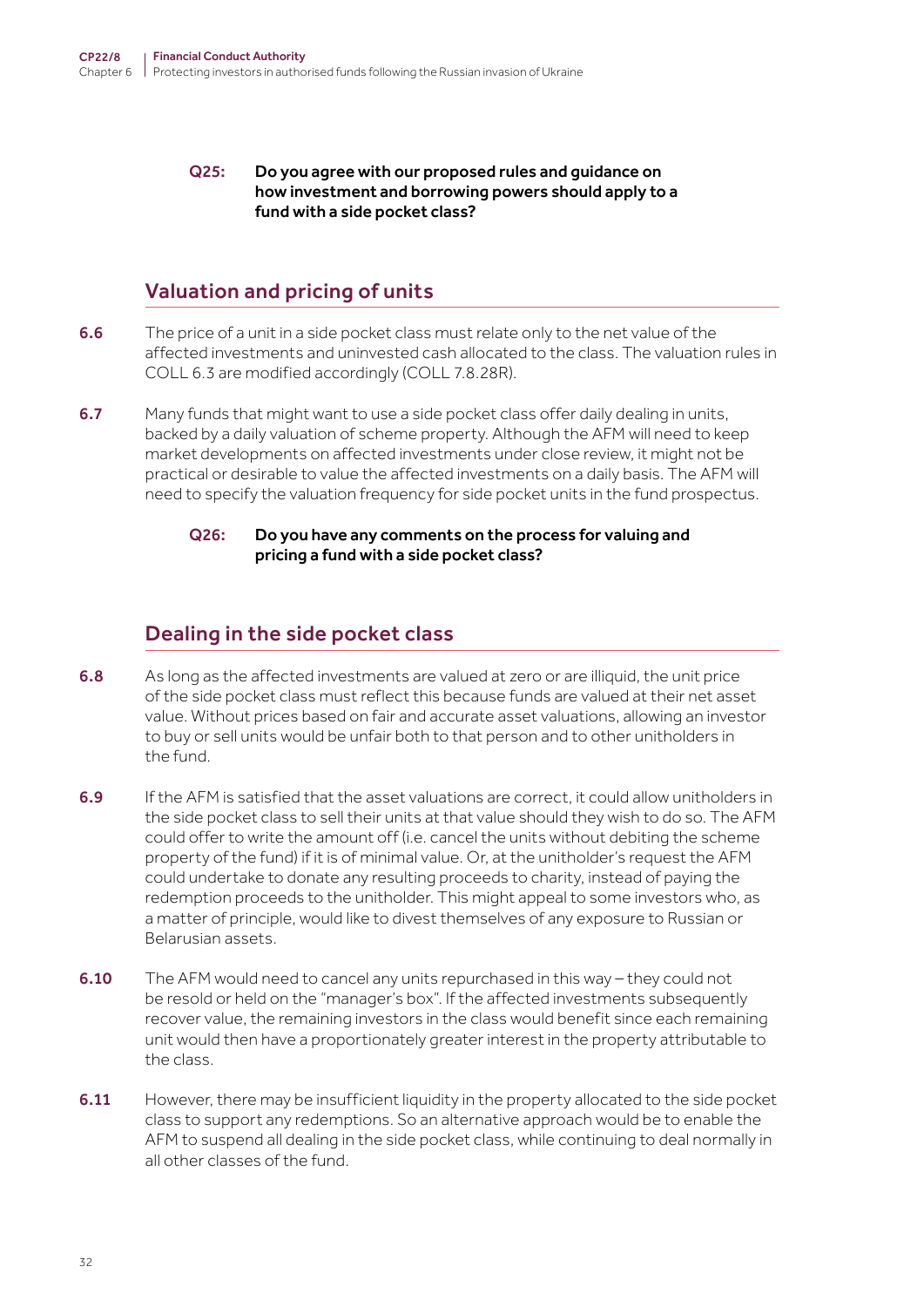**Q25: Do you agree with our proposed rules and guidance on how investment and borrowing powers should apply to a fund with a side pocket class?**

## Valuation and pricing of units

**6.6** The price of a unit in a side pocket class must relate only to the net value of the affected investments and uninvested cash allocated to the class. The valuation rules in COLL 6.3 are modified accordingly (COLL 7.8.28R).

**6.7** Many funds that might want to use a side pocket class offer daily dealing in units, backed by a daily valuation of scheme property. Although the AFM will need to keep market developments on affected investments under close review, it might not be practical or desirable to value the affected investments on a daily basis. The AFM will need to specify the valuation frequency for side pocket units in the fund prospectus.

**Q26: Do you have any comments on the process for valuing and pricing a fund with a side pocket class?**

## Dealing in the side pocket class

**6.8** As long as the affected investments are valued at zero or are illiquid, the unit price of the side pocket class must reflect this because funds are valued at their net asset value. Without prices based on fair and accurate asset valuations, allowing an investor to buy or sell units would be unfair both to that person and to other unitholders in the fund.

**6.9** If the AFM is satisfied that the asset valuations are correct, it could allow unitholders in the side pocket class to sell their units at that value should they wish to do so. The AFM could offer to write the amount off (i.e. cancel the units without debiting the scheme property of the fund) if it is of minimal value. Or, at the unitholder's request the AFM could undertake to donate any resulting proceeds to charity, instead of paying the redemption proceeds to the unitholder. This might appeal to some investors who, as a matter of principle, would like to divest themselves of any exposure to Russian or Belarusian assets.

**6.10** The AFM would need to cancel any units repurchased in this way – they could not be resold or held on the "manager's box". If the affected investments subsequently recover value, the remaining investors in the class would benefit since each remaining unit would then have a proportionately greater interest in the property attributable to the class.

**6.11** However, there may be insufficient liquidity in the property allocated to the side pocket class to support any redemptions. So an alternative approach would be to enable the AFM to suspend all dealing in the side pocket class, while continuing to deal normally in all other classes of the fund.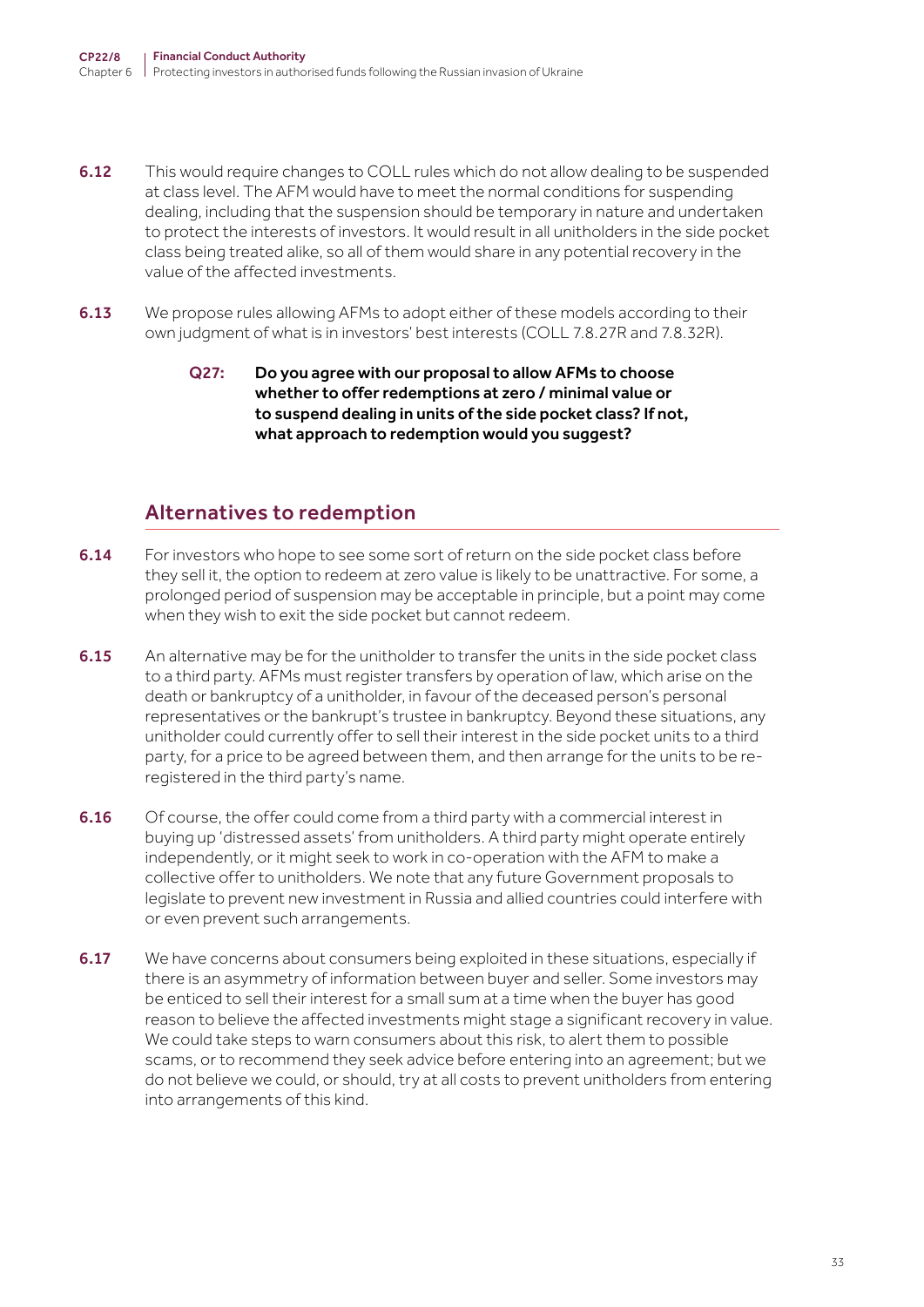**6.12** This would require changes to COLL rules which do not allow dealing to be suspended at class level. The AFM would have to meet the normal conditions for suspending dealing, including that the suspension should be temporary in nature and undertaken to protect the interests of investors. It would result in all unitholders in the side pocket class being treated alike, so all of them would share in any potential recovery in the value of the affected investments.

**6.13** We propose rules allowing AFMs to adopt either of these models according to their own judgment of what is in investors' best interests (COLL 7.8.27R and 7.8.32R).

> **Q27: Do you agree with our proposal to allow AFMs to choose whether to offer redemptions at zero / minimal value or to suspend dealing in units of the side pocket class? If not, what approach to redemption would you suggest?**

## Alternatives to redemption

**6.14** For investors who hope to see some sort of return on the side pocket class before they sell it, the option to redeem at zero value is likely to be unattractive. For some, a prolonged period of suspension may be acceptable in principle, but a point may come when they wish to exit the side pocket but cannot redeem.

**6.15** An alternative may be for the unitholder to transfer the units in the side pocket class to a third party. AFMs must register transfers by operation of law, which arise on the death or bankruptcy of a unitholder, in favour of the deceased person's personal representatives or the bankrupt's trustee in bankruptcy. Beyond these situations, any unitholder could currently offer to sell their interest in the side pocket units to a third party, for a price to be agreed between them, and then arrange for the units to be re-registered in the third party's name.

**6.16** Of course, the offer could come from a third party with a commercial interest in buying up 'distressed assets' from unitholders. A third party might operate entirely independently, or it might seek to work in co-operation with the AFM to make a collective offer to unitholders. We note that any future Government proposals to legislate to prevent new investment in Russia and allied countries could interfere with or even prevent such arrangements.

**6.17** We have concerns about consumers being exploited in these situations, especially if there is an asymmetry of information between buyer and seller. Some investors may be enticed to sell their interest for a small sum at a time when the buyer has good reason to believe the affected investments might stage a significant recovery in value. We could take steps to warn consumers about this risk, to alert them to possible scams, or to recommend they seek advice before entering into an agreement; but we do not believe we could, or should, try at all costs to prevent unitholders from entering into arrangements of this kind.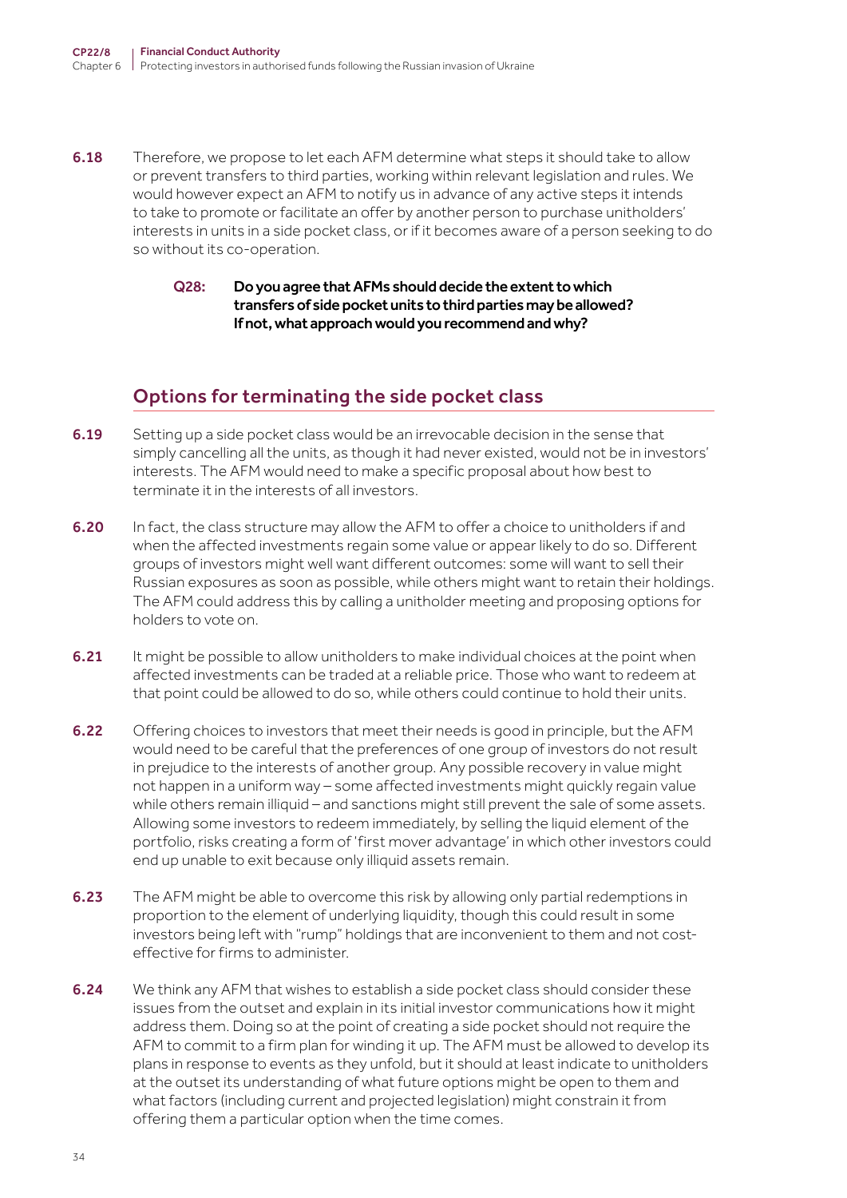6.18 Therefore, we propose to let each AFM determine what steps it should take to allow or prevent transfers to third parties, working within relevant legislation and rules. We would however expect an AFM to notify us in advance of any active steps it intends to take to promote or facilitate an offer by another person to purchase unitholders' interests in units in a side pocket class, or if it becomes aware of a person seeking to do so without its co-operation.

> **Q28: Do you agree that AFMs should decide the extent to which transfers of side pocket units to third parties may be allowed? If not, what approach would you recommend and why?**

## Options for terminating the side pocket class

6.19 Setting up a side pocket class would be an irrevocable decision in the sense that simply cancelling all the units, as though it had never existed, would not be in investors' interests. The AFM would need to make a specific proposal about how best to terminate it in the interests of all investors.

6.20 In fact, the class structure may allow the AFM to offer a choice to unitholders if and when the affected investments regain some value or appear likely to do so. Different groups of investors might well want different outcomes: some will want to sell their Russian exposures as soon as possible, while others might want to retain their holdings. The AFM could address this by calling a unitholder meeting and proposing options for holders to vote on.

6.21 It might be possible to allow unitholders to make individual choices at the point when affected investments can be traded at a reliable price. Those who want to redeem at that point could be allowed to do so, while others could continue to hold their units.

6.22 Offering choices to investors that meet their needs is good in principle, but the AFM would need to be careful that the preferences of one group of investors do not result in prejudice to the interests of another group. Any possible recovery in value might not happen in a uniform way – some affected investments might quickly regain value while others remain illiquid – and sanctions might still prevent the sale of some assets. Allowing some investors to redeem immediately, by selling the liquid element of the portfolio, risks creating a form of 'first mover advantage' in which other investors could end up unable to exit because only illiquid assets remain.

6.23 The AFM might be able to overcome this risk by allowing only partial redemptions in proportion to the element of underlying liquidity, though this could result in some investors being left with "rump" holdings that are inconvenient to them and not cost-effective for firms to administer.

6.24 We think any AFM that wishes to establish a side pocket class should consider these issues from the outset and explain in its initial investor communications how it might address them. Doing so at the point of creating a side pocket should not require the AFM to commit to a firm plan for winding it up. The AFM must be allowed to develop its plans in response to events as they unfold, but it should at least indicate to unitholders at the outset its understanding of what future options might be open to them and what factors (including current and projected legislation) might constrain it from offering them a particular option when the time comes.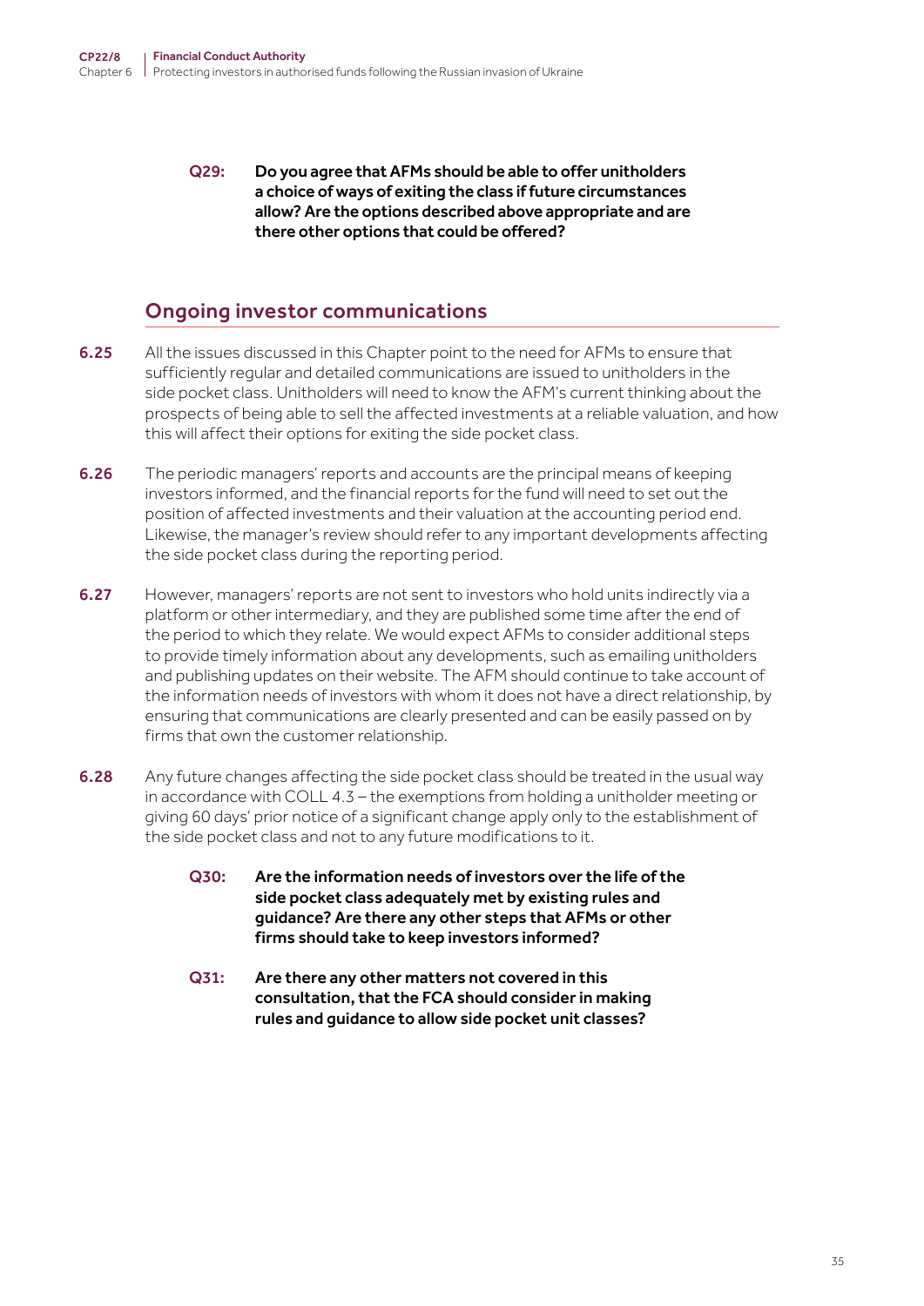**Q29: Do you agree that AFMs should be able to offer unitholders a choice of ways of exiting the class if future circumstances allow? Are the options described above appropriate and are there other options that could be offered?**

## Ongoing investor communications

**6.25** All the issues discussed in this Chapter point to the need for AFMs to ensure that sufficiently regular and detailed communications are issued to unitholders in the side pocket class. Unitholders will need to know the AFM's current thinking about the prospects of being able to sell the affected investments at a reliable valuation, and how this will affect their options for exiting the side pocket class.

**6.26** The periodic managers' reports and accounts are the principal means of keeping investors informed, and the financial reports for the fund will need to set out the position of affected investments and their valuation at the accounting period end. Likewise, the manager's review should refer to any important developments affecting the side pocket class during the reporting period.

**6.27** However, managers' reports are not sent to investors who hold units indirectly via a platform or other intermediary, and they are published some time after the end of the period to which they relate. We would expect AFMs to consider additional steps to provide timely information about any developments, such as emailing unitholders and publishing updates on their website. The AFM should continue to take account of the information needs of investors with whom it does not have a direct relationship, by ensuring that communications are clearly presented and can be easily passed on by firms that own the customer relationship.

**6.28** Any future changes affecting the side pocket class should be treated in the usual way in accordance with COLL 4.3 – the exemptions from holding a unitholder meeting or giving 60 days' prior notice of a significant change apply only to the establishment of the side pocket class and not to any future modifications to it.

**Q30: Are the information needs of investors over the life of the side pocket class adequately met by existing rules and guidance? Are there any other steps that AFMs or other firms should take to keep investors informed?**

**Q31: Are there any other matters not covered in this consultation, that the FCA should consider in making rules and guidance to allow side pocket unit classes?**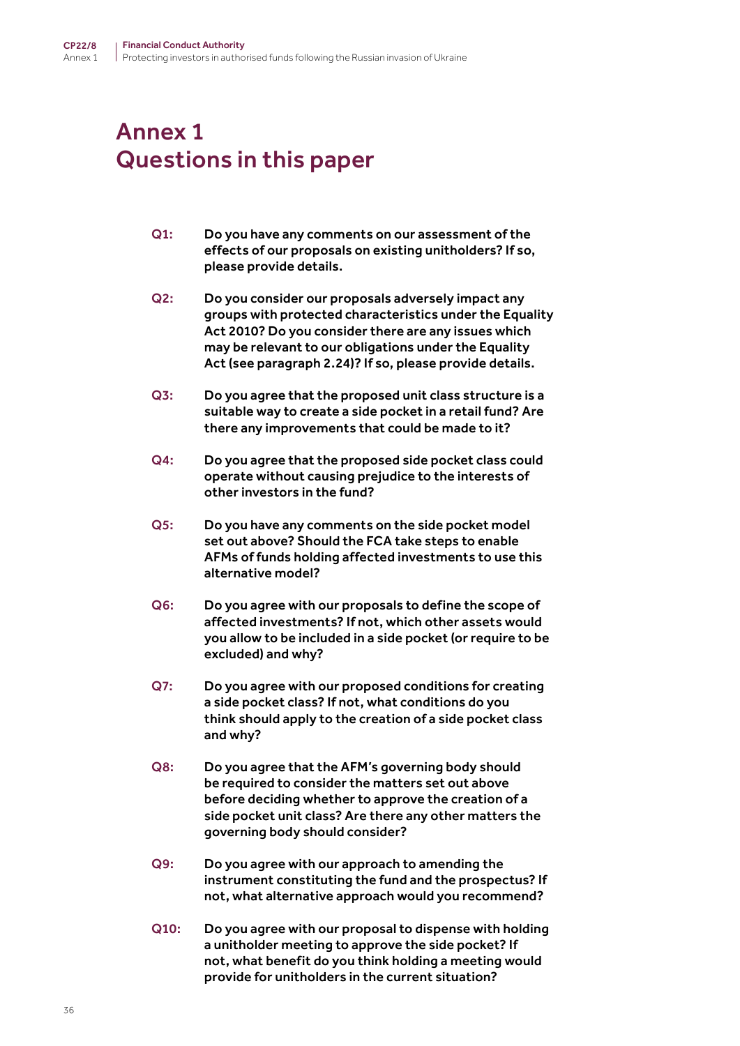# Annex 1
# Questions in this paper

**Q1:** **Do you have any comments on our assessment of the effects of our proposals on existing unitholders? If so, please provide details.**

**Q2:** **Do you consider our proposals adversely impact any groups with protected characteristics under the Equality Act 2010? Do you consider there are any issues which may be relevant to our obligations under the Equality Act (see paragraph 2.24)? If so, please provide details.**

**Q3:** **Do you agree that the proposed unit class structure is a suitable way to create a side pocket in a retail fund? Are there any improvements that could be made to it?**

**Q4:** **Do you agree that the proposed side pocket class could operate without causing prejudice to the interests of other investors in the fund?**

**Q5:** **Do you have any comments on the side pocket model set out above? Should the FCA take steps to enable AFMs of funds holding affected investments to use this alternative model?**

**Q6:** **Do you agree with our proposals to define the scope of affected investments? If not, which other assets would you allow to be included in a side pocket (or require to be excluded) and why?**

**Q7:** **Do you agree with our proposed conditions for creating a side pocket class? If not, what conditions do you think should apply to the creation of a side pocket class and why?**

**Q8:** **Do you agree that the AFM's governing body should be required to consider the matters set out above before deciding whether to approve the creation of a side pocket unit class? Are there any other matters the governing body should consider?**

**Q9:** **Do you agree with our approach to amending the instrument constituting the fund and the prospectus? If not, what alternative approach would you recommend?**

**Q10:** **Do you agree with our proposal to dispense with holding a unitholder meeting to approve the side pocket? If not, what benefit do you think holding a meeting would provide for unitholders in the current situation?**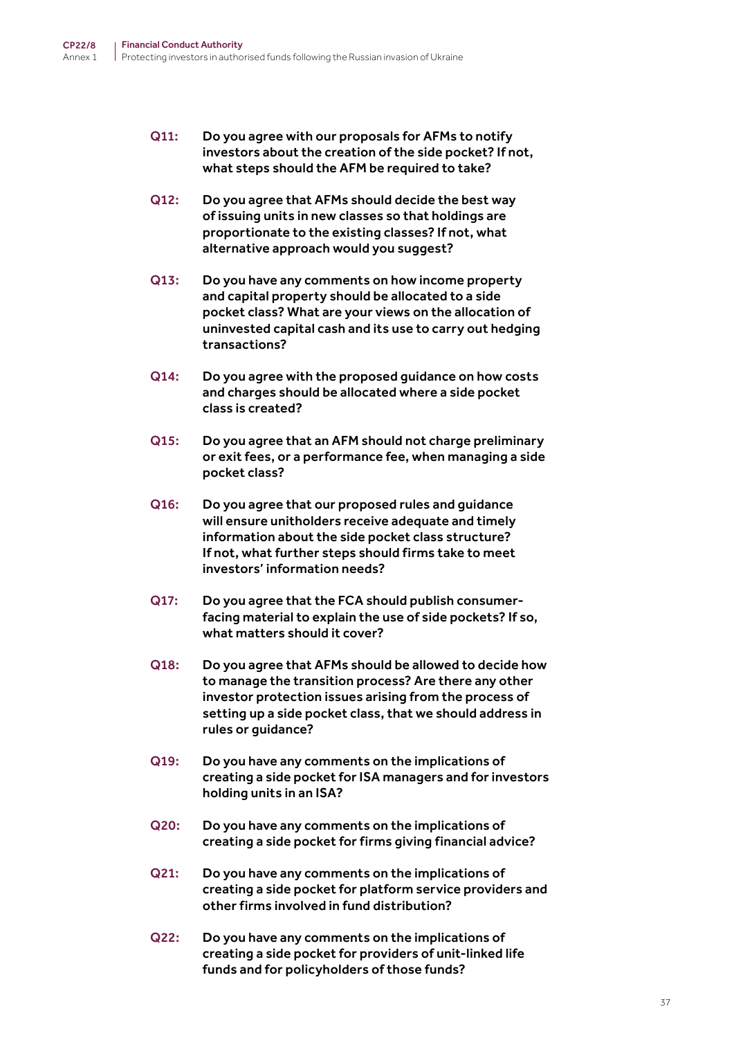**Q11:** **Do you agree with our proposals for AFMs to notify investors about the creation of the side pocket? If not, what steps should the AFM be required to take?**

**Q12:** **Do you agree that AFMs should decide the best way of issuing units in new classes so that holdings are proportionate to the existing classes? If not, what alternative approach would you suggest?**

**Q13:** **Do you have any comments on how income property and capital property should be allocated to a side pocket class? What are your views on the allocation of uninvested capital cash and its use to carry out hedging transactions?**

**Q14:** **Do you agree with the proposed guidance on how costs and charges should be allocated where a side pocket class is created?**

**Q15:** **Do you agree that an AFM should not charge preliminary or exit fees, or a performance fee, when managing a side pocket class?**

**Q16:** **Do you agree that our proposed rules and guidance will ensure unitholders receive adequate and timely information about the side pocket class structure? If not, what further steps should firms take to meet investors' information needs?**

**Q17:** **Do you agree that the FCA should publish consumer-facing material to explain the use of side pockets? If so, what matters should it cover?**

**Q18:** **Do you agree that AFMs should be allowed to decide how to manage the transition process? Are there any other investor protection issues arising from the process of setting up a side pocket class, that we should address in rules or guidance?**

**Q19:** **Do you have any comments on the implications of creating a side pocket for ISA managers and for investors holding units in an ISA?**

**Q20:** **Do you have any comments on the implications of creating a side pocket for firms giving financial advice?**

**Q21:** **Do you have any comments on the implications of creating a side pocket for platform service providers and other firms involved in fund distribution?**

**Q22:** **Do you have any comments on the implications of creating a side pocket for providers of unit-linked life funds and for policyholders of those funds?**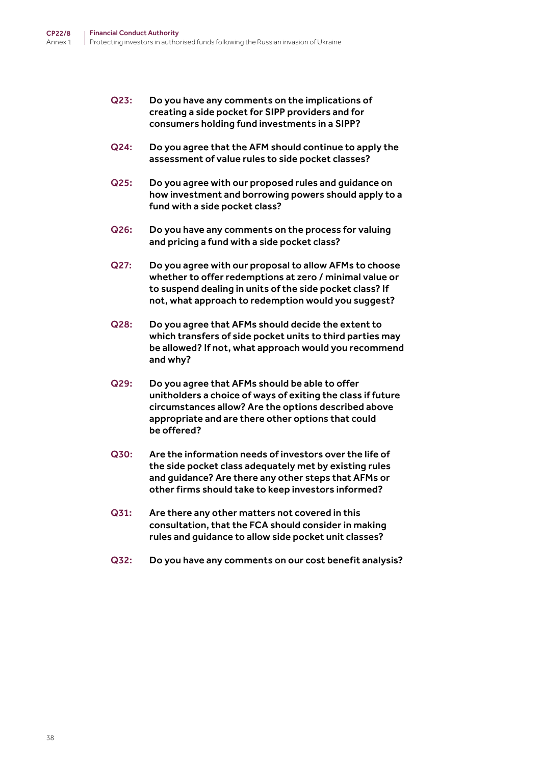**Q23:** Do you have any comments on the implications of creating a side pocket for SIPP providers and for consumers holding fund investments in a SIPP?

**Q24:** Do you agree that the AFM should continue to apply the assessment of value rules to side pocket classes?

**Q25:** Do you agree with our proposed rules and guidance on how investment and borrowing powers should apply to a fund with a side pocket class?

**Q26:** Do you have any comments on the process for valuing and pricing a fund with a side pocket class?

**Q27:** Do you agree with our proposal to allow AFMs to choose whether to offer redemptions at zero / minimal value or to suspend dealing in units of the side pocket class? If not, what approach to redemption would you suggest?

**Q28:** Do you agree that AFMs should decide the extent to which transfers of side pocket units to third parties may be allowed? If not, what approach would you recommend and why?

**Q29:** Do you agree that AFMs should be able to offer unitholders a choice of ways of exiting the class if future circumstances allow? Are the options described above appropriate and are there other options that could be offered?

**Q30:** Are the information needs of investors over the life of the side pocket class adequately met by existing rules and guidance? Are there any other steps that AFMs or other firms should take to keep investors informed?

**Q31:** Are there any other matters not covered in this consultation, that the FCA should consider in making rules and guidance to allow side pocket unit classes?

**Q32:** Do you have any comments on our cost benefit analysis?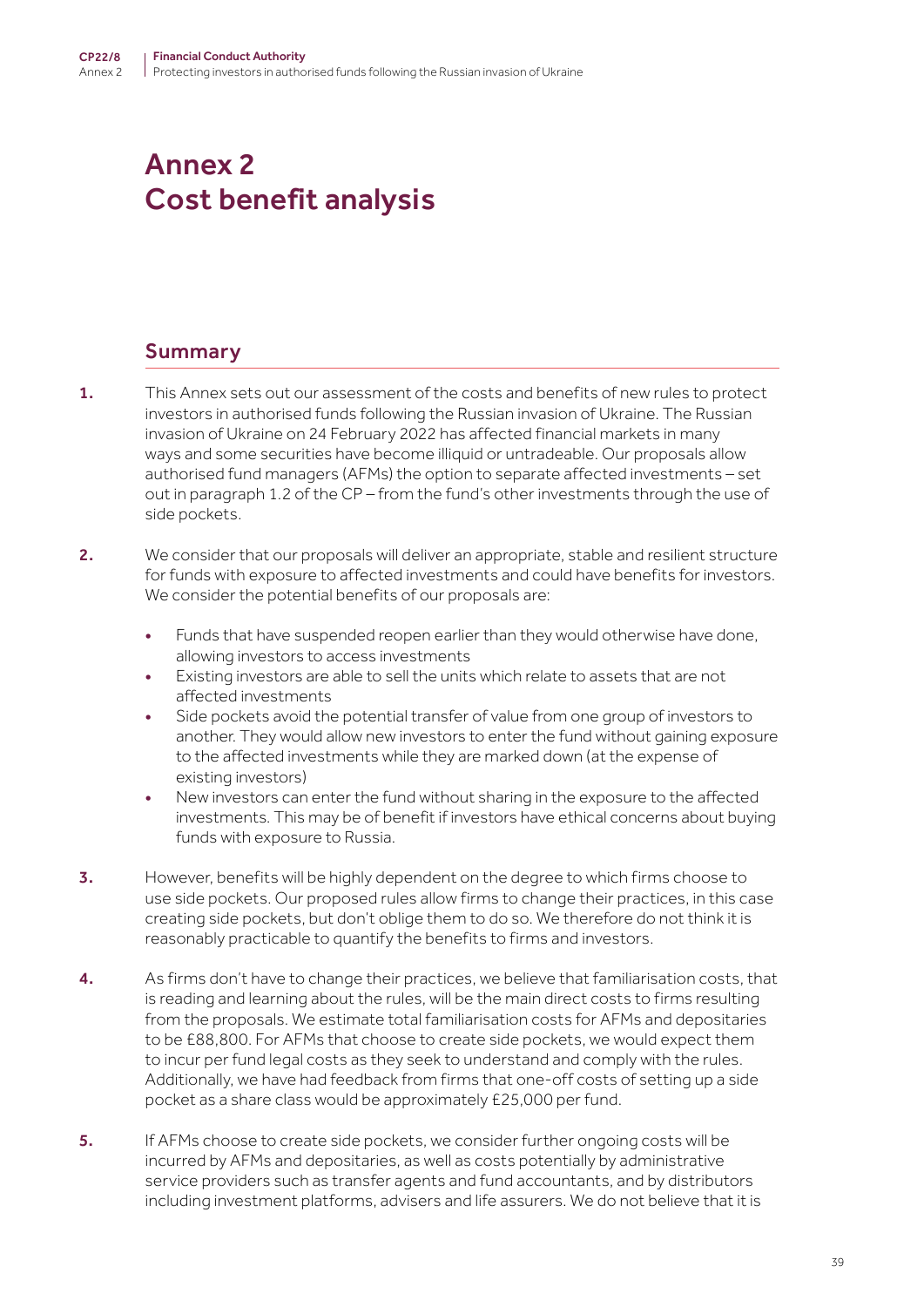# Annex 2
# Cost benefit analysis

## Summary

1. This Annex sets out our assessment of the costs and benefits of new rules to protect investors in authorised funds following the Russian invasion of Ukraine. The Russian invasion of Ukraine on 24 February 2022 has affected financial markets in many ways and some securities have become illiquid or untradeable. Our proposals allow authorised fund managers (AFMs) the option to separate affected investments – set out in paragraph 1.2 of the CP – from the fund's other investments through the use of side pockets.

2. We consider that our proposals will deliver an appropriate, stable and resilient structure for funds with exposure to affected investments and could have benefits for investors. We consider the potential benefits of our proposals are:

   - Funds that have suspended reopen earlier than they would otherwise have done, allowing investors to access investments
   - Existing investors are able to sell the units which relate to assets that are not affected investments
   - Side pockets avoid the potential transfer of value from one group of investors to another. They would allow new investors to enter the fund without gaining exposure to the affected investments while they are marked down (at the expense of existing investors)
   - New investors can enter the fund without sharing in the exposure to the affected investments. This may be of benefit if investors have ethical concerns about buying funds with exposure to Russia.

3. However, benefits will be highly dependent on the degree to which firms choose to use side pockets. Our proposed rules allow firms to change their practices, in this case creating side pockets, but don't oblige them to do so. We therefore do not think it is reasonably practicable to quantify the benefits to firms and investors.

4. As firms don't have to change their practices, we believe that familiarisation costs, that is reading and learning about the rules, will be the main direct costs to firms resulting from the proposals. We estimate total familiarisation costs for AFMs and depositaries to be £88,800. For AFMs that choose to create side pockets, we would expect them to incur per fund legal costs as they seek to understand and comply with the rules. Additionally, we have had feedback from firms that one-off costs of setting up a side pocket as a share class would be approximately £25,000 per fund.

5. If AFMs choose to create side pockets, we consider further ongoing costs will be incurred by AFMs and depositaries, as well as costs potentially by administrative service providers such as transfer agents and fund accountants, and by distributors including investment platforms, advisers and life assurers. We do not believe that it is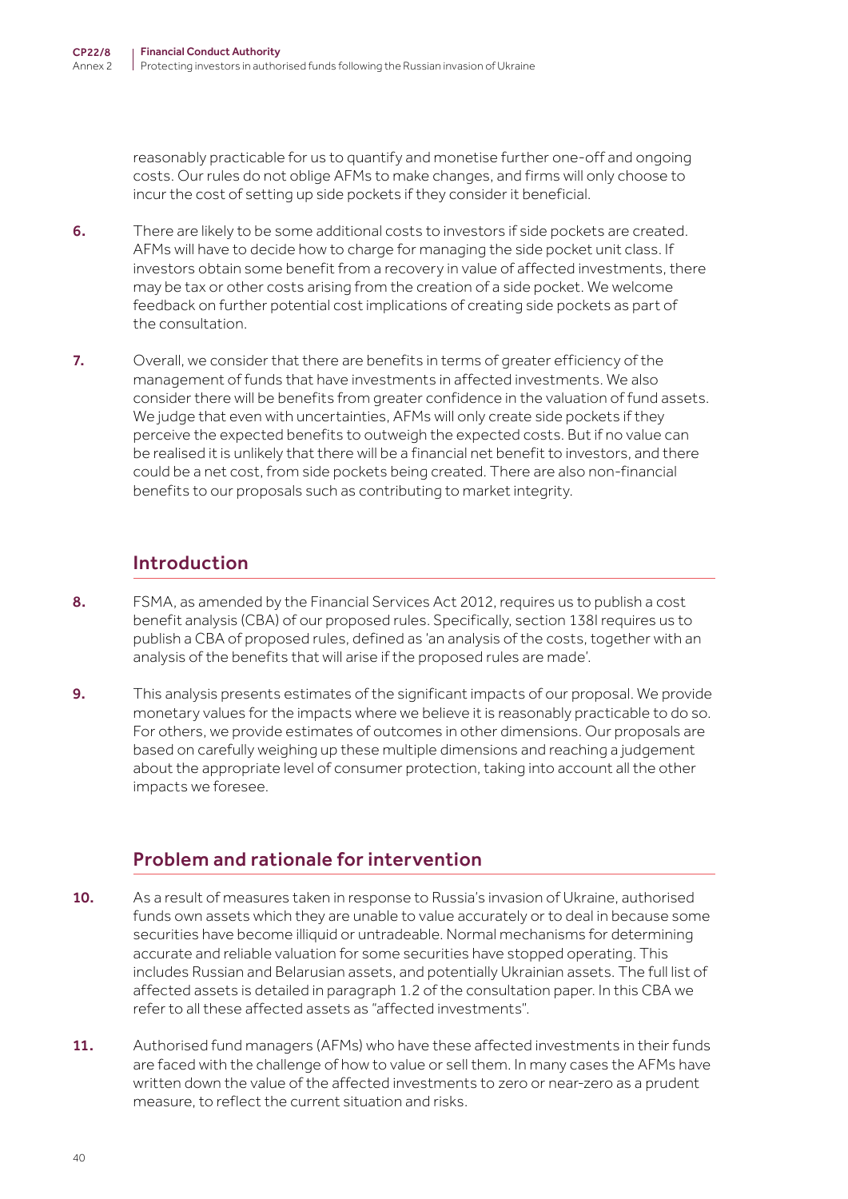reasonably practicable for us to quantify and monetise further one-off and ongoing costs. Our rules do not oblige AFMs to make changes, and firms will only choose to incur the cost of setting up side pockets if they consider it beneficial.

**6.** There are likely to be some additional costs to investors if side pockets are created. AFMs will have to decide how to charge for managing the side pocket unit class. If investors obtain some benefit from a recovery in value of affected investments, there may be tax or other costs arising from the creation of a side pocket. We welcome feedback on further potential cost implications of creating side pockets as part of the consultation.

**7.** Overall, we consider that there are benefits in terms of greater efficiency of the management of funds that have investments in affected investments. We also consider there will be benefits from greater confidence in the valuation of fund assets. We judge that even with uncertainties, AFMs will only create side pockets if they perceive the expected benefits to outweigh the expected costs. But if no value can be realised it is unlikely that there will be a financial net benefit to investors, and there could be a net cost, from side pockets being created. There are also non-financial benefits to our proposals such as contributing to market integrity.

## Introduction

**8.** FSMA, as amended by the Financial Services Act 2012, requires us to publish a cost benefit analysis (CBA) of our proposed rules. Specifically, section 138I requires us to publish a CBA of proposed rules, defined as 'an analysis of the costs, together with an analysis of the benefits that will arise if the proposed rules are made'.

**9.** This analysis presents estimates of the significant impacts of our proposal. We provide monetary values for the impacts where we believe it is reasonably practicable to do so. For others, we provide estimates of outcomes in other dimensions. Our proposals are based on carefully weighing up these multiple dimensions and reaching a judgement about the appropriate level of consumer protection, taking into account all the other impacts we foresee.

## Problem and rationale for intervention

**10.** As a result of measures taken in response to Russia's invasion of Ukraine, authorised funds own assets which they are unable to value accurately or to deal in because some securities have become illiquid or untradeable. Normal mechanisms for determining accurate and reliable valuation for some securities have stopped operating. This includes Russian and Belarusian assets, and potentially Ukrainian assets. The full list of affected assets is detailed in paragraph 1.2 of the consultation paper. In this CBA we refer to all these affected assets as "affected investments".

**11.** Authorised fund managers (AFMs) who have these affected investments in their funds are faced with the challenge of how to value or sell them. In many cases the AFMs have written down the value of the affected investments to zero or near-zero as a prudent measure, to reflect the current situation and risks.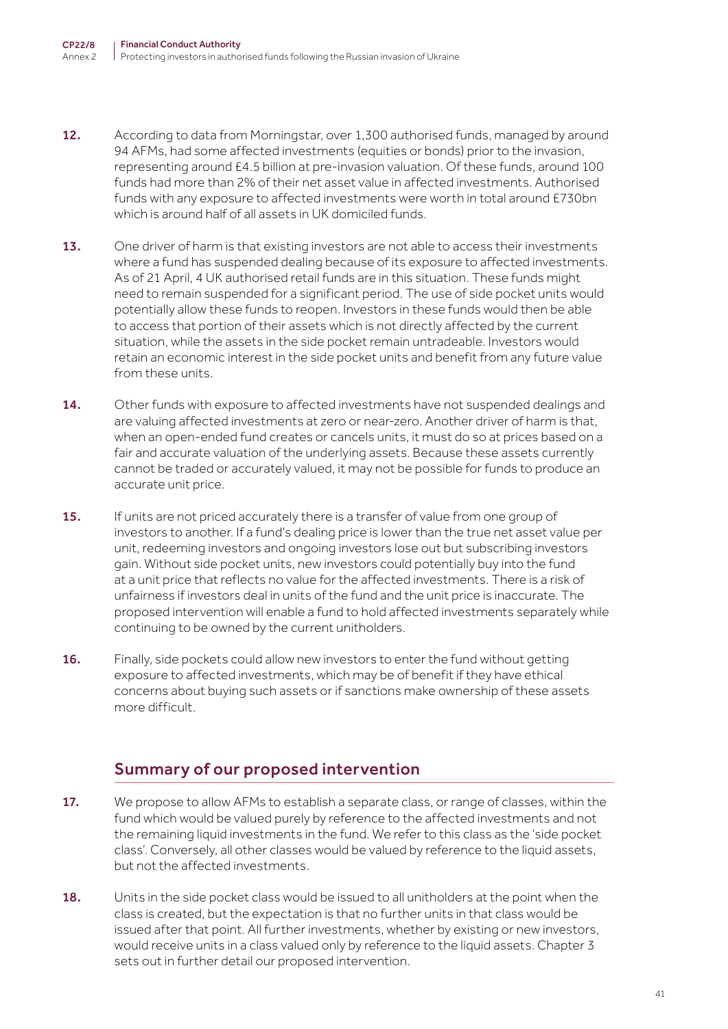**12.** According to data from Morningstar, over 1,300 authorised funds, managed by around 94 AFMs, had some affected investments (equities or bonds) prior to the invasion, representing around £4.5 billion at pre-invasion valuation. Of these funds, around 100 funds had more than 2% of their net asset value in affected investments. Authorised funds with any exposure to affected investments were worth in total around £730bn which is around half of all assets in UK domiciled funds.

**13.** One driver of harm is that existing investors are not able to access their investments where a fund has suspended dealing because of its exposure to affected investments. As of 21 April, 4 UK authorised retail funds are in this situation. These funds might need to remain suspended for a significant period. The use of side pocket units would potentially allow these funds to reopen. Investors in these funds would then be able to access that portion of their assets which is not directly affected by the current situation, while the assets in the side pocket remain untradeable. Investors would retain an economic interest in the side pocket units and benefit from any future value from these units.

**14.** Other funds with exposure to affected investments have not suspended dealings and are valuing affected investments at zero or near-zero. Another driver of harm is that, when an open-ended fund creates or cancels units, it must do so at prices based on a fair and accurate valuation of the underlying assets. Because these assets currently cannot be traded or accurately valued, it may not be possible for funds to produce an accurate unit price.

**15.** If units are not priced accurately there is a transfer of value from one group of investors to another. If a fund's dealing price is lower than the true net asset value per unit, redeeming investors and ongoing investors lose out but subscribing investors gain. Without side pocket units, new investors could potentially buy into the fund at a unit price that reflects no value for the affected investments. There is a risk of unfairness if investors deal in units of the fund and the unit price is inaccurate. The proposed intervention will enable a fund to hold affected investments separately while continuing to be owned by the current unitholders.

**16.** Finally, side pockets could allow new investors to enter the fund without getting exposure to affected investments, which may be of benefit if they have ethical concerns about buying such assets or if sanctions make ownership of these assets more difficult.

## Summary of our proposed intervention

**17.** We propose to allow AFMs to establish a separate class, or range of classes, within the fund which would be valued purely by reference to the affected investments and not the remaining liquid investments in the fund. We refer to this class as the 'side pocket class'. Conversely, all other classes would be valued by reference to the liquid assets, but not the affected investments.

**18.** Units in the side pocket class would be issued to all unitholders at the point when the class is created, but the expectation is that no further units in that class would be issued after that point. All further investments, whether by existing or new investors, would receive units in a class valued only by reference to the liquid assets. Chapter 3 sets out in further detail our proposed intervention.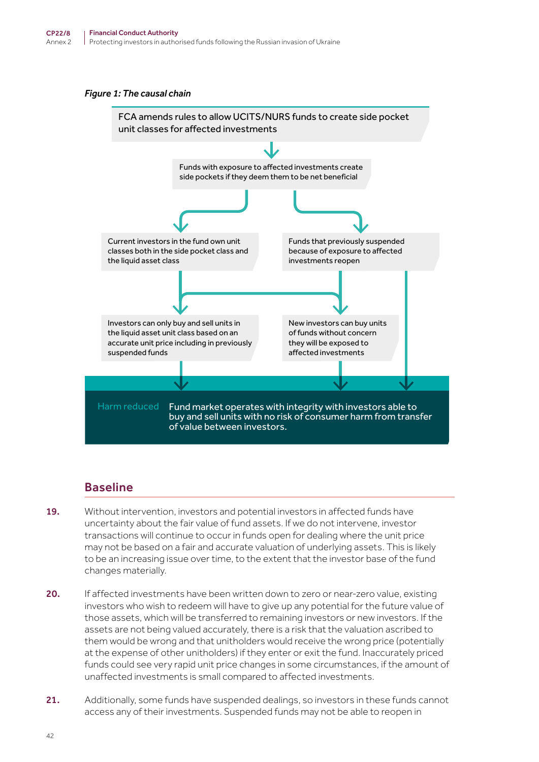*Figure 1: The causal chain*

FCA amends rules to allow UCITS/NURS funds to create side pocket unit classes for affected investments

Funds with exposure to affected investments create side pockets if they deem them to be net beneficial

Current investors in the fund own unit classes both in the side pocket class and the liquid asset class

Funds that previously suspended because of exposure to affected investments reopen

Investors can only buy and sell units in the liquid asset unit class based on an accurate unit price including in previously suspended funds

New investors can buy units of funds without concern they will be exposed to affected investments

Harm reduced — Fund market operates with integrity with investors able to buy and sell units with no risk of consumer harm from transfer of value between investors.

## Baseline

**19.** Without intervention, investors and potential investors in affected funds have uncertainty about the fair value of fund assets. If we do not intervene, investor transactions will continue to occur in funds open for dealing where the unit price may not be based on a fair and accurate valuation of underlying assets. This is likely to be an increasing issue over time, to the extent that the investor base of the fund changes materially.

**20.** If affected investments have been written down to zero or near-zero value, existing investors who wish to redeem will have to give up any potential for the future value of those assets, which will be transferred to remaining investors or new investors. If the assets are not being valued accurately, there is a risk that the valuation ascribed to them would be wrong and that unitholders would receive the wrong price (potentially at the expense of other unitholders) if they enter or exit the fund. Inaccurately priced funds could see very rapid unit price changes in some circumstances, if the amount of unaffected investments is small compared to affected investments.

**21.** Additionally, some funds have suspended dealings, so investors in these funds cannot access any of their investments. Suspended funds may not be able to reopen in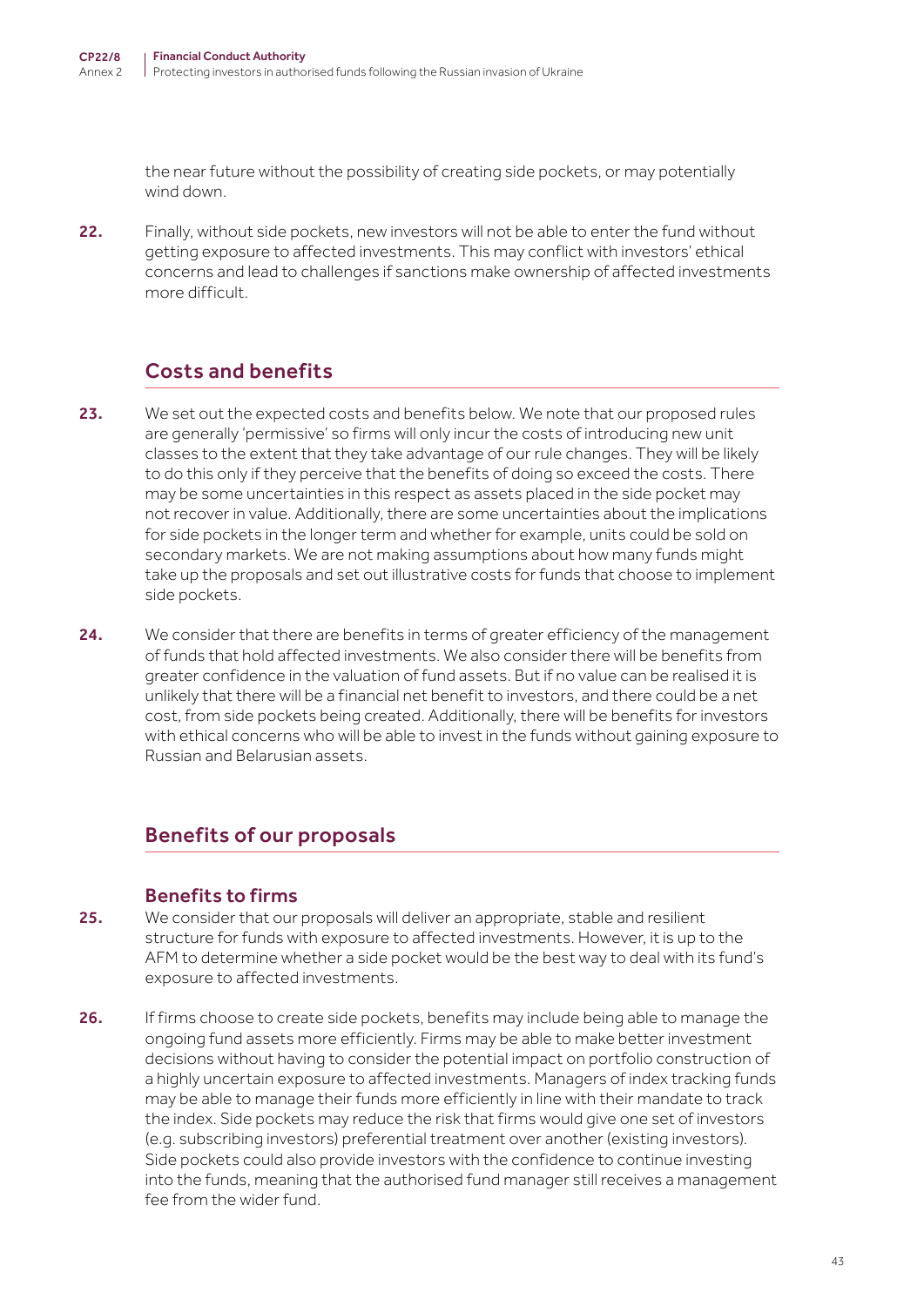the near future without the possibility of creating side pockets, or may potentially wind down.

22. Finally, without side pockets, new investors will not be able to enter the fund without getting exposure to affected investments. This may conflict with investors' ethical concerns and lead to challenges if sanctions make ownership of affected investments more difficult.

## Costs and benefits

23. We set out the expected costs and benefits below. We note that our proposed rules are generally 'permissive' so firms will only incur the costs of introducing new unit classes to the extent that they take advantage of our rule changes. They will be likely to do this only if they perceive that the benefits of doing so exceed the costs. There may be some uncertainties in this respect as assets placed in the side pocket may not recover in value. Additionally, there are some uncertainties about the implications for side pockets in the longer term and whether for example, units could be sold on secondary markets. We are not making assumptions about how many funds might take up the proposals and set out illustrative costs for funds that choose to implement side pockets.

24. We consider that there are benefits in terms of greater efficiency of the management of funds that hold affected investments. We also consider there will be benefits from greater confidence in the valuation of fund assets. But if no value can be realised it is unlikely that there will be a financial net benefit to investors, and there could be a net cost, from side pockets being created. Additionally, there will be benefits for investors with ethical concerns who will be able to invest in the funds without gaining exposure to Russian and Belarusian assets.

## Benefits of our proposals

### Benefits to firms

25. We consider that our proposals will deliver an appropriate, stable and resilient structure for funds with exposure to affected investments. However, it is up to the AFM to determine whether a side pocket would be the best way to deal with its fund's exposure to affected investments.

26. If firms choose to create side pockets, benefits may include being able to manage the ongoing fund assets more efficiently. Firms may be able to make better investment decisions without having to consider the potential impact on portfolio construction of a highly uncertain exposure to affected investments. Managers of index tracking funds may be able to manage their funds more efficiently in line with their mandate to track the index. Side pockets may reduce the risk that firms would give one set of investors (e.g. subscribing investors) preferential treatment over another (existing investors). Side pockets could also provide investors with the confidence to continue investing into the funds, meaning that the authorised fund manager still receives a management fee from the wider fund.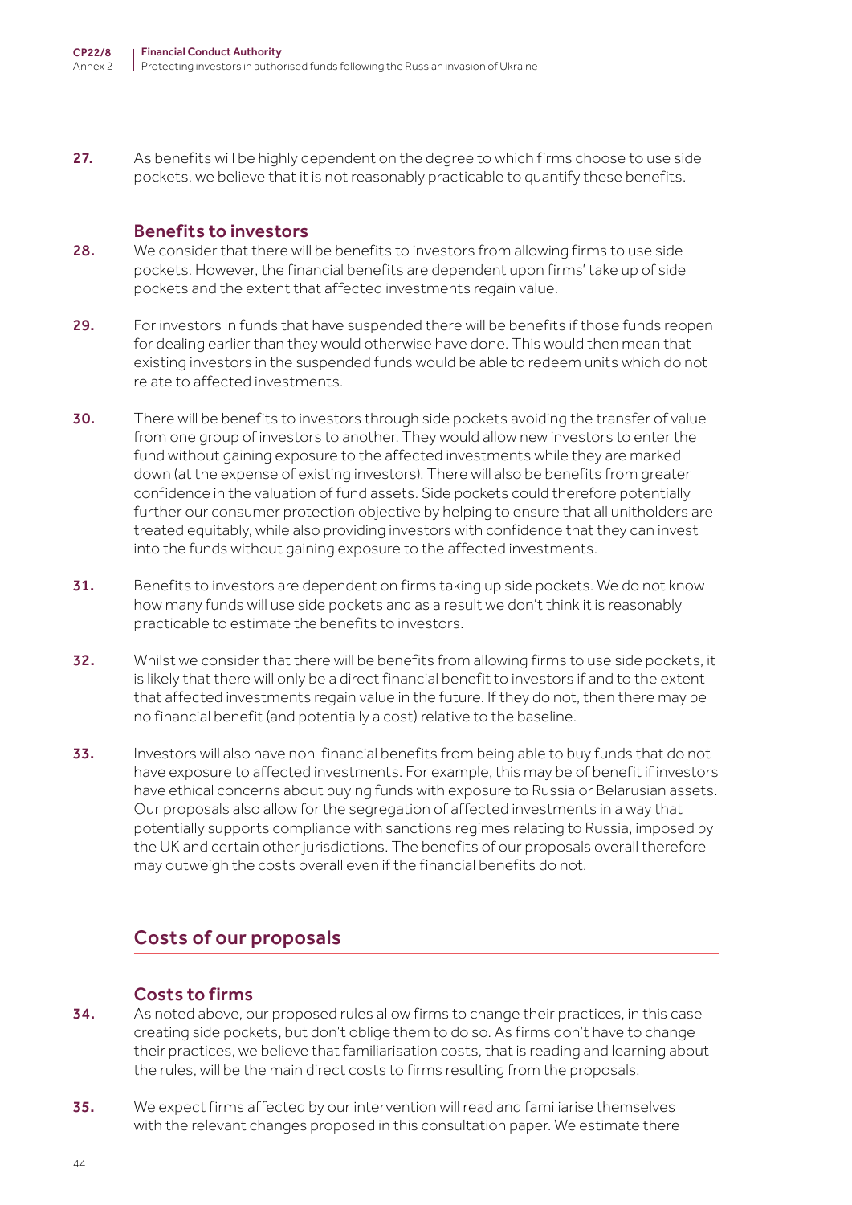27. As benefits will be highly dependent on the degree to which firms choose to use side pockets, we believe that it is not reasonably practicable to quantify these benefits.

### Benefits to investors

28. We consider that there will be benefits to investors from allowing firms to use side pockets. However, the financial benefits are dependent upon firms' take up of side pockets and the extent that affected investments regain value.

29. For investors in funds that have suspended there will be benefits if those funds reopen for dealing earlier than they would otherwise have done. This would then mean that existing investors in the suspended funds would be able to redeem units which do not relate to affected investments.

30. There will be benefits to investors through side pockets avoiding the transfer of value from one group of investors to another. They would allow new investors to enter the fund without gaining exposure to the affected investments while they are marked down (at the expense of existing investors). There will also be benefits from greater confidence in the valuation of fund assets. Side pockets could therefore potentially further our consumer protection objective by helping to ensure that all unitholders are treated equitably, while also providing investors with confidence that they can invest into the funds without gaining exposure to the affected investments.

31. Benefits to investors are dependent on firms taking up side pockets. We do not know how many funds will use side pockets and as a result we don't think it is reasonably practicable to estimate the benefits to investors.

32. Whilst we consider that there will be benefits from allowing firms to use side pockets, it is likely that there will only be a direct financial benefit to investors if and to the extent that affected investments regain value in the future. If they do not, then there may be no financial benefit (and potentially a cost) relative to the baseline.

33. Investors will also have non-financial benefits from being able to buy funds that do not have exposure to affected investments. For example, this may be of benefit if investors have ethical concerns about buying funds with exposure to Russia or Belarusian assets. Our proposals also allow for the segregation of affected investments in a way that potentially supports compliance with sanctions regimes relating to Russia, imposed by the UK and certain other jurisdictions. The benefits of our proposals overall therefore may outweigh the costs overall even if the financial benefits do not.

## Costs of our proposals

### Costs to firms

34. As noted above, our proposed rules allow firms to change their practices, in this case creating side pockets, but don't oblige them to do so. As firms don't have to change their practices, we believe that familiarisation costs, that is reading and learning about the rules, will be the main direct costs to firms resulting from the proposals.

35. We expect firms affected by our intervention will read and familiarise themselves with the relevant changes proposed in this consultation paper. We estimate there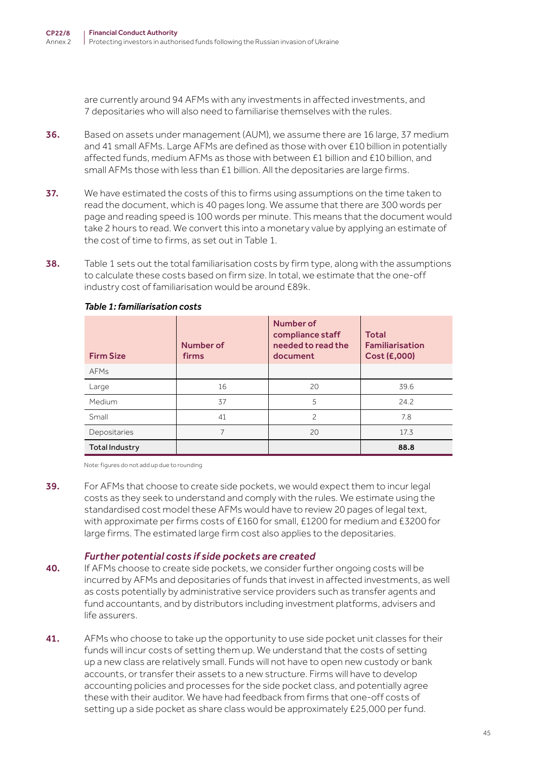are currently around 94 AFMs with any investments in affected investments, and 7 depositaries who will also need to familiarise themselves with the rules.

**36.** Based on assets under management (AUM), we assume there are 16 large, 37 medium and 41 small AFMs. Large AFMs are defined as those with over £10 billion in potentially affected funds, medium AFMs as those with between £1 billion and £10 billion, and small AFMs those with less than £1 billion. All the depositaries are large firms.

**37.** We have estimated the costs of this to firms using assumptions on the time taken to read the document, which is 40 pages long. We assume that there are 300 words per page and reading speed is 100 words per minute. This means that the document would take 2 hours to read. We convert this into a monetary value by applying an estimate of the cost of time to firms, as set out in Table 1.

**38.** Table 1 sets out the total familiarisation costs by firm type, along with the assumptions to calculate these costs based on firm size. In total, we estimate that the one-off industry cost of familiarisation would be around £89k.

*Table 1: familiarisation costs*

| Firm Size | Number of firms | Number of compliance staff needed to read the document | Total Familiarisation Cost (£,000) |
|---|---|---|---|
| AFMs | | | |
| Large | 16 | 20 | 39.6 |
| Medium | 37 | 5 | 24.2 |
| Small | 41 | 2 | 7.8 |
| Depositaries | 7 | 20 | 17.3 |
| Total Industry | | | **88.8** |

Note: figures do not add up due to rounding

**39.** For AFMs that choose to create side pockets, we would expect them to incur legal costs as they seek to understand and comply with the rules. We estimate using the standardised cost model these AFMs would have to review 20 pages of legal text, with approximate per firms costs of £160 for small, £1200 for medium and £3200 for large firms. The estimated large firm cost also applies to the depositaries.

### *Further potential costs if side pockets are created*

**40.** If AFMs choose to create side pockets, we consider further ongoing costs will be incurred by AFMs and depositaries of funds that invest in affected investments, as well as costs potentially by administrative service providers such as transfer agents and fund accountants, and by distributors including investment platforms, advisers and life assurers.

**41.** AFMs who choose to take up the opportunity to use side pocket unit classes for their funds will incur costs of setting them up. We understand that the costs of setting up a new class are relatively small. Funds will not have to open new custody or bank accounts, or transfer their assets to a new structure. Firms will have to develop accounting policies and processes for the side pocket class, and potentially agree these with their auditor. We have had feedback from firms that one-off costs of setting up a side pocket as share class would be approximately £25,000 per fund.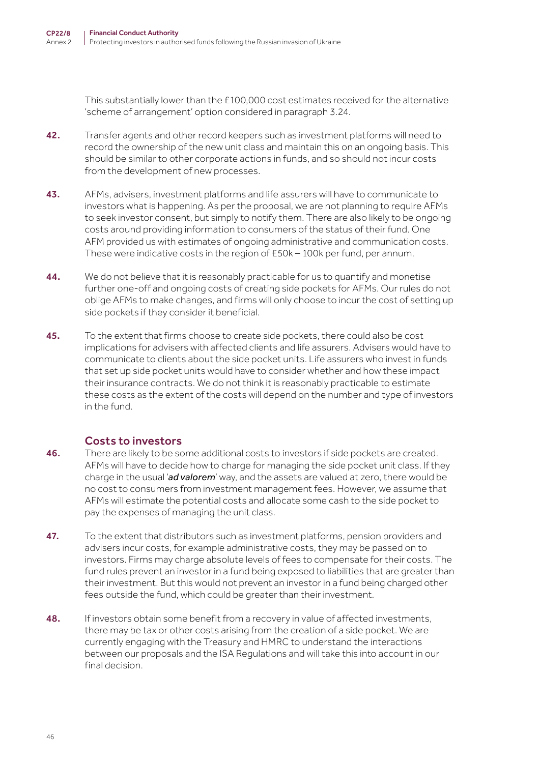This substantially lower than the £100,000 cost estimates received for the alternative 'scheme of arrangement' option considered in paragraph 3.24.

**42.** Transfer agents and other record keepers such as investment platforms will need to record the ownership of the new unit class and maintain this on an ongoing basis. This should be similar to other corporate actions in funds, and so should not incur costs from the development of new processes.

**43.** AFMs, advisers, investment platforms and life assurers will have to communicate to investors what is happening. As per the proposal, we are not planning to require AFMs to seek investor consent, but simply to notify them. There are also likely to be ongoing costs around providing information to consumers of the status of their fund. One AFM provided us with estimates of ongoing administrative and communication costs. These were indicative costs in the region of £50k – 100k per fund, per annum.

**44.** We do not believe that it is reasonably practicable for us to quantify and monetise further one-off and ongoing costs of creating side pockets for AFMs. Our rules do not oblige AFMs to make changes, and firms will only choose to incur the cost of setting up side pockets if they consider it beneficial.

**45.** To the extent that firms choose to create side pockets, there could also be cost implications for advisers with affected clients and life assurers. Advisers would have to communicate to clients about the side pocket units. Life assurers who invest in funds that set up side pocket units would have to consider whether and how these impact their insurance contracts. We do not think it is reasonably practicable to estimate these costs as the extent of the costs will depend on the number and type of investors in the fund.

### Costs to investors

**46.** There are likely to be some additional costs to investors if side pockets are created. AFMs will have to decide how to charge for managing the side pocket unit class. If they charge in the usual '***ad valorem***' way, and the assets are valued at zero, there would be no cost to consumers from investment management fees. However, we assume that AFMs will estimate the potential costs and allocate some cash to the side pocket to pay the expenses of managing the unit class.

**47.** To the extent that distributors such as investment platforms, pension providers and advisers incur costs, for example administrative costs, they may be passed on to investors. Firms may charge absolute levels of fees to compensate for their costs. The fund rules prevent an investor in a fund being exposed to liabilities that are greater than their investment. But this would not prevent an investor in a fund being charged other fees outside the fund, which could be greater than their investment.

**48.** If investors obtain some benefit from a recovery in value of affected investments, there may be tax or other costs arising from the creation of a side pocket. We are currently engaging with the Treasury and HMRC to understand the interactions between our proposals and the ISA Regulations and will take this into account in our final decision.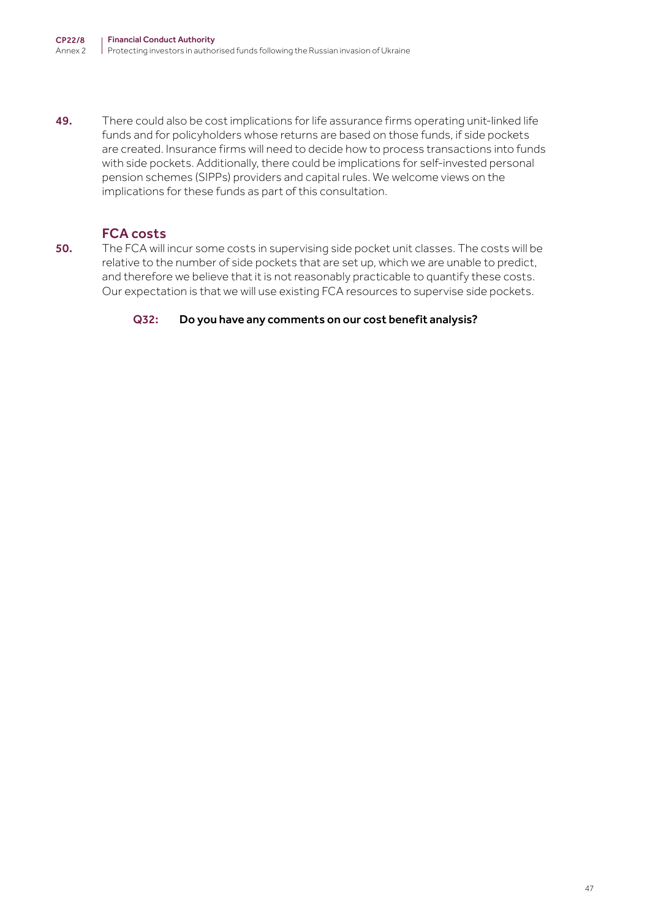49. There could also be cost implications for life assurance firms operating unit-linked life funds and for policyholders whose returns are based on those funds, if side pockets are created. Insurance firms will need to decide how to process transactions into funds with side pockets. Additionally, there could be implications for self-invested personal pension schemes (SIPPs) providers and capital rules. We welcome views on the implications for these funds as part of this consultation.

## FCA costs

50. The FCA will incur some costs in supervising side pocket unit classes. The costs will be relative to the number of side pockets that are set up, which we are unable to predict, and therefore we believe that it is not reasonably practicable to quantify these costs. Our expectation is that we will use existing FCA resources to supervise side pockets.

**Q32: Do you have any comments on our cost benefit analysis?**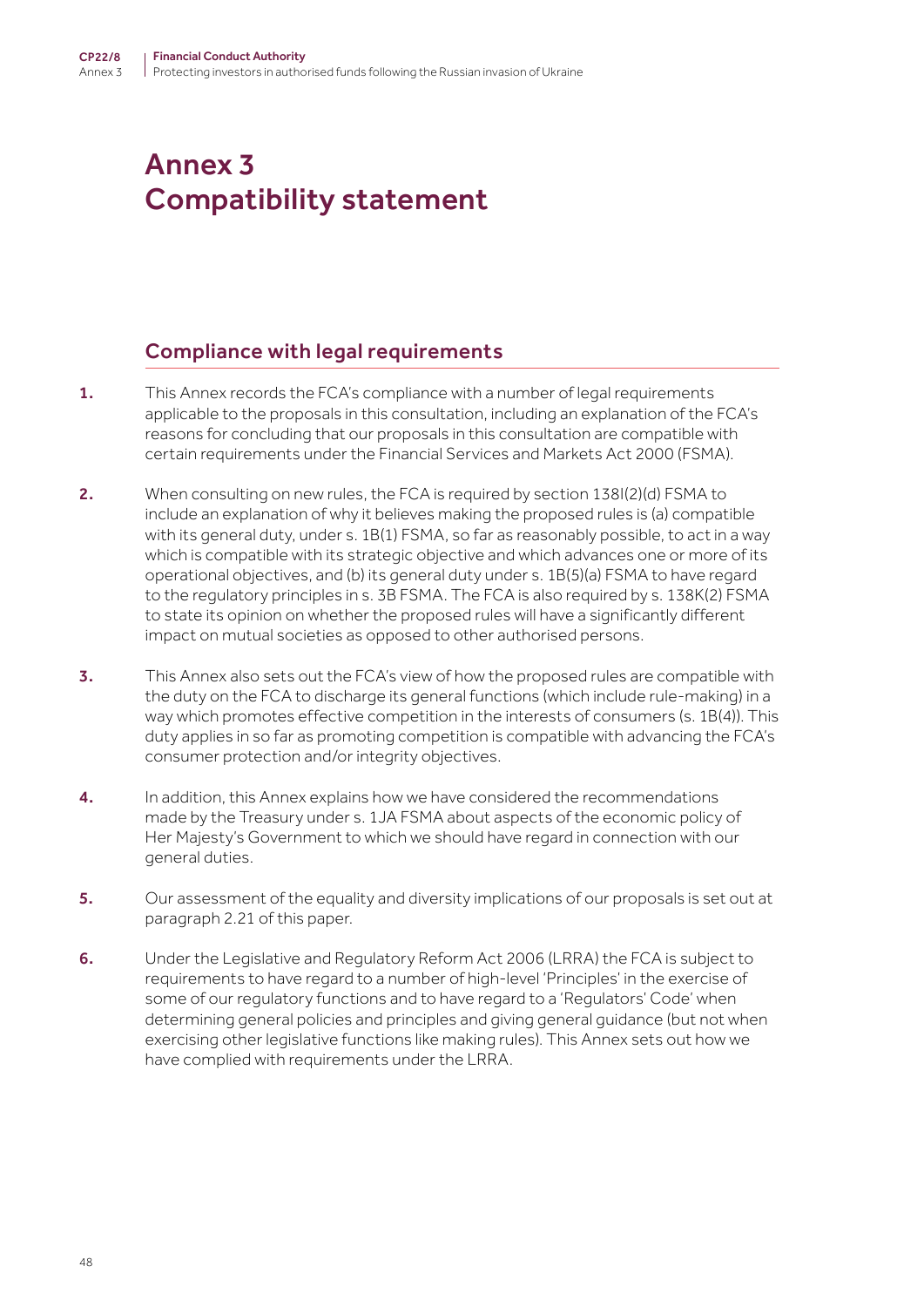# Annex 3
# Compatibility statement

## Compliance with legal requirements

1. This Annex records the FCA's compliance with a number of legal requirements applicable to the proposals in this consultation, including an explanation of the FCA's reasons for concluding that our proposals in this consultation are compatible with certain requirements under the Financial Services and Markets Act 2000 (FSMA).

2. When consulting on new rules, the FCA is required by section 138I(2)(d) FSMA to include an explanation of why it believes making the proposed rules is (a) compatible with its general duty, under s. 1B(1) FSMA, so far as reasonably possible, to act in a way which is compatible with its strategic objective and which advances one or more of its operational objectives, and (b) its general duty under s. 1B(5)(a) FSMA to have regard to the regulatory principles in s. 3B FSMA. The FCA is also required by s. 138K(2) FSMA to state its opinion on whether the proposed rules will have a significantly different impact on mutual societies as opposed to other authorised persons.

3. This Annex also sets out the FCA's view of how the proposed rules are compatible with the duty on the FCA to discharge its general functions (which include rule-making) in a way which promotes effective competition in the interests of consumers (s. 1B(4)). This duty applies in so far as promoting competition is compatible with advancing the FCA's consumer protection and/or integrity objectives.

4. In addition, this Annex explains how we have considered the recommendations made by the Treasury under s. 1JA FSMA about aspects of the economic policy of Her Majesty's Government to which we should have regard in connection with our general duties.

5. Our assessment of the equality and diversity implications of our proposals is set out at paragraph 2.21 of this paper.

6. Under the Legislative and Regulatory Reform Act 2006 (LRRA) the FCA is subject to requirements to have regard to a number of high-level 'Principles' in the exercise of some of our regulatory functions and to have regard to a 'Regulators' Code' when determining general policies and principles and giving general guidance (but not when exercising other legislative functions like making rules). This Annex sets out how we have complied with requirements under the LRRA.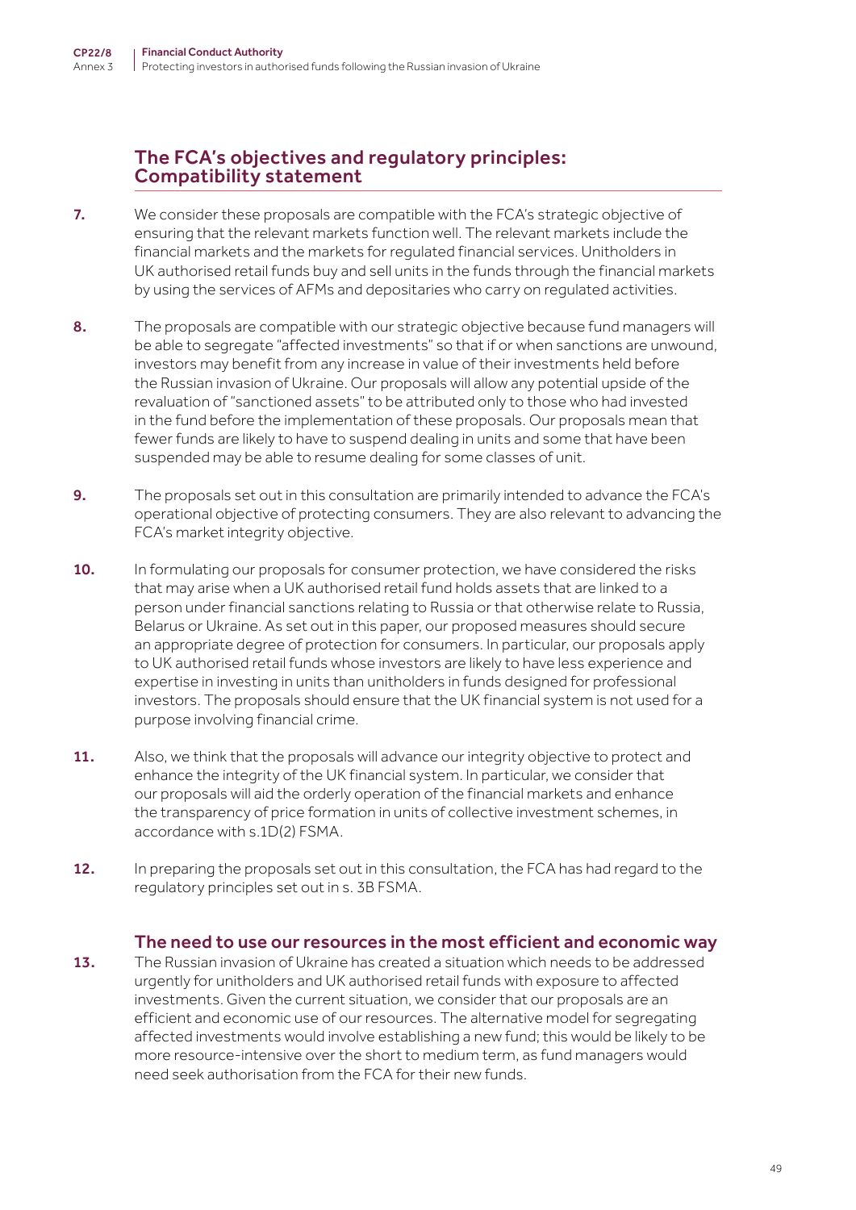## The FCA's objectives and regulatory principles: Compatibility statement

**7.** We consider these proposals are compatible with the FCA's strategic objective of ensuring that the relevant markets function well. The relevant markets include the financial markets and the markets for regulated financial services. Unitholders in UK authorised retail funds buy and sell units in the funds through the financial markets by using the services of AFMs and depositaries who carry on regulated activities.

**8.** The proposals are compatible with our strategic objective because fund managers will be able to segregate "affected investments" so that if or when sanctions are unwound, investors may benefit from any increase in value of their investments held before the Russian invasion of Ukraine. Our proposals will allow any potential upside of the revaluation of "sanctioned assets" to be attributed only to those who had invested in the fund before the implementation of these proposals. Our proposals mean that fewer funds are likely to have to suspend dealing in units and some that have been suspended may be able to resume dealing for some classes of unit.

**9.** The proposals set out in this consultation are primarily intended to advance the FCA's operational objective of protecting consumers. They are also relevant to advancing the FCA's market integrity objective.

**10.** In formulating our proposals for consumer protection, we have considered the risks that may arise when a UK authorised retail fund holds assets that are linked to a person under financial sanctions relating to Russia or that otherwise relate to Russia, Belarus or Ukraine. As set out in this paper, our proposed measures should secure an appropriate degree of protection for consumers. In particular, our proposals apply to UK authorised retail funds whose investors are likely to have less experience and expertise in investing in units than unitholders in funds designed for professional investors. The proposals should ensure that the UK financial system is not used for a purpose involving financial crime.

**11.** Also, we think that the proposals will advance our integrity objective to protect and enhance the integrity of the UK financial system. In particular, we consider that our proposals will aid the orderly operation of the financial markets and enhance the transparency of price formation in units of collective investment schemes, in accordance with s.1D(2) FSMA.

**12.** In preparing the proposals set out in this consultation, the FCA has had regard to the regulatory principles set out in s. 3B FSMA.

### The need to use our resources in the most efficient and economic way

**13.** The Russian invasion of Ukraine has created a situation which needs to be addressed urgently for unitholders and UK authorised retail funds with exposure to affected investments. Given the current situation, we consider that our proposals are an efficient and economic use of our resources. The alternative model for segregating affected investments would involve establishing a new fund; this would be likely to be more resource-intensive over the short to medium term, as fund managers would need seek authorisation from the FCA for their new funds.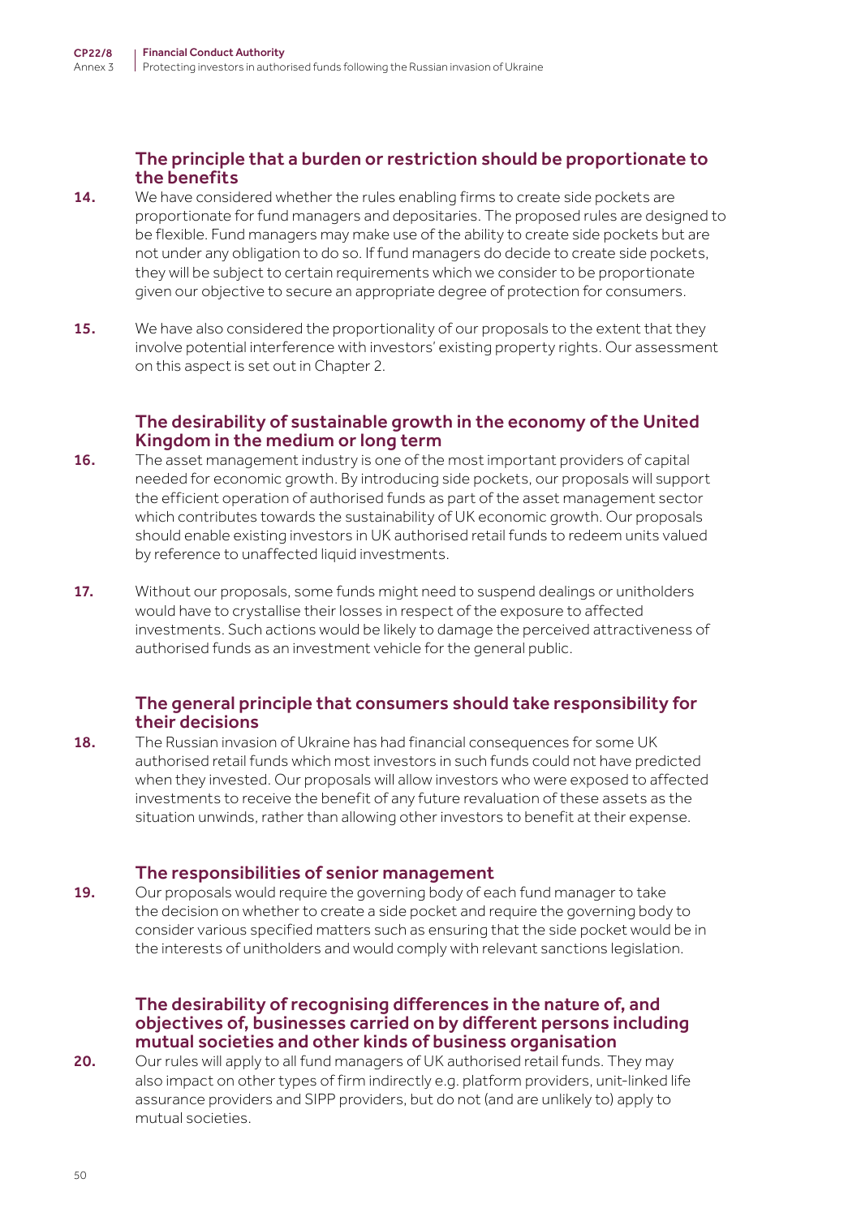### The principle that a burden or restriction should be proportionate to the benefits

**14.** We have considered whether the rules enabling firms to create side pockets are proportionate for fund managers and depositaries. The proposed rules are designed to be flexible. Fund managers may make use of the ability to create side pockets but are not under any obligation to do so. If fund managers do decide to create side pockets, they will be subject to certain requirements which we consider to be proportionate given our objective to secure an appropriate degree of protection for consumers.

**15.** We have also considered the proportionality of our proposals to the extent that they involve potential interference with investors' existing property rights. Our assessment on this aspect is set out in Chapter 2.

### The desirability of sustainable growth in the economy of the United Kingdom in the medium or long term

**16.** The asset management industry is one of the most important providers of capital needed for economic growth. By introducing side pockets, our proposals will support the efficient operation of authorised funds as part of the asset management sector which contributes towards the sustainability of UK economic growth. Our proposals should enable existing investors in UK authorised retail funds to redeem units valued by reference to unaffected liquid investments.

**17.** Without our proposals, some funds might need to suspend dealings or unitholders would have to crystallise their losses in respect of the exposure to affected investments. Such actions would be likely to damage the perceived attractiveness of authorised funds as an investment vehicle for the general public.

### The general principle that consumers should take responsibility for their decisions

**18.** The Russian invasion of Ukraine has had financial consequences for some UK authorised retail funds which most investors in such funds could not have predicted when they invested. Our proposals will allow investors who were exposed to affected investments to receive the benefit of any future revaluation of these assets as the situation unwinds, rather than allowing other investors to benefit at their expense.

### The responsibilities of senior management

**19.** Our proposals would require the governing body of each fund manager to take the decision on whether to create a side pocket and require the governing body to consider various specified matters such as ensuring that the side pocket would be in the interests of unitholders and would comply with relevant sanctions legislation.

### The desirability of recognising differences in the nature of, and objectives of, businesses carried on by different persons including mutual societies and other kinds of business organisation

**20.** Our rules will apply to all fund managers of UK authorised retail funds. They may also impact on other types of firm indirectly e.g. platform providers, unit-linked life assurance providers and SIPP providers, but do not (and are unlikely to) apply to mutual societies.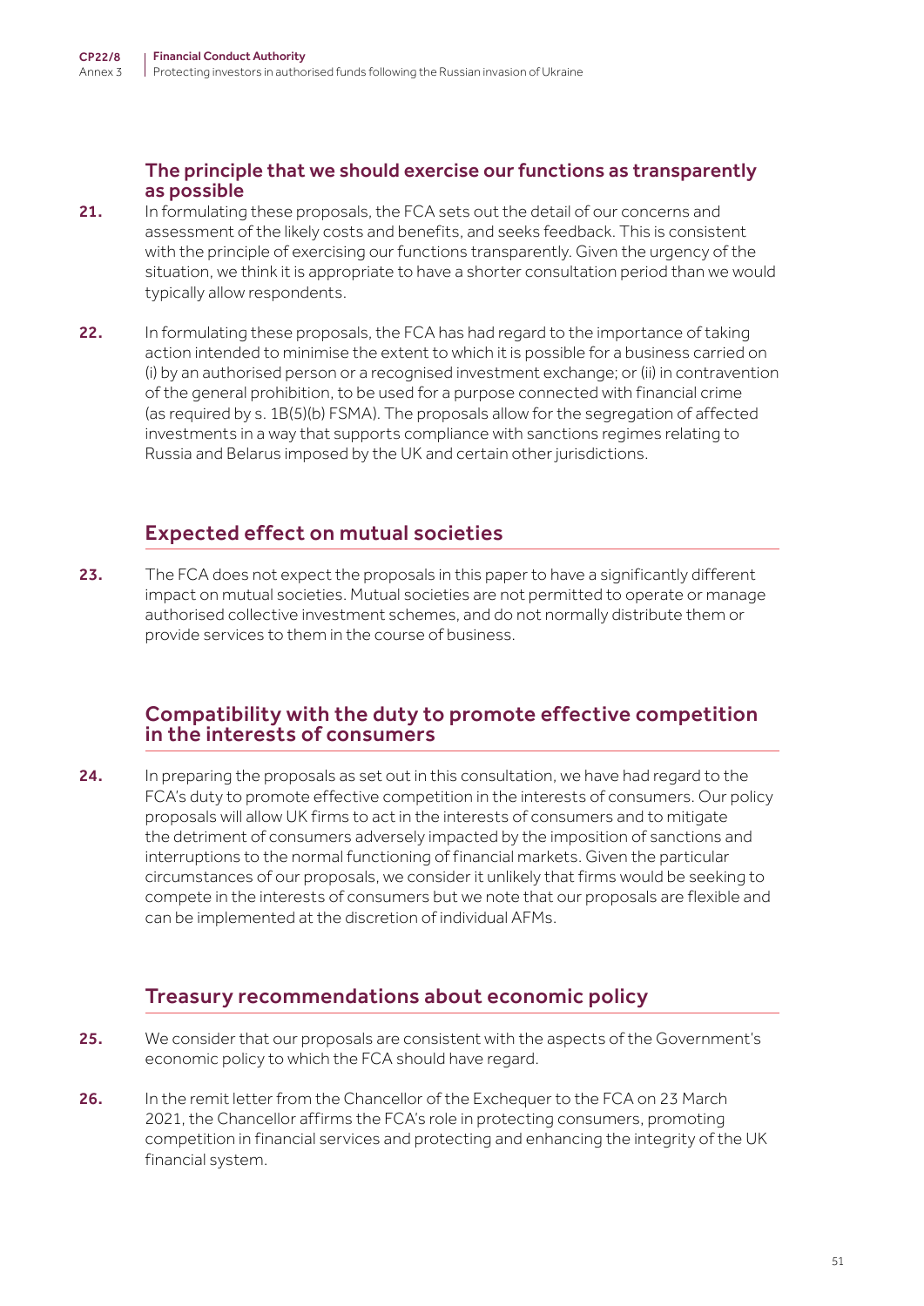### The principle that we should exercise our functions as transparently as possible

21. In formulating these proposals, the FCA sets out the detail of our concerns and assessment of the likely costs and benefits, and seeks feedback. This is consistent with the principle of exercising our functions transparently. Given the urgency of the situation, we think it is appropriate to have a shorter consultation period than we would typically allow respondents.

22. In formulating these proposals, the FCA has had regard to the importance of taking action intended to minimise the extent to which it is possible for a business carried on (i) by an authorised person or a recognised investment exchange; or (ii) in contravention of the general prohibition, to be used for a purpose connected with financial crime (as required by s. 1B(5)(b) FSMA). The proposals allow for the segregation of affected investments in a way that supports compliance with sanctions regimes relating to Russia and Belarus imposed by the UK and certain other jurisdictions.

## Expected effect on mutual societies

23. The FCA does not expect the proposals in this paper to have a significantly different impact on mutual societies. Mutual societies are not permitted to operate or manage authorised collective investment schemes, and do not normally distribute them or provide services to them in the course of business.

## Compatibility with the duty to promote effective competition in the interests of consumers

24. In preparing the proposals as set out in this consultation, we have had regard to the FCA's duty to promote effective competition in the interests of consumers. Our policy proposals will allow UK firms to act in the interests of consumers and to mitigate the detriment of consumers adversely impacted by the imposition of sanctions and interruptions to the normal functioning of financial markets. Given the particular circumstances of our proposals, we consider it unlikely that firms would be seeking to compete in the interests of consumers but we note that our proposals are flexible and can be implemented at the discretion of individual AFMs.

## Treasury recommendations about economic policy

25. We consider that our proposals are consistent with the aspects of the Government's economic policy to which the FCA should have regard.

26. In the remit letter from the Chancellor of the Exchequer to the FCA on 23 March 2021, the Chancellor affirms the FCA's role in protecting consumers, promoting competition in financial services and protecting and enhancing the integrity of the UK financial system.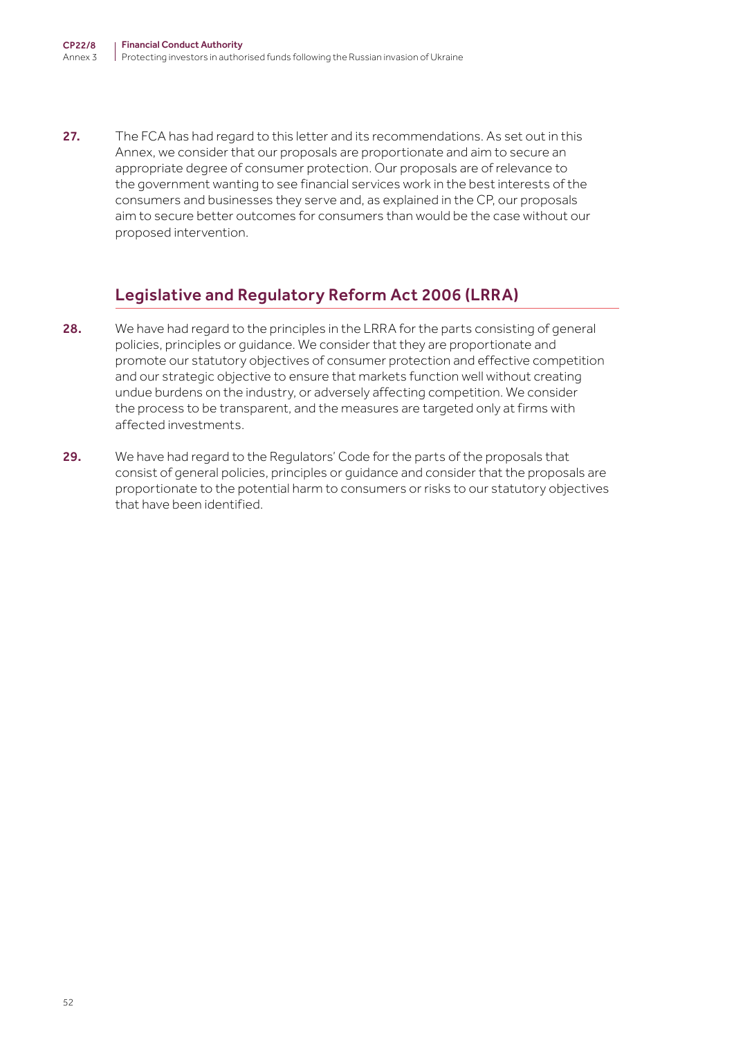27. The FCA has had regard to this letter and its recommendations. As set out in this Annex, we consider that our proposals are proportionate and aim to secure an appropriate degree of consumer protection. Our proposals are of relevance to the government wanting to see financial services work in the best interests of the consumers and businesses they serve and, as explained in the CP, our proposals aim to secure better outcomes for consumers than would be the case without our proposed intervention.

## Legislative and Regulatory Reform Act 2006 (LRRA)

28. We have had regard to the principles in the LRRA for the parts consisting of general policies, principles or guidance. We consider that they are proportionate and promote our statutory objectives of consumer protection and effective competition and our strategic objective to ensure that markets function well without creating undue burdens on the industry, or adversely affecting competition. We consider the process to be transparent, and the measures are targeted only at firms with affected investments.

29. We have had regard to the Regulators' Code for the parts of the proposals that consist of general policies, principles or guidance and consider that the proposals are proportionate to the potential harm to consumers or risks to our statutory objectives that have been identified.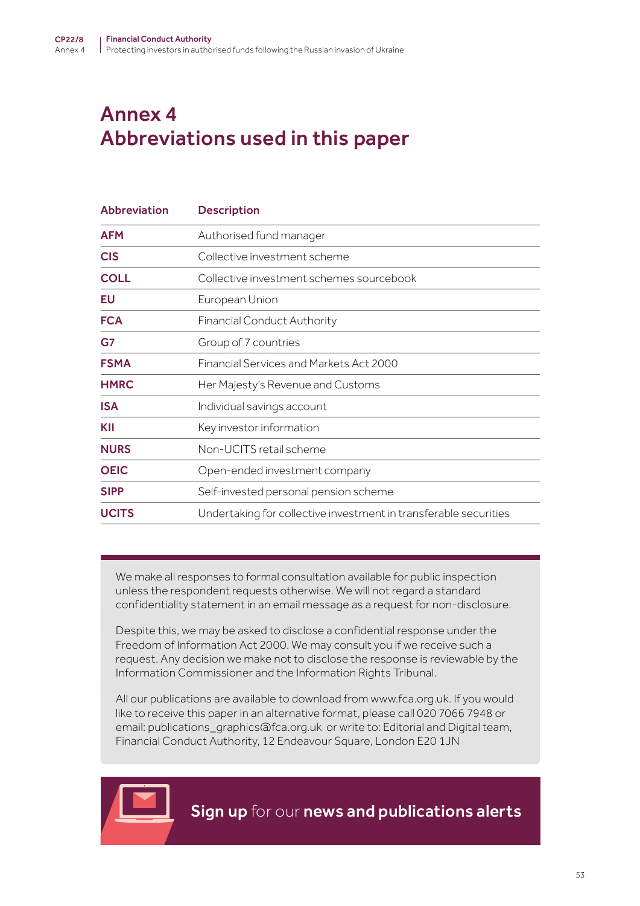# Annex 4
# Abbreviations used in this paper

| Abbreviation | Description |
| --- | --- |
| **AFM** | Authorised fund manager |
| **CIS** | Collective investment scheme |
| **COLL** | Collective investment schemes sourcebook |
| **EU** | European Union |
| **FCA** | Financial Conduct Authority |
| **G7** | Group of 7 countries |
| **FSMA** | Financial Services and Markets Act 2000 |
| **HMRC** | Her Majesty's Revenue and Customs |
| **ISA** | Individual savings account |
| **KII** | Key investor information |
| **NURS** | Non-UCITS retail scheme |
| **OEIC** | Open-ended investment company |
| **SIPP** | Self-invested personal pension scheme |
| **UCITS** | Undertaking for collective investment in transferable securities |

We make all responses to formal consultation available for public inspection unless the respondent requests otherwise. We will not regard a standard confidentiality statement in an email message as a request for non-disclosure.

Despite this, we may be asked to disclose a confidential response under the Freedom of Information Act 2000. We may consult you if we receive such a request. Any decision we make not to disclose the response is reviewable by the Information Commissioner and the Information Rights Tribunal.

All our publications are available to download from www.fca.org.uk. If you would like to receive this paper in an alternative format, please call 020 7066 7948 or email: publications_graphics@fca.org.uk or write to: Editorial and Digital team, Financial Conduct Authority, 12 Endeavour Square, London E20 1JN

**Sign up** for our **news and publications alerts**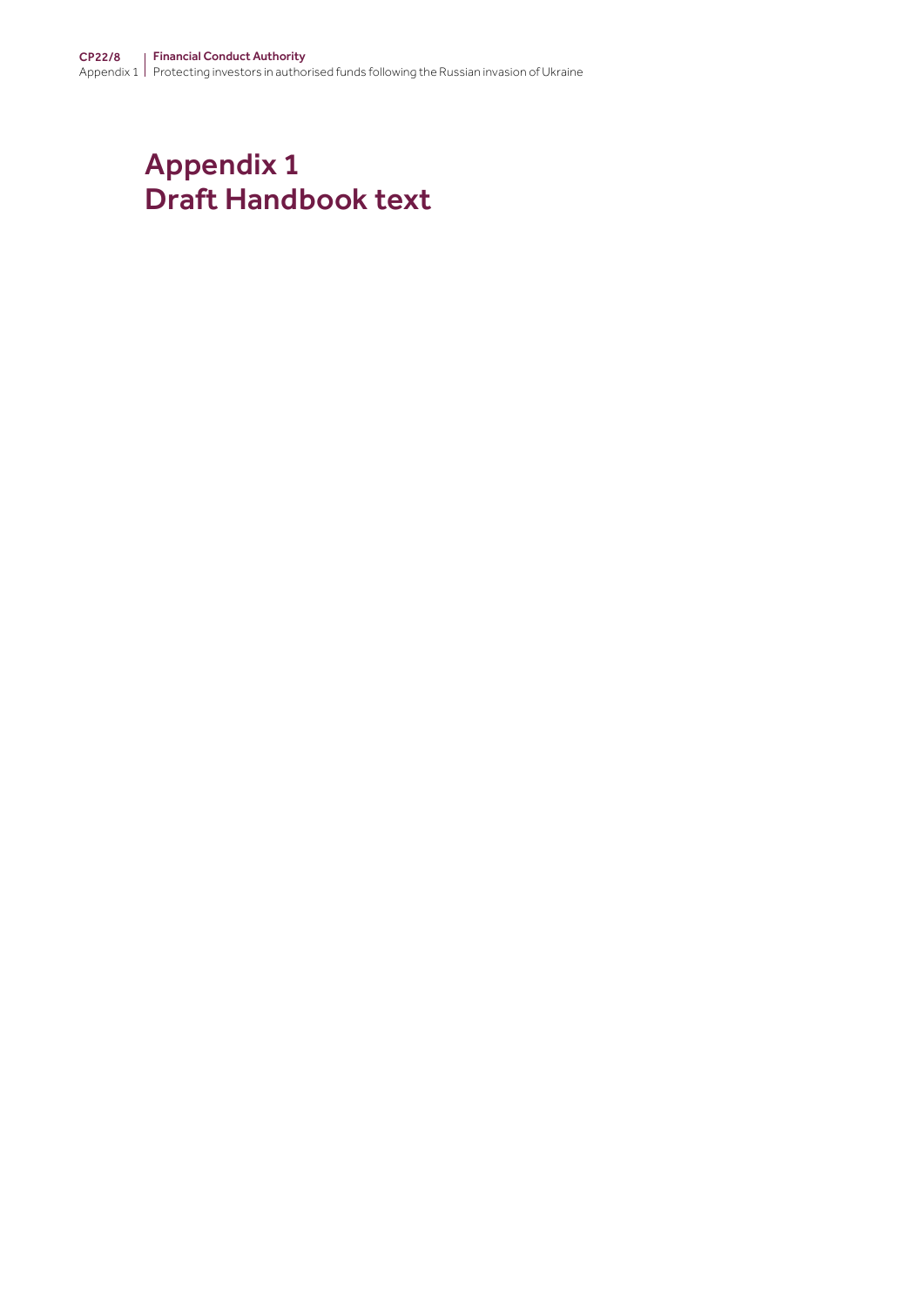# Appendix 1
# Draft Handbook text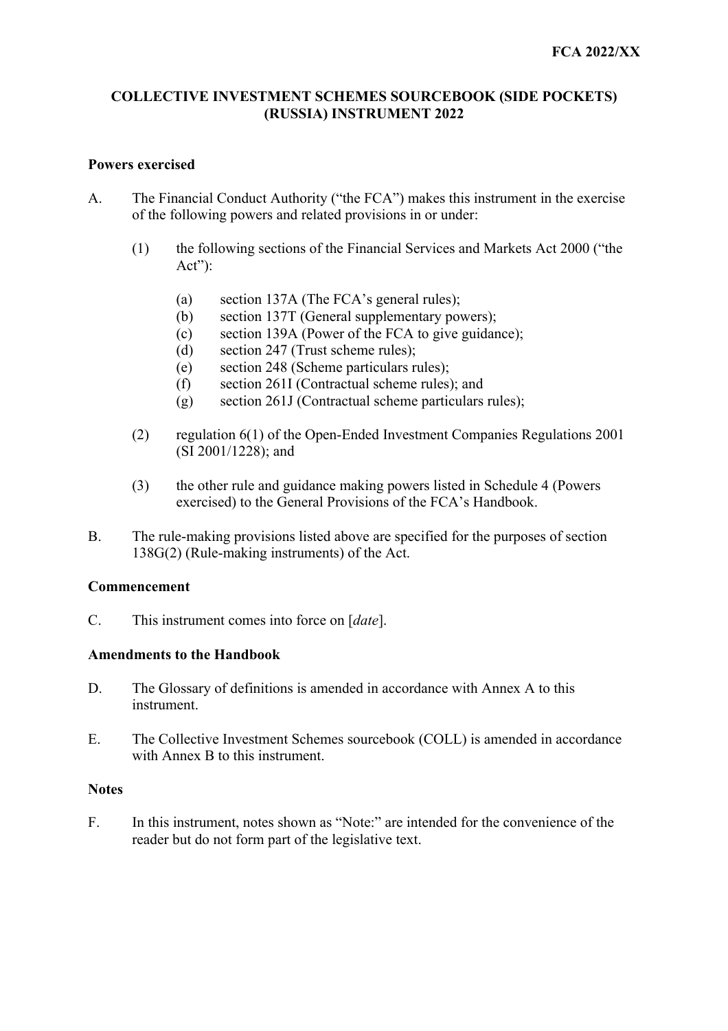**FCA 2022/XX**

# COLLECTIVE INVESTMENT SCHEMES SOURCEBOOK (SIDE POCKETS) (RUSSIA) INSTRUMENT 2022

## Powers exercised

A. The Financial Conduct Authority ("the FCA") makes this instrument in the exercise of the following powers and related provisions in or under:

   (1) the following sections of the Financial Services and Markets Act 2000 ("the Act"):

      (a) section 137A (The FCA's general rules);
      (b) section 137T (General supplementary powers);
      (c) section 139A (Power of the FCA to give guidance);
      (d) section 247 (Trust scheme rules);
      (e) section 248 (Scheme particulars rules);
      (f) section 261I (Contractual scheme rules); and
      (g) section 261J (Contractual scheme particulars rules);

   (2) regulation 6(1) of the Open-Ended Investment Companies Regulations 2001 (SI 2001/1228); and

   (3) the other rule and guidance making powers listed in Schedule 4 (Powers exercised) to the General Provisions of the FCA's Handbook.

B. The rule-making provisions listed above are specified for the purposes of section 138G(2) (Rule-making instruments) of the Act.

## Commencement

C. This instrument comes into force on [*date*].

## Amendments to the Handbook

D. The Glossary of definitions is amended in accordance with Annex A to this instrument.

E. The Collective Investment Schemes sourcebook (COLL) is amended in accordance with Annex B to this instrument.

## Notes

F. In this instrument, notes shown as "Note:" are intended for the convenience of the reader but do not form part of the legislative text.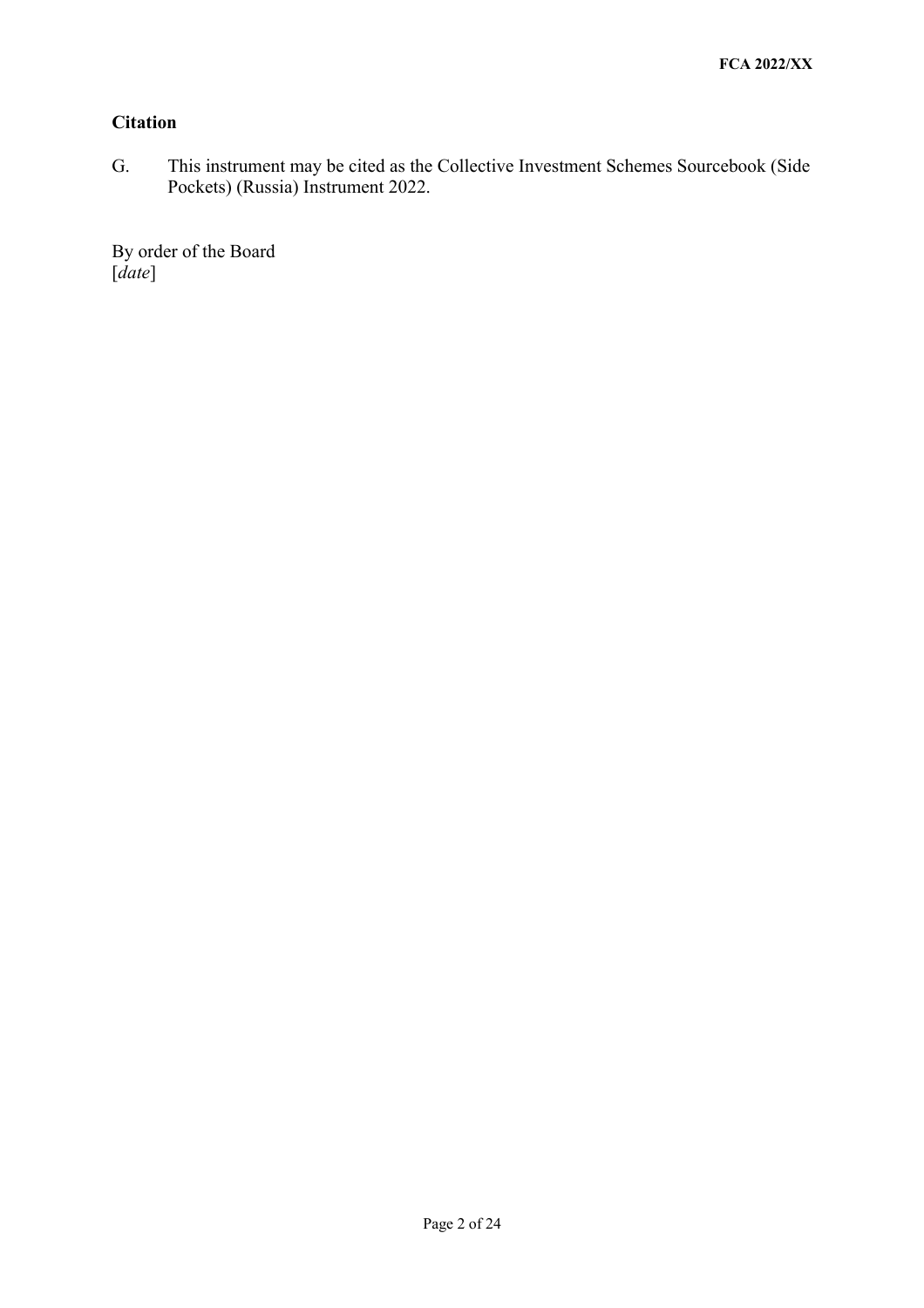## Citation

G. This instrument may be cited as the Collective Investment Schemes Sourcebook (Side Pockets) (Russia) Instrument 2022.

By order of the Board
[*date*]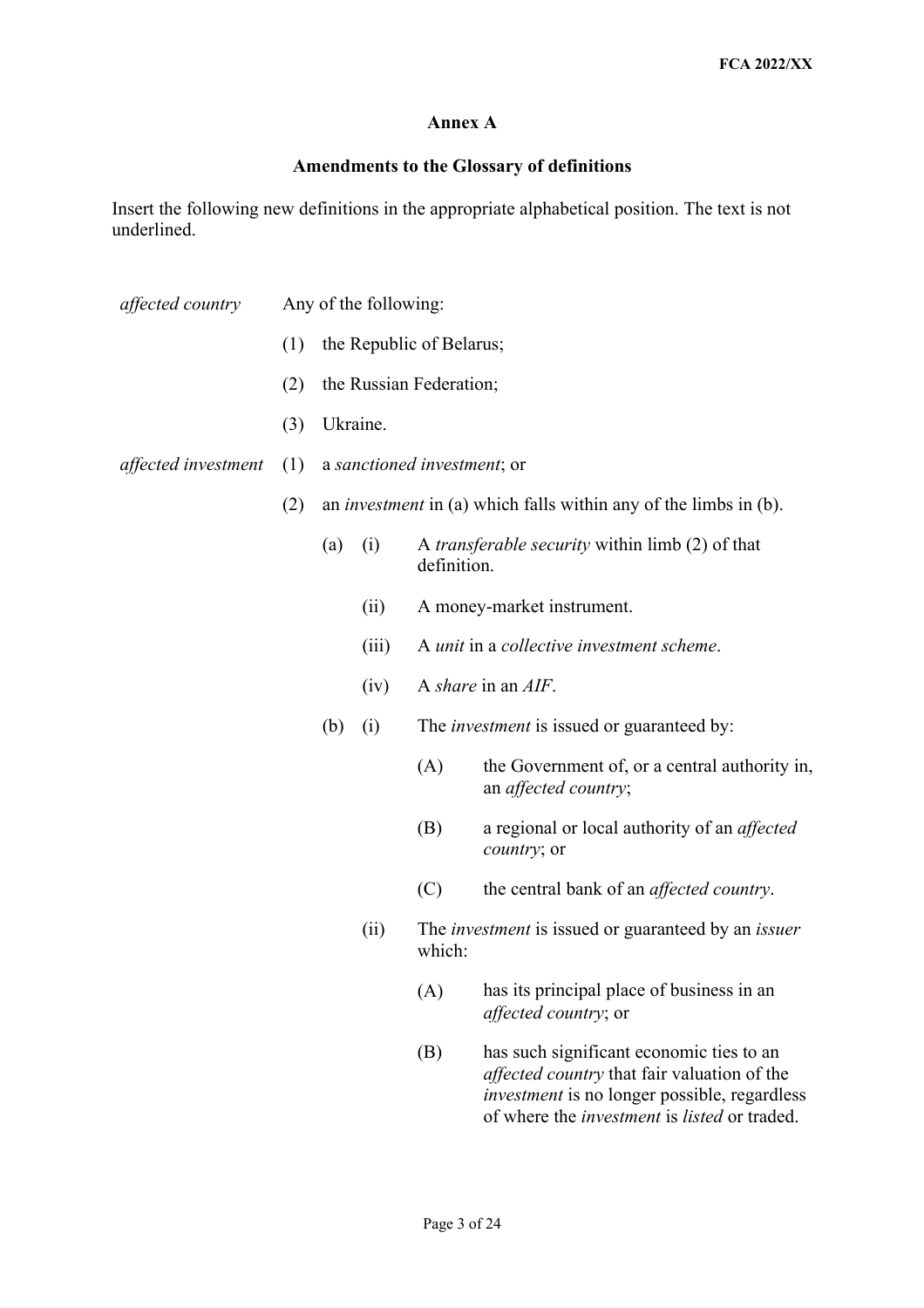## Annex A

## Amendments to the Glossary of definitions

Insert the following new definitions in the appropriate alphabetical position. The text is not underlined.

*affected country* Any of the following:

(1) the Republic of Belarus;

(2) the Russian Federation;

(3) Ukraine.

*affected investment*

(1) a *sanctioned investment*; or

(2) an *investment* in (a) which falls within any of the limbs in (b).

- (a)
  - (i) A *transferable security* within limb (2) of that definition.
  - (ii) A money-market instrument.
  - (iii) A *unit* in a *collective investment scheme*.
  - (iv) A *share* in an *AIF*.
- (b)
  - (i) The *investment* is issued or guaranteed by:
    - (A) the Government of, or a central authority in, an *affected country*;
    - (B) a regional or local authority of an *affected country*; or
    - (C) the central bank of an *affected country*.
  - (ii) The *investment* is issued or guaranteed by an *issuer* which:
    - (A) has its principal place of business in an *affected country*; or
    - (B) has such significant economic ties to an *affected country* that fair valuation of the *investment* is no longer possible, regardless of where the *investment* is *listed* or traded.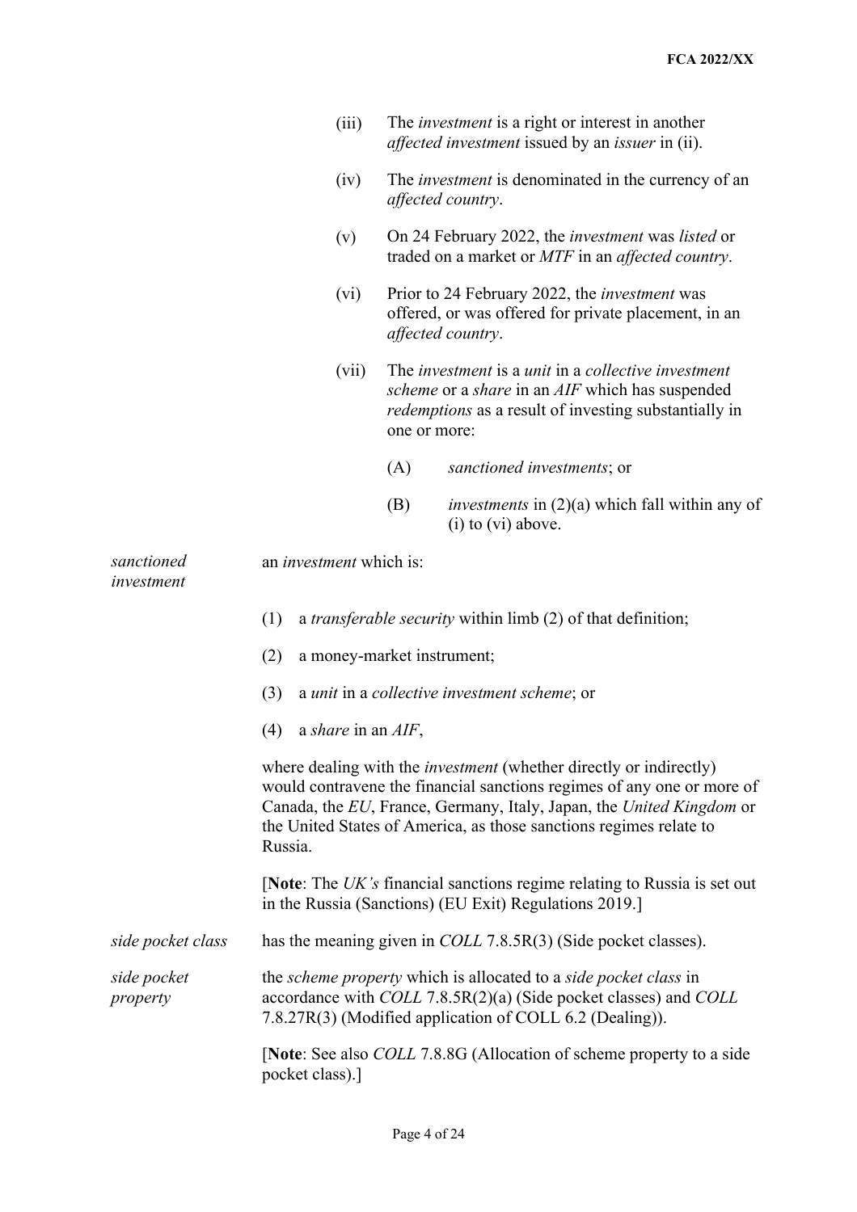(iii) The *investment* is a right or interest in another *affected investment* issued by an *issuer* in (ii).

(iv) The *investment* is denominated in the currency of an *affected country*.

(v) On 24 February 2022, the *investment* was *listed* or traded on a market or *MTF* in an *affected country*.

(vi) Prior to 24 February 2022, the *investment* was offered, or was offered for private placement, in an *affected country*.

(vii) The *investment* is a *unit* in a *collective investment scheme* or a *share* in an *AIF* which has suspended *redemptions* as a result of investing substantially in one or more:

(A) *sanctioned investments*; or

(B) *investments* in (2)(a) which fall within any of (i) to (vi) above.

*sanctioned investment* — an *investment* which is:

(1) a *transferable security* within limb (2) of that definition;

(2) a money-market instrument;

(3) a *unit* in a *collective investment scheme*; or

(4) a *share* in an *AIF*,

where dealing with the *investment* (whether directly or indirectly) would contravene the financial sanctions regimes of any one or more of Canada, the *EU*, France, Germany, Italy, Japan, the *United Kingdom* or the United States of America, as those sanctions regimes relate to Russia.

[**Note**: The *UK's* financial sanctions regime relating to Russia is set out in the Russia (Sanctions) (EU Exit) Regulations 2019.]

*side pocket class* — has the meaning given in *COLL* 7.8.5R(3) (Side pocket classes).

*side pocket property* — the *scheme property* which is allocated to a *side pocket class* in accordance with *COLL* 7.8.5R(2)(a) (Side pocket classes) and *COLL* 7.8.27R(3) (Modified application of COLL 6.2 (Dealing)).

[**Note**: See also *COLL* 7.8.8G (Allocation of scheme property to a side pocket class).]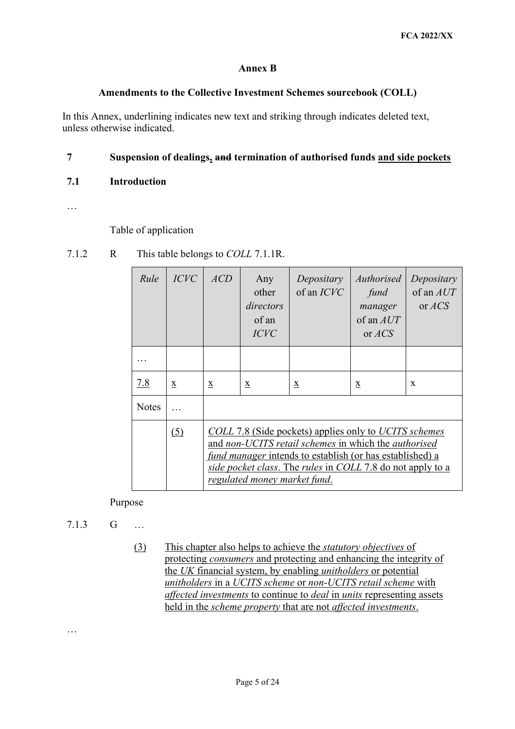**Annex B**

**Amendments to the Collective Investment Schemes sourcebook (COLL)**

In this Annex, underlining indicates new text and striking through indicates deleted text, unless otherwise indicated.

## 7 Suspension of dealings, ~~and~~ termination of authorised funds <u>and side pockets</u>

### 7.1 Introduction

…

Table of application

7.1.2 R This table belongs to *COLL* 7.1.1R.

| *Rule* | *ICVC* | *ACD* | Any other *directors* of an *ICVC* | *Depositary* of an *ICVC* | *Authorised fund manager* of an *AUT* or *ACS* | *Depositary* of an *AUT* or *ACS* |
|---|---|---|---|---|---|---|
| … | | | | | | |
| <u>7.8</u> | <u>x</u> | <u>x</u> | <u>x</u> | <u>x</u> | <u>x</u> | x |
| Notes | … | | | | | |
| | <u>(5)</u> | <u>*COLL* 7.8 (Side pockets) applies only to *UCITS schemes* and *non-UCITS retail schemes* in which the *authorised fund manager* intends to establish (or has established) a *side pocket class*. The *rules* in *COLL* 7.8 do not apply to a *regulated money market fund*.</u> | | | | |

Purpose

7.1.3 G …

<u>(3) This chapter also helps to achieve the *statutory objectives* of protecting *consumers* and protecting and enhancing the integrity of the *UK* financial system, by enabling *unitholders* or potential *unitholders* in a *UCITS scheme* or *non-UCITS retail scheme* with *affected investments* to continue to *deal* in *units* representing assets held in the *scheme property* that are not *affected investments*.</u>

…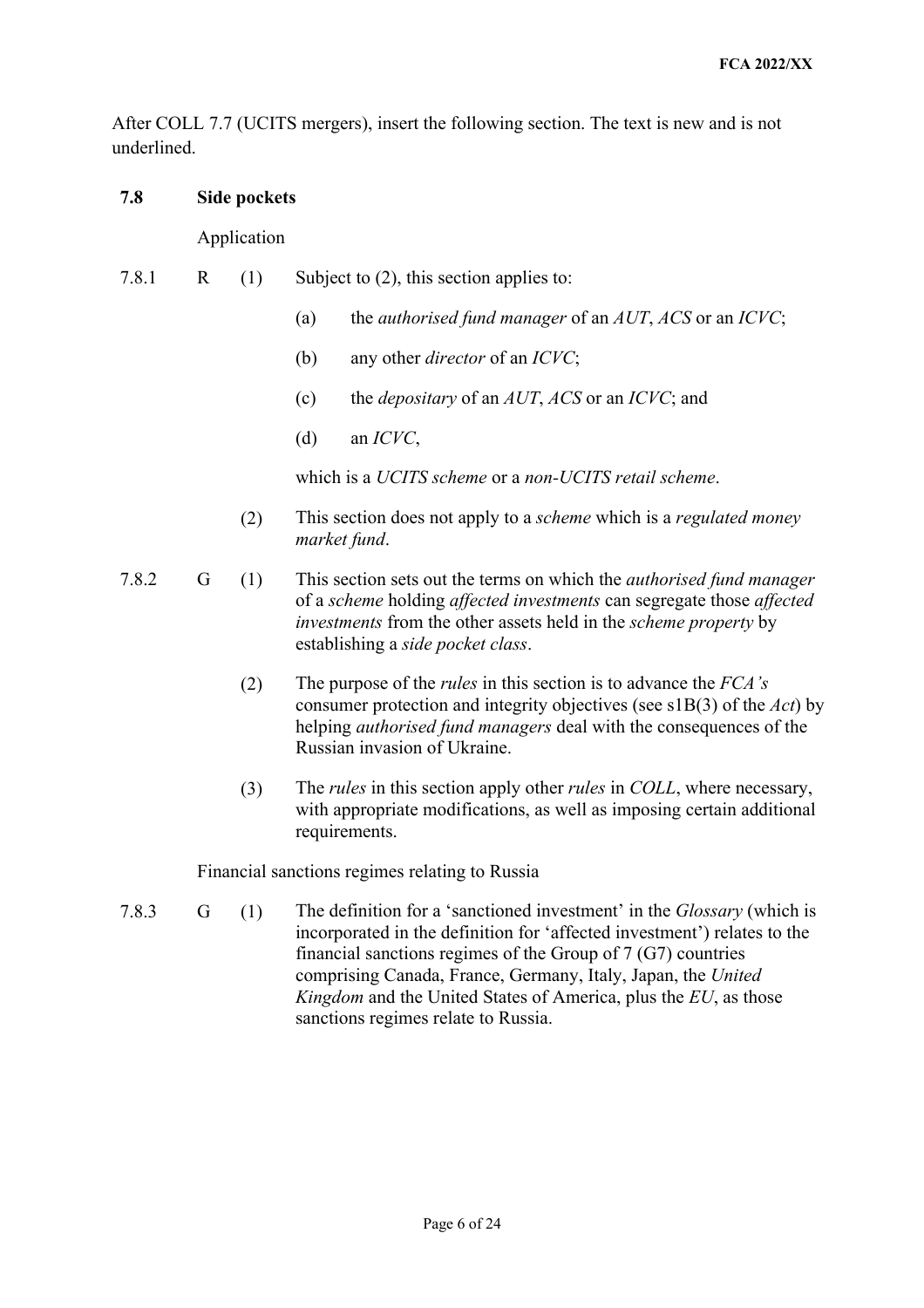After COLL 7.7 (UCITS mergers), insert the following section. The text is new and is not underlined.

**7.8 Side pockets**

Application

7.8.1 R (1) Subject to (2), this section applies to:

(a) the *authorised fund manager* of an *AUT*, *ACS* or an *ICVC*;

(b) any other *director* of an *ICVC*;

(c) the *depositary* of an *AUT*, *ACS* or an *ICVC*; and

(d) an *ICVC*,

which is a *UCITS scheme* or a *non-UCITS retail scheme*.

(2) This section does not apply to a *scheme* which is a *regulated money market fund*.

7.8.2 G (1) This section sets out the terms on which the *authorised fund manager* of a *scheme* holding *affected investments* can segregate those *affected investments* from the other assets held in the *scheme property* by establishing a *side pocket class*.

(2) The purpose of the *rules* in this section is to advance the *FCA's* consumer protection and integrity objectives (see s1B(3) of the *Act*) by helping *authorised fund managers* deal with the consequences of the Russian invasion of Ukraine.

(3) The *rules* in this section apply other *rules* in *COLL*, where necessary, with appropriate modifications, as well as imposing certain additional requirements.

Financial sanctions regimes relating to Russia

7.8.3 G (1) The definition for a 'sanctioned investment' in the *Glossary* (which is incorporated in the definition for 'affected investment') relates to the financial sanctions regimes of the Group of 7 (G7) countries comprising Canada, France, Germany, Italy, Japan, the *United Kingdom* and the United States of America, plus the *EU*, as those sanctions regimes relate to Russia.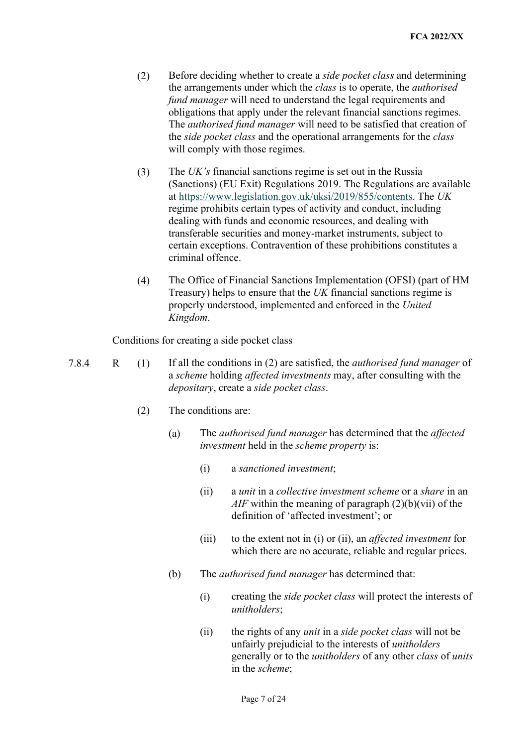(2) Before deciding whether to create a *side pocket class* and determining the arrangements under which the *class* is to operate, the *authorised fund manager* will need to understand the legal requirements and obligations that apply under the relevant financial sanctions regimes. The *authorised fund manager* will need to be satisfied that creation of the *side pocket class* and the operational arrangements for the *class* will comply with those regimes.

(3) The *UK's* financial sanctions regime is set out in the Russia (Sanctions) (EU Exit) Regulations 2019. The Regulations are available at [https://www.legislation.gov.uk/uksi/2019/855/contents](https://www.legislation.gov.uk/uksi/2019/855/contents). The *UK* regime prohibits certain types of activity and conduct, including dealing with funds and economic resources, and dealing with transferable securities and money-market instruments, subject to certain exceptions. Contravention of these prohibitions constitutes a criminal offence.

(4) The Office of Financial Sanctions Implementation (OFSI) (part of HM Treasury) helps to ensure that the *UK* financial sanctions regime is properly understood, implemented and enforced in the *United Kingdom*.

Conditions for creating a side pocket class

7.8.4 R (1) If all the conditions in (2) are satisfied, the *authorised fund manager* of a *scheme* holding *affected investments* may, after consulting with the *depositary*, create a *side pocket class*.

(2) The conditions are:

(a) The *authorised fund manager* has determined that the *affected investment* held in the *scheme property* is:

(i) a *sanctioned investment*;

(ii) a *unit* in a *collective investment scheme* or a *share* in an *AIF* within the meaning of paragraph (2)(b)(vii) of the definition of 'affected investment'; or

(iii) to the extent not in (i) or (ii), an *affected investment* for which there are no accurate, reliable and regular prices.

(b) The *authorised fund manager* has determined that:

(i) creating the *side pocket class* will protect the interests of *unitholders*;

(ii) the rights of any *unit* in a *side pocket class* will not be unfairly prejudicial to the interests of *unitholders* generally or to the *unitholders* of any other *class* of *units* in the *scheme*;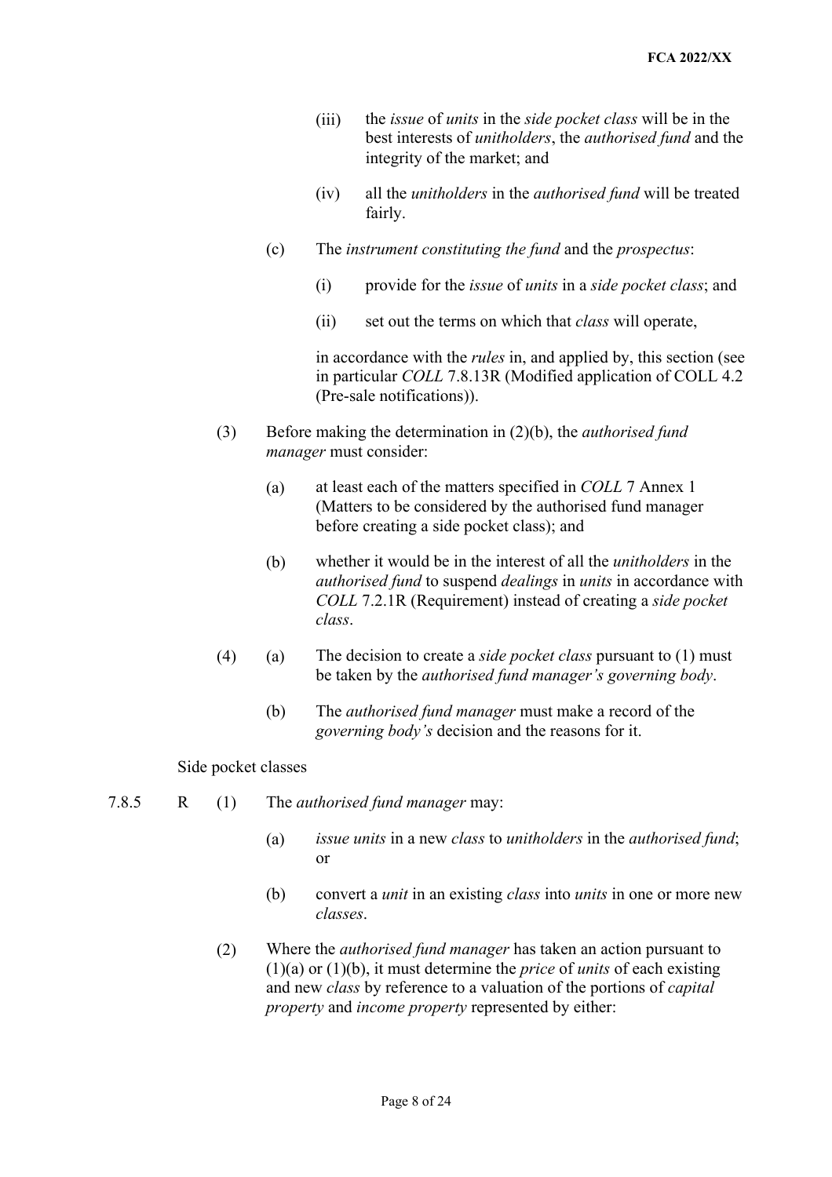(iii) the *issue* of *units* in the *side pocket class* will be in the best interests of *unitholders*, the *authorised fund* and the integrity of the market; and

(iv) all the *unitholders* in the *authorised fund* will be treated fairly.

(c) The *instrument constituting the fund* and the *prospectus*:

(i) provide for the *issue* of *units* in a *side pocket class*; and

(ii) set out the terms on which that *class* will operate,

in accordance with the *rules* in, and applied by, this section (see in particular *COLL* 7.8.13R (Modified application of COLL 4.2 (Pre-sale notifications)).

(3) Before making the determination in (2)(b), the *authorised fund manager* must consider:

(a) at least each of the matters specified in *COLL* 7 Annex 1 (Matters to be considered by the authorised fund manager before creating a side pocket class); and

(b) whether it would be in the interest of all the *unitholders* in the *authorised fund* to suspend *dealings* in *units* in accordance with *COLL* 7.2.1R (Requirement) instead of creating a *side pocket class*.

(4) (a) The decision to create a *side pocket class* pursuant to (1) must be taken by the *authorised fund manager's governing body*.

(b) The *authorised fund manager* must make a record of the *governing body's* decision and the reasons for it.

Side pocket classes

7.8.5 R (1) The *authorised fund manager* may:

(a) *issue units* in a new *class* to *unitholders* in the *authorised fund*; or

(b) convert a *unit* in an existing *class* into *units* in one or more new *classes*.

(2) Where the *authorised fund manager* has taken an action pursuant to (1)(a) or (1)(b), it must determine the *price* of *units* of each existing and new *class* by reference to a valuation of the portions of *capital property* and *income property* represented by either: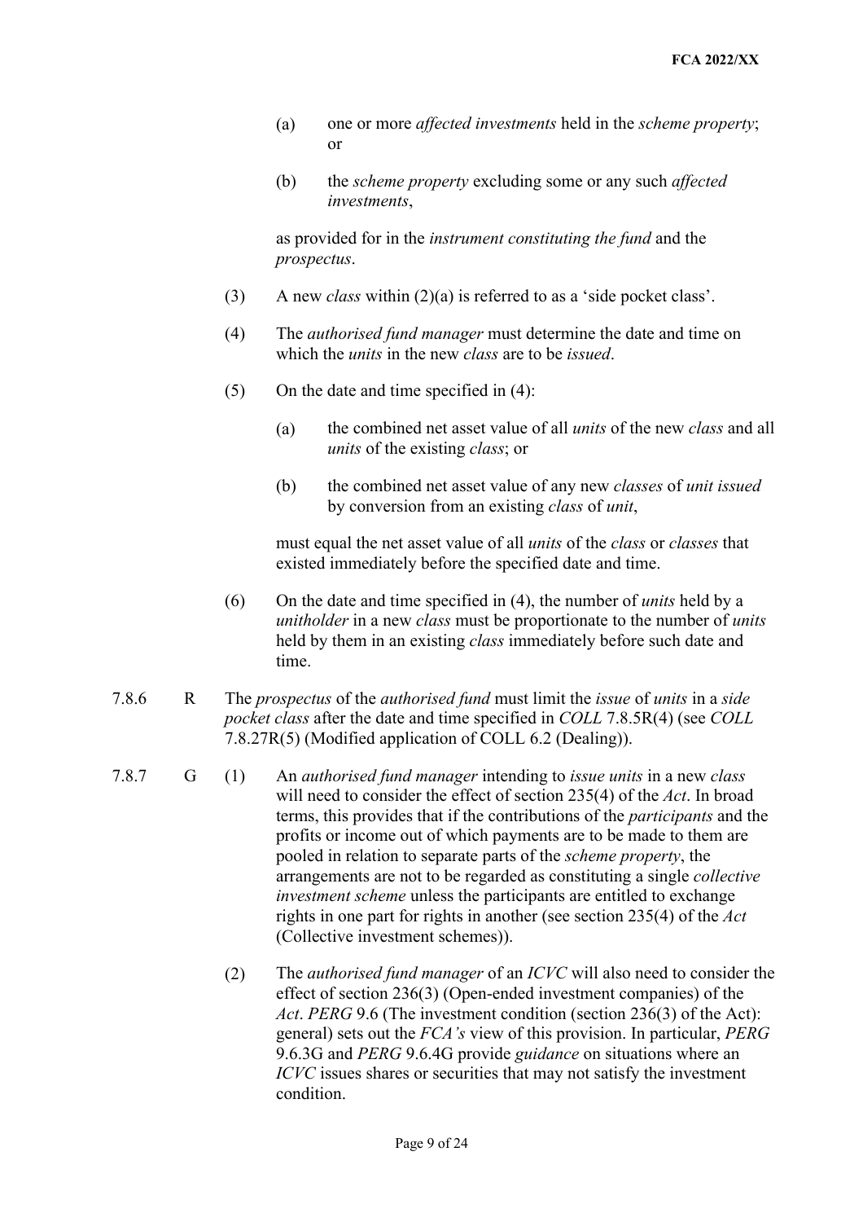(a) one or more *affected investments* held in the *scheme property*; or

(b) the *scheme property* excluding some or any such *affected investments*,

as provided for in the *instrument constituting the fund* and the *prospectus*.

(3) A new *class* within (2)(a) is referred to as a 'side pocket class'.

(4) The *authorised fund manager* must determine the date and time on which the *units* in the new *class* are to be *issued*.

(5) On the date and time specified in (4):

(a) the combined net asset value of all *units* of the new *class* and all *units* of the existing *class*; or

(b) the combined net asset value of any new *classes* of *unit issued* by conversion from an existing *class* of *unit*,

must equal the net asset value of all *units* of the *class* or *classes* that existed immediately before the specified date and time.

(6) On the date and time specified in (4), the number of *units* held by a *unitholder* in a new *class* must be proportionate to the number of *units* held by them in an existing *class* immediately before such date and time.

7.8.6 R The *prospectus* of the *authorised fund* must limit the *issue* of *units* in a *side pocket class* after the date and time specified in *COLL* 7.8.5R(4) (see *COLL* 7.8.27R(5) (Modified application of COLL 6.2 (Dealing)).

7.8.7 G (1) An *authorised fund manager* intending to *issue units* in a new *class* will need to consider the effect of section 235(4) of the *Act*. In broad terms, this provides that if the contributions of the *participants* and the profits or income out of which payments are to be made to them are pooled in relation to separate parts of the *scheme property*, the arrangements are not to be regarded as constituting a single *collective investment scheme* unless the participants are entitled to exchange rights in one part for rights in another (see section 235(4) of the *Act* (Collective investment schemes)).

(2) The *authorised fund manager* of an *ICVC* will also need to consider the effect of section 236(3) (Open-ended investment companies) of the *Act*. *PERG* 9.6 (The investment condition (section 236(3) of the Act): general) sets out the *FCA's* view of this provision. In particular, *PERG* 9.6.3G and *PERG* 9.6.4G provide *guidance* on situations where an *ICVC* issues shares or securities that may not satisfy the investment condition.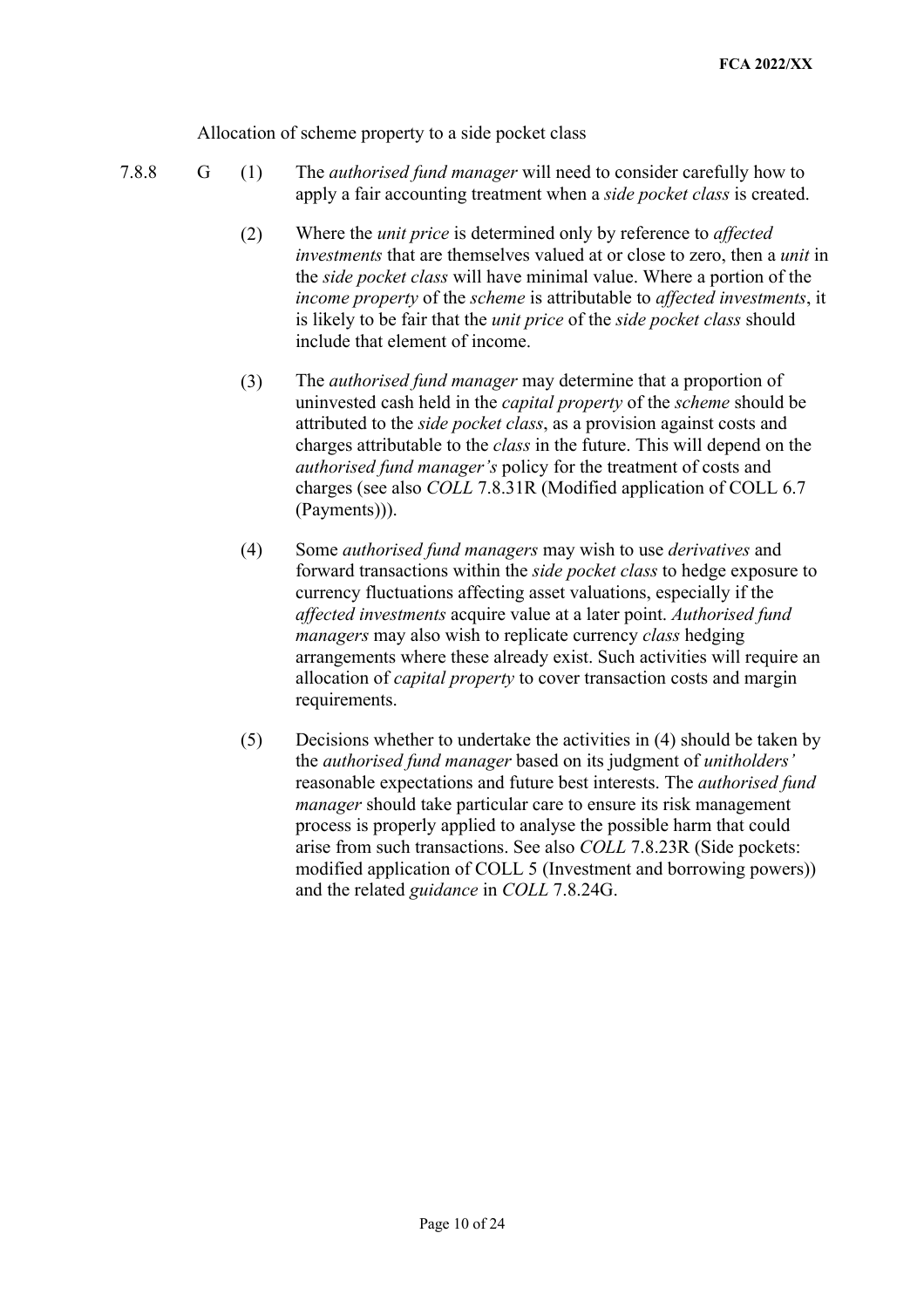Allocation of scheme property to a side pocket class

7.8.8 G

(1) The *authorised fund manager* will need to consider carefully how to apply a fair accounting treatment when a *side pocket class* is created.

(2) Where the *unit price* is determined only by reference to *affected investments* that are themselves valued at or close to zero, then a *unit* in the *side pocket class* will have minimal value. Where a portion of the *income property* of the *scheme* is attributable to *affected investments*, it is likely to be fair that the *unit price* of the *side pocket class* should include that element of income.

(3) The *authorised fund manager* may determine that a proportion of uninvested cash held in the *capital property* of the *scheme* should be attributed to the *side pocket class*, as a provision against costs and charges attributable to the *class* in the future. This will depend on the *authorised fund manager's* policy for the treatment of costs and charges (see also *COLL* 7.8.31R (Modified application of COLL 6.7 (Payments))).

(4) Some *authorised fund managers* may wish to use *derivatives* and forward transactions within the *side pocket class* to hedge exposure to currency fluctuations affecting asset valuations, especially if the *affected investments* acquire value at a later point. *Authorised fund managers* may also wish to replicate currency *class* hedging arrangements where these already exist. Such activities will require an allocation of *capital property* to cover transaction costs and margin requirements.

(5) Decisions whether to undertake the activities in (4) should be taken by the *authorised fund manager* based on its judgment of *unitholders'* reasonable expectations and future best interests. The *authorised fund manager* should take particular care to ensure its risk management process is properly applied to analyse the possible harm that could arise from such transactions. See also *COLL* 7.8.23R (Side pockets: modified application of COLL 5 (Investment and borrowing powers)) and the related *guidance* in *COLL* 7.8.24G.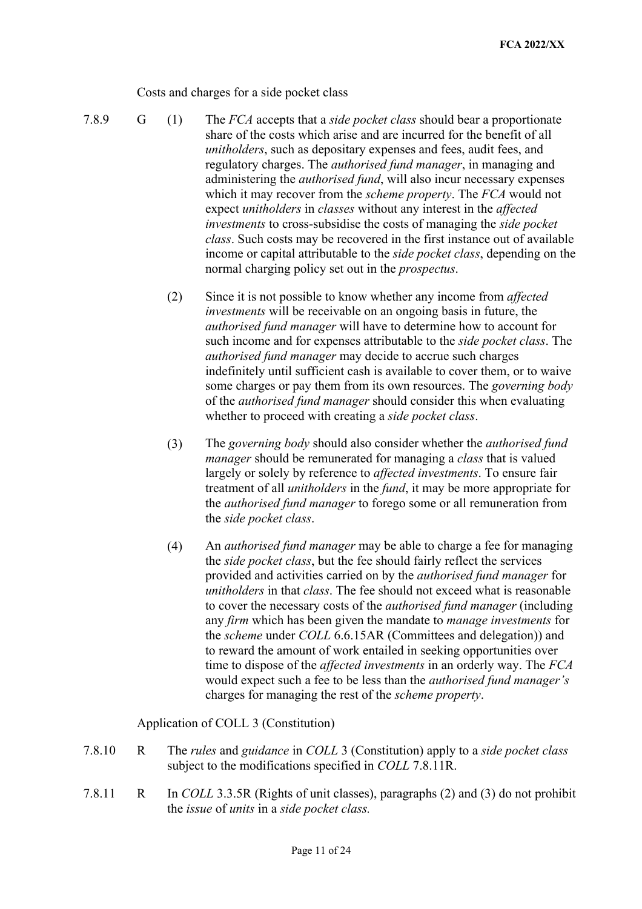Costs and charges for a side pocket class

7.8.9 G (1) The *FCA* accepts that a *side pocket class* should bear a proportionate share of the costs which arise and are incurred for the benefit of all *unitholders*, such as depositary expenses and fees, audit fees, and regulatory charges. The *authorised fund manager*, in managing and administering the *authorised fund*, will also incur necessary expenses which it may recover from the *scheme property*. The *FCA* would not expect *unitholders* in *classes* without any interest in the *affected investments* to cross-subsidise the costs of managing the *side pocket class*. Such costs may be recovered in the first instance out of available income or capital attributable to the *side pocket class*, depending on the normal charging policy set out in the *prospectus*.

(2) Since it is not possible to know whether any income from *affected investments* will be receivable on an ongoing basis in future, the *authorised fund manager* will have to determine how to account for such income and for expenses attributable to the *side pocket class*. The *authorised fund manager* may decide to accrue such charges indefinitely until sufficient cash is available to cover them, or to waive some charges or pay them from its own resources. The *governing body* of the *authorised fund manager* should consider this when evaluating whether to proceed with creating a *side pocket class*.

(3) The *governing body* should also consider whether the *authorised fund manager* should be remunerated for managing a *class* that is valued largely or solely by reference to *affected investments*. To ensure fair treatment of all *unitholders* in the *fund*, it may be more appropriate for the *authorised fund manager* to forego some or all remuneration from the *side pocket class*.

(4) An *authorised fund manager* may be able to charge a fee for managing the *side pocket class*, but the fee should fairly reflect the services provided and activities carried on by the *authorised fund manager* for *unitholders* in that *class*. The fee should not exceed what is reasonable to cover the necessary costs of the *authorised fund manager* (including any *firm* which has been given the mandate to *manage investments* for the *scheme* under *COLL* 6.6.15AR (Committees and delegation)) and to reward the amount of work entailed in seeking opportunities over time to dispose of the *affected investments* in an orderly way. The *FCA* would expect such a fee to be less than the *authorised fund manager's* charges for managing the rest of the *scheme property*.

Application of COLL 3 (Constitution)

7.8.10 R The *rules* and *guidance* in *COLL* 3 (Constitution) apply to a *side pocket class* subject to the modifications specified in *COLL* 7.8.11R.

7.8.11 R In *COLL* 3.3.5R (Rights of unit classes), paragraphs (2) and (3) do not prohibit the *issue* of *units* in a *side pocket class.*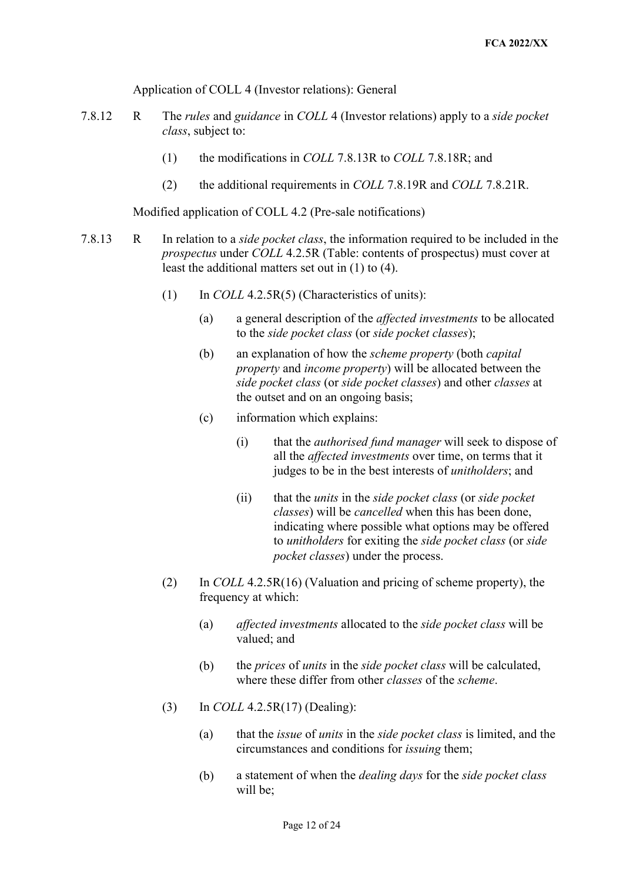Application of COLL 4 (Investor relations): General

7.8.12 R The *rules* and *guidance* in *COLL* 4 (Investor relations) apply to a *side pocket class*, subject to:

(1) the modifications in *COLL* 7.8.13R to *COLL* 7.8.18R; and

(2) the additional requirements in *COLL* 7.8.19R and *COLL* 7.8.21R.

Modified application of COLL 4.2 (Pre-sale notifications)

7.8.13 R In relation to a *side pocket class*, the information required to be included in the *prospectus* under *COLL* 4.2.5R (Table: contents of prospectus) must cover at least the additional matters set out in (1) to (4).

(1) In *COLL* 4.2.5R(5) (Characteristics of units):

(a) a general description of the *affected investments* to be allocated to the *side pocket class* (or *side pocket classes*);

(b) an explanation of how the *scheme property* (both *capital property* and *income property*) will be allocated between the *side pocket class* (or *side pocket classes*) and other *classes* at the outset and on an ongoing basis;

(c) information which explains:

(i) that the *authorised fund manager* will seek to dispose of all the *affected investments* over time, on terms that it judges to be in the best interests of *unitholders*; and

(ii) that the *units* in the *side pocket class* (or *side pocket classes*) will be *cancelled* when this has been done, indicating where possible what options may be offered to *unitholders* for exiting the *side pocket class* (or *side pocket classes*) under the process.

(2) In *COLL* 4.2.5R(16) (Valuation and pricing of scheme property), the frequency at which:

(a) *affected investments* allocated to the *side pocket class* will be valued; and

(b) the *prices* of *units* in the *side pocket class* will be calculated, where these differ from other *classes* of the *scheme*.

(3) In *COLL* 4.2.5R(17) (Dealing):

(a) that the *issue* of *units* in the *side pocket class* is limited, and the circumstances and conditions for *issuing* them;

(b) a statement of when the *dealing days* for the *side pocket class* will be;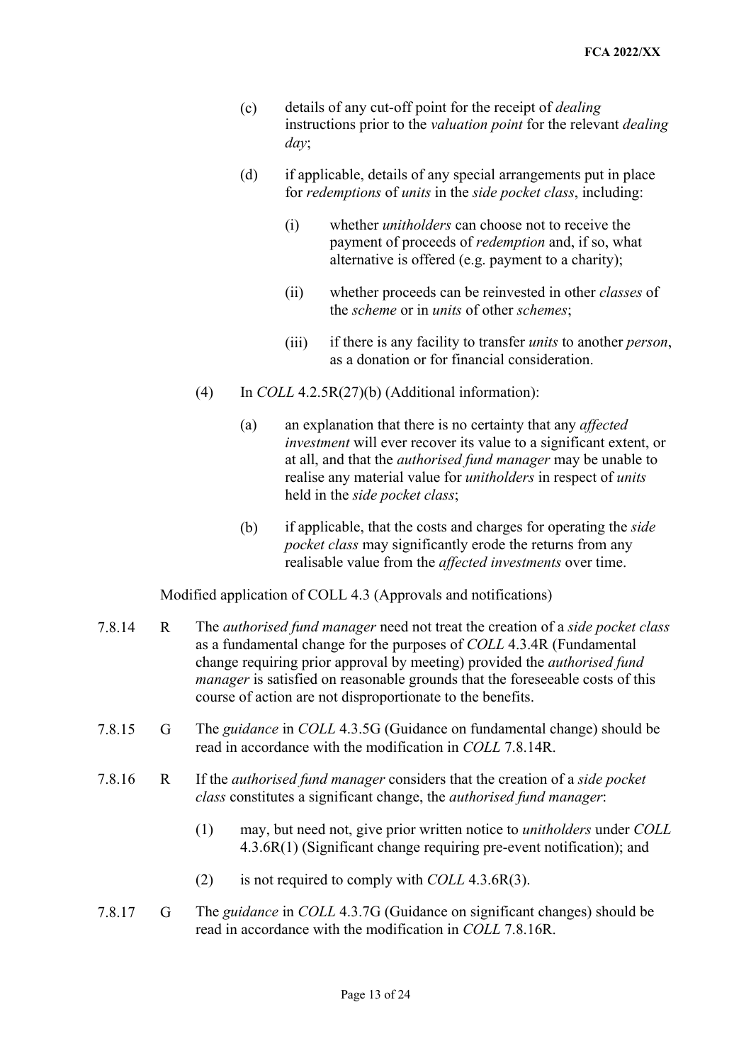(c) details of any cut-off point for the receipt of *dealing* instructions prior to the *valuation point* for the relevant *dealing day*;

(d) if applicable, details of any special arrangements put in place for *redemptions* of *units* in the *side pocket class*, including:

(i) whether *unitholders* can choose not to receive the payment of proceeds of *redemption* and, if so, what alternative is offered (e.g. payment to a charity);

(ii) whether proceeds can be reinvested in other *classes* of the *scheme* or in *units* of other *schemes*;

(iii) if there is any facility to transfer *units* to another *person*, as a donation or for financial consideration.

(4) In *COLL* 4.2.5R(27)(b) (Additional information):

(a) an explanation that there is no certainty that any *affected investment* will ever recover its value to a significant extent, or at all, and that the *authorised fund manager* may be unable to realise any material value for *unitholders* in respect of *units* held in the *side pocket class*;

(b) if applicable, that the costs and charges for operating the *side pocket class* may significantly erode the returns from any realisable value from the *affected investments* over time.

Modified application of COLL 4.3 (Approvals and notifications)

7.8.14 R The *authorised fund manager* need not treat the creation of a *side pocket class* as a fundamental change for the purposes of *COLL* 4.3.4R (Fundamental change requiring prior approval by meeting) provided the *authorised fund manager* is satisfied on reasonable grounds that the foreseeable costs of this course of action are not disproportionate to the benefits.

7.8.15 G The *guidance* in *COLL* 4.3.5G (Guidance on fundamental change) should be read in accordance with the modification in *COLL* 7.8.14R.

7.8.16 R If the *authorised fund manager* considers that the creation of a *side pocket class* constitutes a significant change, the *authorised fund manager*:

(1) may, but need not, give prior written notice to *unitholders* under *COLL* 4.3.6R(1) (Significant change requiring pre-event notification); and

(2) is not required to comply with *COLL* 4.3.6R(3).

7.8.17 G The *guidance* in *COLL* 4.3.7G (Guidance on significant changes) should be read in accordance with the modification in *COLL* 7.8.16R.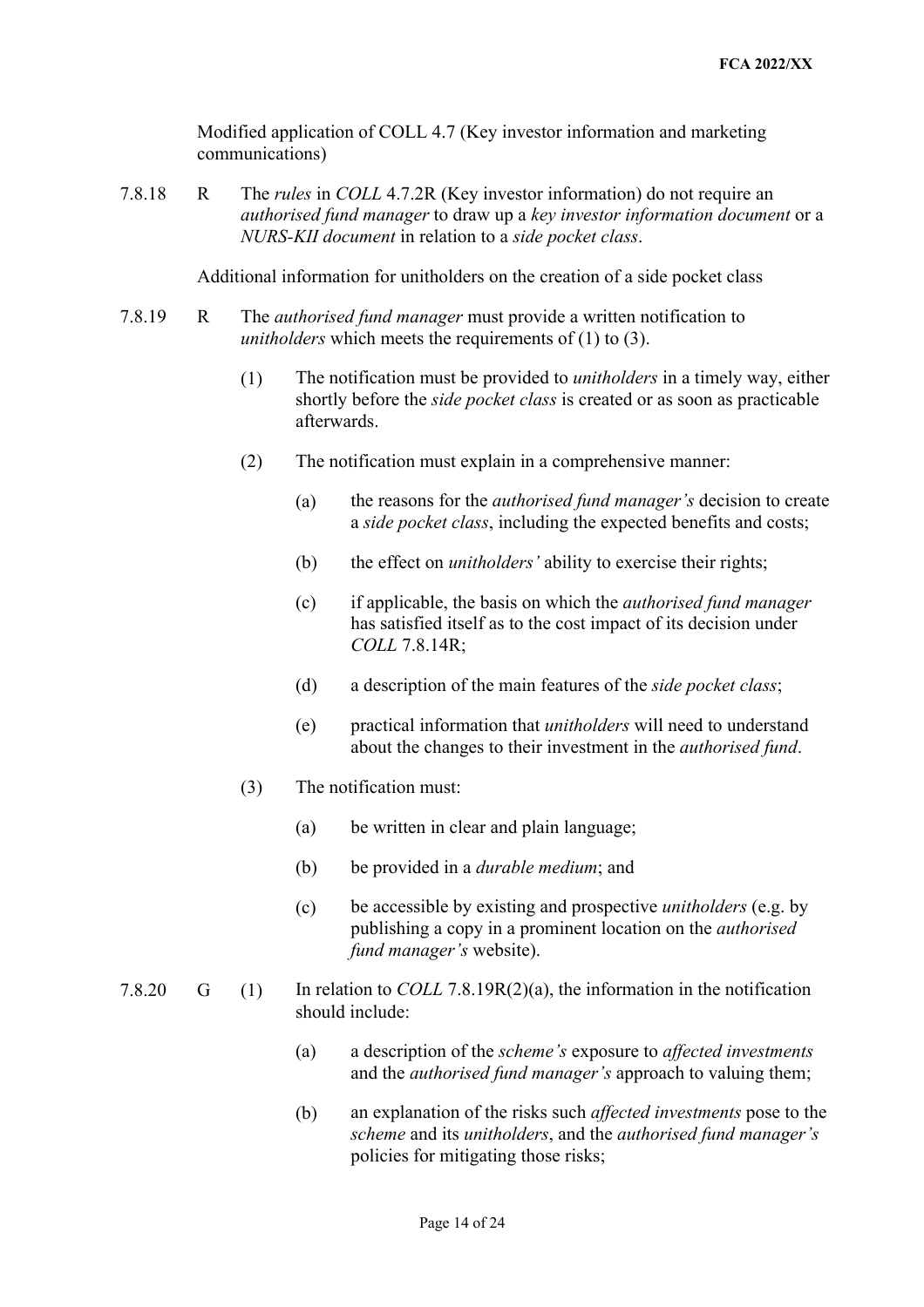Modified application of COLL 4.7 (Key investor information and marketing communications)

7.8.18 R The *rules* in *COLL* 4.7.2R (Key investor information) do not require an *authorised fund manager* to draw up a *key investor information document* or a *NURS-KII document* in relation to a *side pocket class*.

Additional information for unitholders on the creation of a side pocket class

7.8.19 R The *authorised fund manager* must provide a written notification to *unitholders* which meets the requirements of (1) to (3).

(1) The notification must be provided to *unitholders* in a timely way, either shortly before the *side pocket class* is created or as soon as practicable afterwards.

(2) The notification must explain in a comprehensive manner:

(a) the reasons for the *authorised fund manager's* decision to create a *side pocket class*, including the expected benefits and costs;

(b) the effect on *unitholders'* ability to exercise their rights;

(c) if applicable, the basis on which the *authorised fund manager* has satisfied itself as to the cost impact of its decision under *COLL* 7.8.14R;

(d) a description of the main features of the *side pocket class*;

(e) practical information that *unitholders* will need to understand about the changes to their investment in the *authorised fund*.

(3) The notification must:

(a) be written in clear and plain language;

(b) be provided in a *durable medium*; and

(c) be accessible by existing and prospective *unitholders* (e.g. by publishing a copy in a prominent location on the *authorised fund manager's* website).

7.8.20 G (1) In relation to *COLL* 7.8.19R(2)(a), the information in the notification should include:

(a) a description of the *scheme's* exposure to *affected investments* and the *authorised fund manager's* approach to valuing them;

(b) an explanation of the risks such *affected investments* pose to the *scheme* and its *unitholders*, and the *authorised fund manager's* policies for mitigating those risks;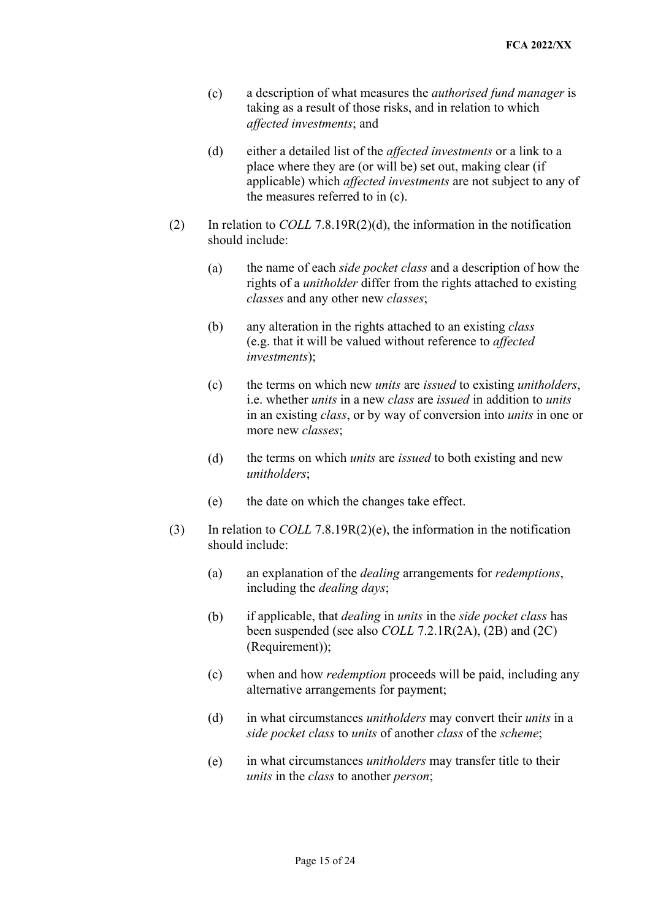(c) a description of what measures the *authorised fund manager* is taking as a result of those risks, and in relation to which *affected investments*; and

(d) either a detailed list of the *affected investments* or a link to a place where they are (or will be) set out, making clear (if applicable) which *affected investments* are not subject to any of the measures referred to in (c).

(2) In relation to *COLL* 7.8.19R(2)(d), the information in the notification should include:

(a) the name of each *side pocket class* and a description of how the rights of a *unitholder* differ from the rights attached to existing *classes* and any other new *classes*;

(b) any alteration in the rights attached to an existing *class* (e.g. that it will be valued without reference to *affected investments*);

(c) the terms on which new *units* are *issued* to existing *unitholders*, i.e. whether *units* in a new *class* are *issued* in addition to *units* in an existing *class*, or by way of conversion into *units* in one or more new *classes*;

(d) the terms on which *units* are *issued* to both existing and new *unitholders*;

(e) the date on which the changes take effect.

(3) In relation to *COLL* 7.8.19R(2)(e), the information in the notification should include:

(a) an explanation of the *dealing* arrangements for *redemptions*, including the *dealing days*;

(b) if applicable, that *dealing* in *units* in the *side pocket class* has been suspended (see also *COLL* 7.2.1R(2A), (2B) and (2C) (Requirement));

(c) when and how *redemption* proceeds will be paid, including any alternative arrangements for payment;

(d) in what circumstances *unitholders* may convert their *units* in a *side pocket class* to *units* of another *class* of the *scheme*;

(e) in what circumstances *unitholders* may transfer title to their *units* in the *class* to another *person*;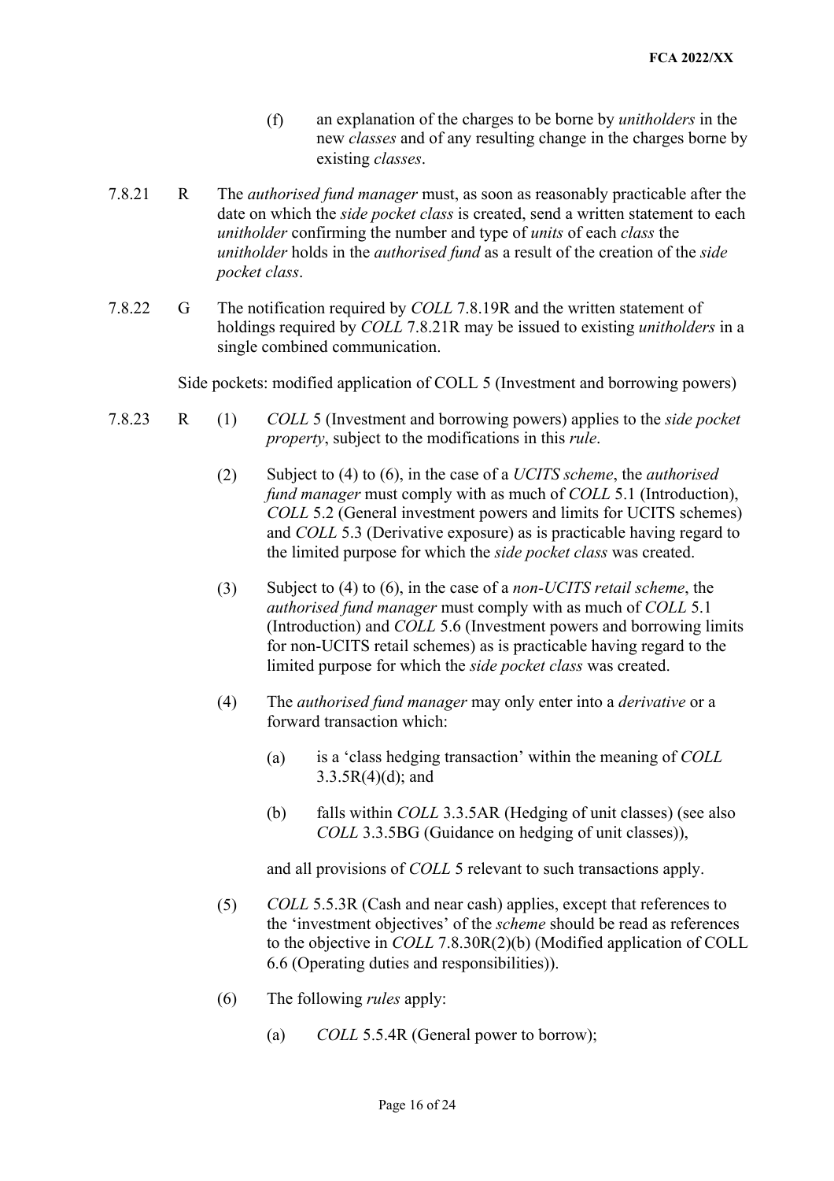(f) an explanation of the charges to be borne by *unitholders* in the new *classes* and of any resulting change in the charges borne by existing *classes*.

7.8.21 R The *authorised fund manager* must, as soon as reasonably practicable after the date on which the *side pocket class* is created, send a written statement to each *unitholder* confirming the number and type of *units* of each *class* the *unitholder* holds in the *authorised fund* as a result of the creation of the *side pocket class*.

7.8.22 G The notification required by *COLL* 7.8.19R and the written statement of holdings required by *COLL* 7.8.21R may be issued to existing *unitholders* in a single combined communication.

Side pockets: modified application of COLL 5 (Investment and borrowing powers)

7.8.23 R (1) *COLL* 5 (Investment and borrowing powers) applies to the *side pocket property*, subject to the modifications in this *rule*.

(2) Subject to (4) to (6), in the case of a *UCITS scheme*, the *authorised fund manager* must comply with as much of *COLL* 5.1 (Introduction), *COLL* 5.2 (General investment powers and limits for UCITS schemes) and *COLL* 5.3 (Derivative exposure) as is practicable having regard to the limited purpose for which the *side pocket class* was created.

(3) Subject to (4) to (6), in the case of a *non-UCITS retail scheme*, the *authorised fund manager* must comply with as much of *COLL* 5.1 (Introduction) and *COLL* 5.6 (Investment powers and borrowing limits for non-UCITS retail schemes) as is practicable having regard to the limited purpose for which the *side pocket class* was created.

(4) The *authorised fund manager* may only enter into a *derivative* or a forward transaction which:

(a) is a 'class hedging transaction' within the meaning of *COLL* 3.3.5R(4)(d); and

(b) falls within *COLL* 3.3.5AR (Hedging of unit classes) (see also *COLL* 3.3.5BG (Guidance on hedging of unit classes)),

and all provisions of *COLL* 5 relevant to such transactions apply.

(5) *COLL* 5.5.3R (Cash and near cash) applies, except that references to the 'investment objectives' of the *scheme* should be read as references to the objective in *COLL* 7.8.30R(2)(b) (Modified application of COLL 6.6 (Operating duties and responsibilities)).

(6) The following *rules* apply:

(a) *COLL* 5.5.4R (General power to borrow);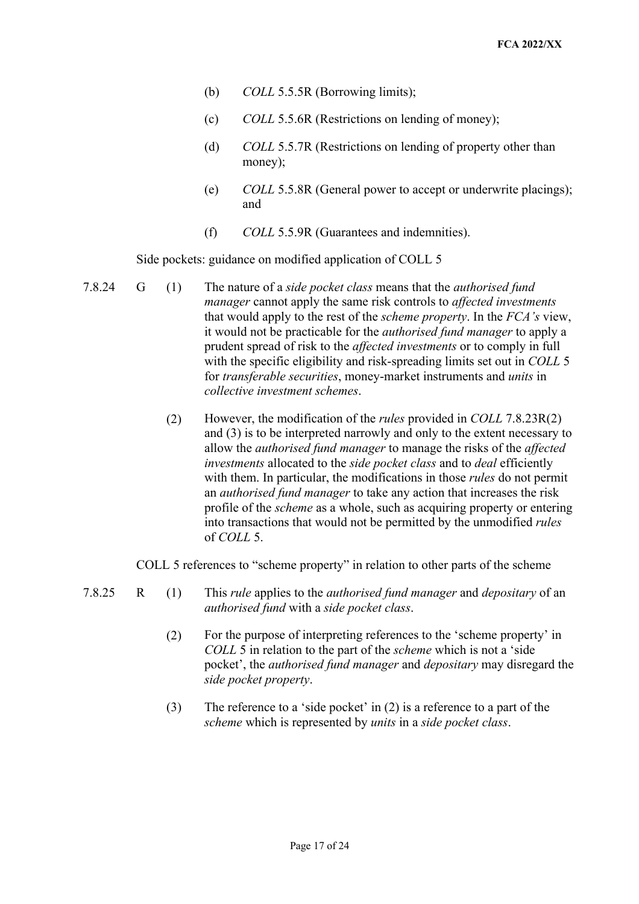(b) *COLL* 5.5.5R (Borrowing limits);

(c) *COLL* 5.5.6R (Restrictions on lending of money);

(d) *COLL* 5.5.7R (Restrictions on lending of property other than money);

(e) *COLL* 5.5.8R (General power to accept or underwrite placings); and

(f) *COLL* 5.5.9R (Guarantees and indemnities).

Side pockets: guidance on modified application of COLL 5

7.8.24 G (1) The nature of a *side pocket class* means that the *authorised fund manager* cannot apply the same risk controls to *affected investments* that would apply to the rest of the *scheme property*. In the *FCA's* view, it would not be practicable for the *authorised fund manager* to apply a prudent spread of risk to the *affected investments* or to comply in full with the specific eligibility and risk-spreading limits set out in *COLL* 5 for *transferable securities*, money-market instruments and *units* in *collective investment schemes*.

(2) However, the modification of the *rules* provided in *COLL* 7.8.23R(2) and (3) is to be interpreted narrowly and only to the extent necessary to allow the *authorised fund manager* to manage the risks of the *affected investments* allocated to the *side pocket class* and to *deal* efficiently with them. In particular, the modifications in those *rules* do not permit an *authorised fund manager* to take any action that increases the risk profile of the *scheme* as a whole, such as acquiring property or entering into transactions that would not be permitted by the unmodified *rules* of *COLL* 5.

COLL 5 references to "scheme property" in relation to other parts of the scheme

7.8.25 R (1) This *rule* applies to the *authorised fund manager* and *depositary* of an *authorised fund* with a *side pocket class*.

(2) For the purpose of interpreting references to the 'scheme property' in *COLL* 5 in relation to the part of the *scheme* which is not a 'side pocket', the *authorised fund manager* and *depositary* may disregard the *side pocket property*.

(3) The reference to a 'side pocket' in (2) is a reference to a part of the *scheme* which is represented by *units* in a *side pocket class*.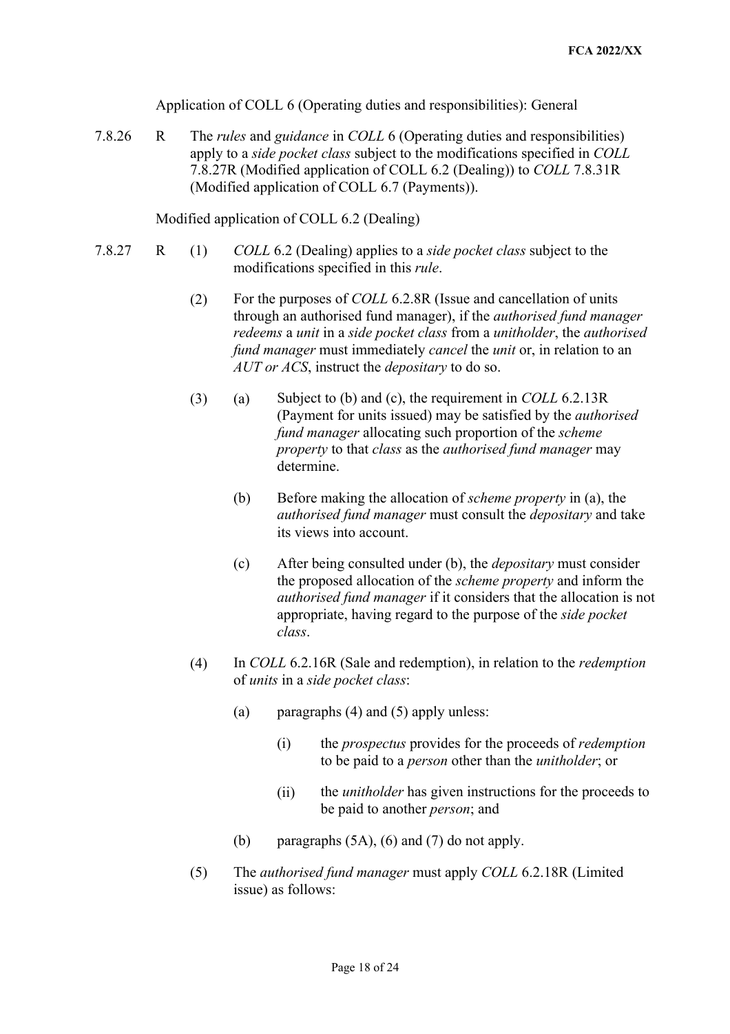Application of COLL 6 (Operating duties and responsibilities): General

7.8.26 R The *rules* and *guidance* in *COLL* 6 (Operating duties and responsibilities) apply to a *side pocket class* subject to the modifications specified in *COLL* 7.8.27R (Modified application of COLL 6.2 (Dealing)) to *COLL* 7.8.31R (Modified application of COLL 6.7 (Payments)).

Modified application of COLL 6.2 (Dealing)

7.8.27 R

(1) *COLL* 6.2 (Dealing) applies to a *side pocket class* subject to the modifications specified in this *rule*.

(2) For the purposes of *COLL* 6.2.8R (Issue and cancellation of units through an authorised fund manager), if the *authorised fund manager redeems* a *unit* in a *side pocket class* from a *unitholder*, the *authorised fund manager* must immediately *cancel* the *unit* or, in relation to an *AUT or ACS*, instruct the *depositary* to do so.

(3)

(a) Subject to (b) and (c), the requirement in *COLL* 6.2.13R (Payment for units issued) may be satisfied by the *authorised fund manager* allocating such proportion of the *scheme property* to that *class* as the *authorised fund manager* may determine.

(b) Before making the allocation of *scheme property* in (a), the *authorised fund manager* must consult the *depositary* and take its views into account.

(c) After being consulted under (b), the *depositary* must consider the proposed allocation of the *scheme property* and inform the *authorised fund manager* if it considers that the allocation is not appropriate, having regard to the purpose of the *side pocket class*.

(4) In *COLL* 6.2.16R (Sale and redemption), in relation to the *redemption* of *units* in a *side pocket class*:

(a) paragraphs (4) and (5) apply unless:

(i) the *prospectus* provides for the proceeds of *redemption* to be paid to a *person* other than the *unitholder*; or

(ii) the *unitholder* has given instructions for the proceeds to be paid to another *person*; and

(b) paragraphs (5A), (6) and (7) do not apply.

(5) The *authorised fund manager* must apply *COLL* 6.2.18R (Limited issue) as follows: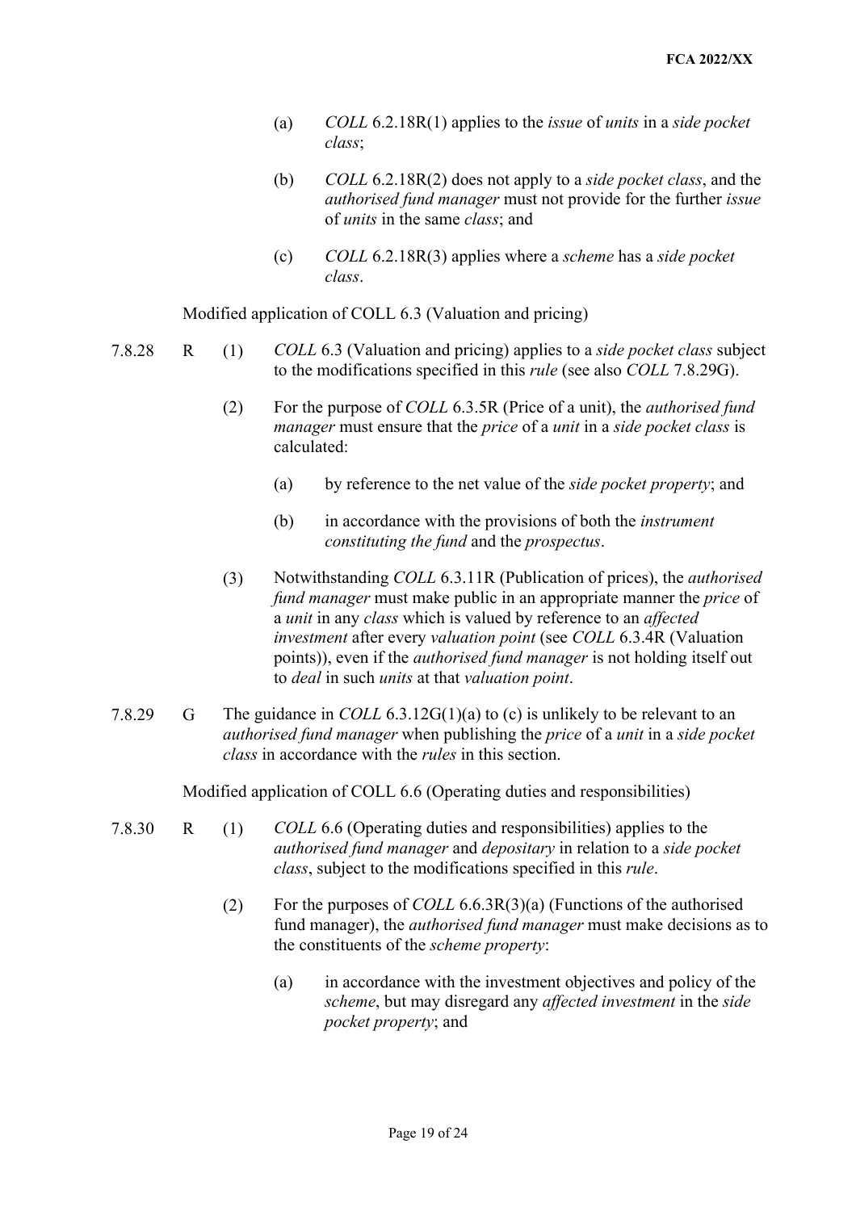(a) *COLL* 6.2.18R(1) applies to the *issue* of *units* in a *side pocket class*;

(b) *COLL* 6.2.18R(2) does not apply to a *side pocket class*, and the *authorised fund manager* must not provide for the further *issue* of *units* in the same *class*; and

(c) *COLL* 6.2.18R(3) applies where a *scheme* has a *side pocket class*.

Modified application of COLL 6.3 (Valuation and pricing)

7.8.28 R (1) *COLL* 6.3 (Valuation and pricing) applies to a *side pocket class* subject to the modifications specified in this *rule* (see also *COLL* 7.8.29G).

(2) For the purpose of *COLL* 6.3.5R (Price of a unit), the *authorised fund manager* must ensure that the *price* of a *unit* in a *side pocket class* is calculated:

(a) by reference to the net value of the *side pocket property*; and

(b) in accordance with the provisions of both the *instrument constituting the fund* and the *prospectus*.

(3) Notwithstanding *COLL* 6.3.11R (Publication of prices), the *authorised fund manager* must make public in an appropriate manner the *price* of a *unit* in any *class* which is valued by reference to an *affected investment* after every *valuation point* (see *COLL* 6.3.4R (Valuation points)), even if the *authorised fund manager* is not holding itself out to *deal* in such *units* at that *valuation point*.

7.8.29 G The guidance in *COLL* 6.3.12G(1)(a) to (c) is unlikely to be relevant to an *authorised fund manager* when publishing the *price* of a *unit* in a *side pocket class* in accordance with the *rules* in this section.

Modified application of COLL 6.6 (Operating duties and responsibilities)

7.8.30 R (1) *COLL* 6.6 (Operating duties and responsibilities) applies to the *authorised fund manager* and *depositary* in relation to a *side pocket class*, subject to the modifications specified in this *rule*.

(2) For the purposes of *COLL* 6.6.3R(3)(a) (Functions of the authorised fund manager), the *authorised fund manager* must make decisions as to the constituents of the *scheme property*:

(a) in accordance with the investment objectives and policy of the *scheme*, but may disregard any *affected investment* in the *side pocket property*; and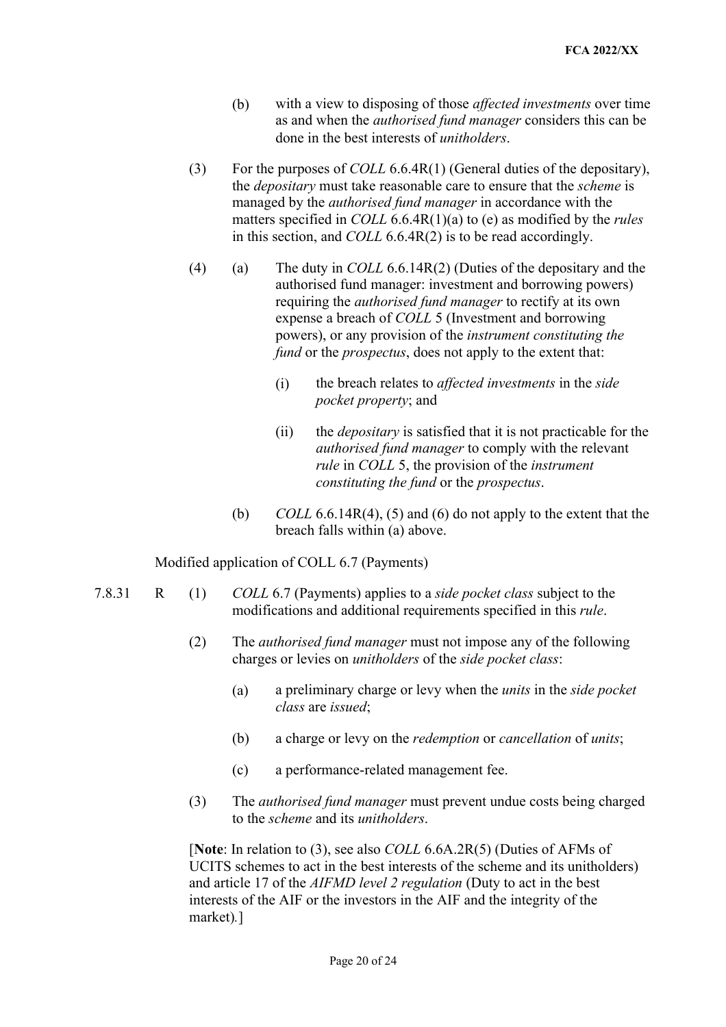(b) with a view to disposing of those *affected investments* over time as and when the *authorised fund manager* considers this can be done in the best interests of *unitholders*.

(3) For the purposes of *COLL* 6.6.4R(1) (General duties of the depositary), the *depositary* must take reasonable care to ensure that the *scheme* is managed by the *authorised fund manager* in accordance with the matters specified in *COLL* 6.6.4R(1)(a) to (e) as modified by the *rules* in this section, and *COLL* 6.6.4R(2) is to be read accordingly.

(4) (a) The duty in *COLL* 6.6.14R(2) (Duties of the depositary and the authorised fund manager: investment and borrowing powers) requiring the *authorised fund manager* to rectify at its own expense a breach of *COLL* 5 (Investment and borrowing powers), or any provision of the *instrument constituting the fund* or the *prospectus*, does not apply to the extent that:

(i) the breach relates to *affected investments* in the *side pocket property*; and

(ii) the *depositary* is satisfied that it is not practicable for the *authorised fund manager* to comply with the relevant *rule* in *COLL* 5, the provision of the *instrument constituting the fund* or the *prospectus*.

(b) *COLL* 6.6.14R(4), (5) and (6) do not apply to the extent that the breach falls within (a) above.

Modified application of COLL 6.7 (Payments)

7.8.31 R (1) *COLL* 6.7 (Payments) applies to a *side pocket class* subject to the modifications and additional requirements specified in this *rule*.

(2) The *authorised fund manager* must not impose any of the following charges or levies on *unitholders* of the *side pocket class*:

(a) a preliminary charge or levy when the *units* in the *side pocket class* are *issued*;

(b) a charge or levy on the *redemption* or *cancellation* of *units*;

(c) a performance-related management fee.

(3) The *authorised fund manager* must prevent undue costs being charged to the *scheme* and its *unitholders*.

[**Note**: In relation to (3), see also *COLL* 6.6A.2R(5) (Duties of AFMs of UCITS schemes to act in the best interests of the scheme and its unitholders) and article 17 of the *AIFMD level 2 regulation* (Duty to act in the best interests of the AIF or the investors in the AIF and the integrity of the market).]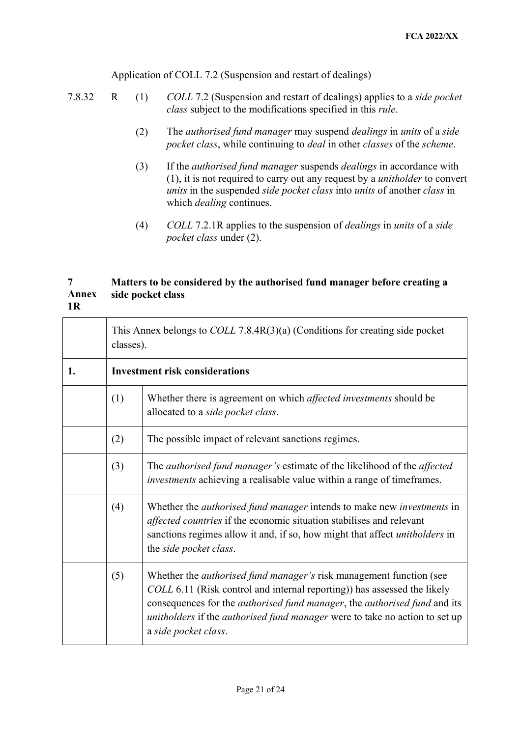Application of COLL 7.2 (Suspension and restart of dealings)

7.8.32 R (1) *COLL* 7.2 (Suspension and restart of dealings) applies to a *side pocket class* subject to the modifications specified in this *rule*.

(2) The *authorised fund manager* may suspend *dealings* in *units* of a *side pocket class*, while continuing to *deal* in other *classes* of the *scheme*.

(3) If the *authorised fund manager* suspends *dealings* in accordance with (1), it is not required to carry out any request by a *unitholder* to convert *units* in the suspended *side pocket class* into *units* of another *class* in which *dealing* continues.

(4) *COLL* 7.2.1R applies to the suspension of *dealings* in *units* of a *side pocket class* under (2).

## 7 Annex 1R Matters to be considered by the authorised fund manager before creating a side pocket class

| | | |
|---|---|---|
| | This Annex belongs to *COLL* 7.8.4R(3)(a) (Conditions for creating side pocket classes). | |
| **1.** | **Investment risk considerations** | |
| | (1) | Whether there is agreement on which *affected investments* should be allocated to a *side pocket class*. |
| | (2) | The possible impact of relevant sanctions regimes. |
| | (3) | The *authorised fund manager's* estimate of the likelihood of the *affected investments* achieving a realisable value within a range of timeframes. |
| | (4) | Whether the *authorised fund manager* intends to make new *investments* in *affected countries* if the economic situation stabilises and relevant sanctions regimes allow it and, if so, how might that affect *unitholders* in the *side pocket class*. |
| | (5) | Whether the *authorised fund manager's* risk management function (see *COLL* 6.11 (Risk control and internal reporting)) has assessed the likely consequences for the *authorised fund manager*, the *authorised fund* and its *unitholders* if the *authorised fund manager* were to take no action to set up a *side pocket class*. |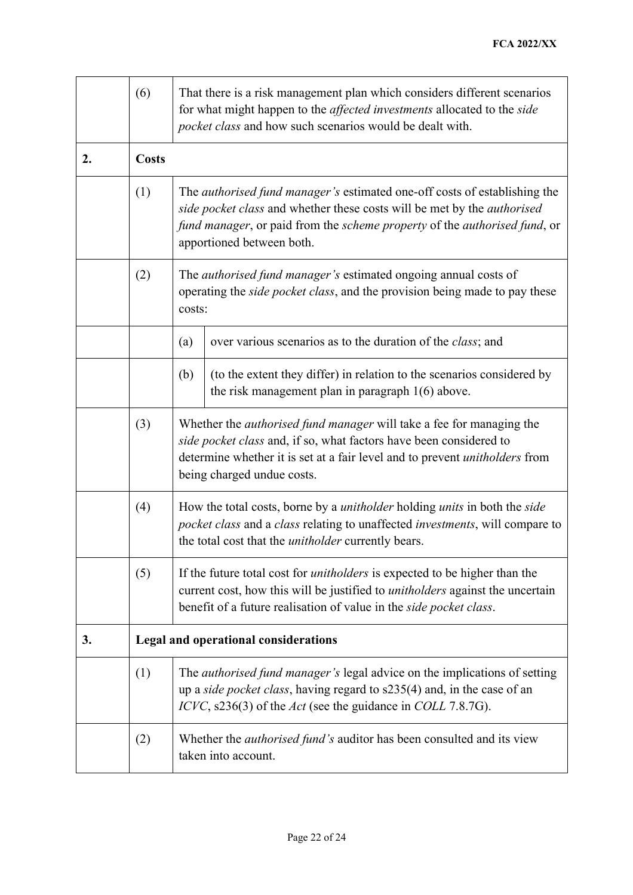| | | | |
|---|---|---|---|
| | (6) | That there is a risk management plan which considers different scenarios for what might happen to the *affected investments* allocated to the *side pocket class* and how such scenarios would be dealt with. | |
| **2.** | **Costs** | | |
| | (1) | The *authorised fund manager's* estimated one-off costs of establishing the *side pocket class* and whether these costs will be met by the *authorised fund manager*, or paid from the *scheme property* of the *authorised fund*, or apportioned between both. | |
| | (2) | The *authorised fund manager's* estimated ongoing annual costs of operating the *side pocket class*, and the provision being made to pay these costs: | |
| | | (a) | over various scenarios as to the duration of the *class*; and |
| | | (b) | (to the extent they differ) in relation to the scenarios considered by the risk management plan in paragraph 1(6) above. |
| | (3) | Whether the *authorised fund manager* will take a fee for managing the *side pocket class* and, if so, what factors have been considered to determine whether it is set at a fair level and to prevent *unitholders* from being charged undue costs. | |
| | (4) | How the total costs, borne by a *unitholder* holding *units* in both the *side pocket class* and a *class* relating to unaffected *investments*, will compare to the total cost that the *unitholder* currently bears. | |
| | (5) | If the future total cost for *unitholders* is expected to be higher than the current cost, how this will be justified to *unitholders* against the uncertain benefit of a future realisation of value in the *side pocket class*. | |
| **3.** | **Legal and operational considerations** | | |
| | (1) | The *authorised fund manager's* legal advice on the implications of setting up a *side pocket class*, having regard to s235(4) and, in the case of an *ICVC*, s236(3) of the *Act* (see the guidance in *COLL* 7.8.7G). | |
| | (2) | Whether the *authorised fund's* auditor has been consulted and its view taken into account. | |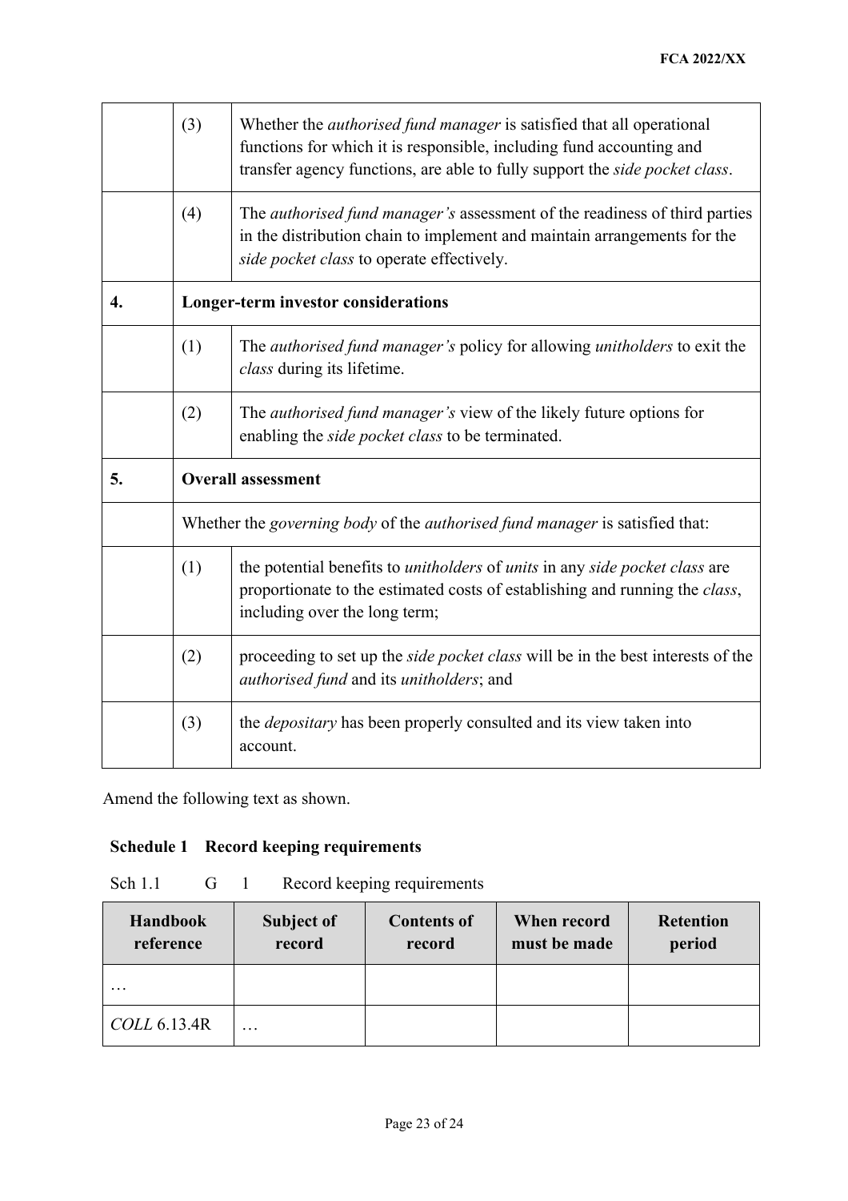| | | |
|---|---|---|
| | (3) | Whether the *authorised fund manager* is satisfied that all operational functions for which it is responsible, including fund accounting and transfer agency functions, are able to fully support the *side pocket class*. |
| | (4) | The *authorised fund manager's* assessment of the readiness of third parties in the distribution chain to implement and maintain arrangements for the *side pocket class* to operate effectively. |
| **4.** | **Longer-term investor considerations** | |
| | (1) | The *authorised fund manager's* policy for allowing *unitholders* to exit the *class* during its lifetime. |
| | (2) | The *authorised fund manager's* view of the likely future options for enabling the *side pocket class* to be terminated. |
| **5.** | **Overall assessment** | |
| | Whether the *governing body* of the *authorised fund manager* is satisfied that: | |
| | (1) | the potential benefits to *unitholders* of *units* in any *side pocket class* are proportionate to the estimated costs of establishing and running the *class*, including over the long term; |
| | (2) | proceeding to set up the *side pocket class* will be in the best interests of the *authorised fund* and its *unitholders*; and |
| | (3) | the *depositary* has been properly consulted and its view taken into account. |

Amend the following text as shown.

**Schedule 1 Record keeping requirements**

Sch 1.1 G 1 Record keeping requirements

| Handbook reference | Subject of record | Contents of record | When record must be made | Retention period |
|---|---|---|---|---|
| … | | | | |
| *COLL* 6.13.4R | … | | | |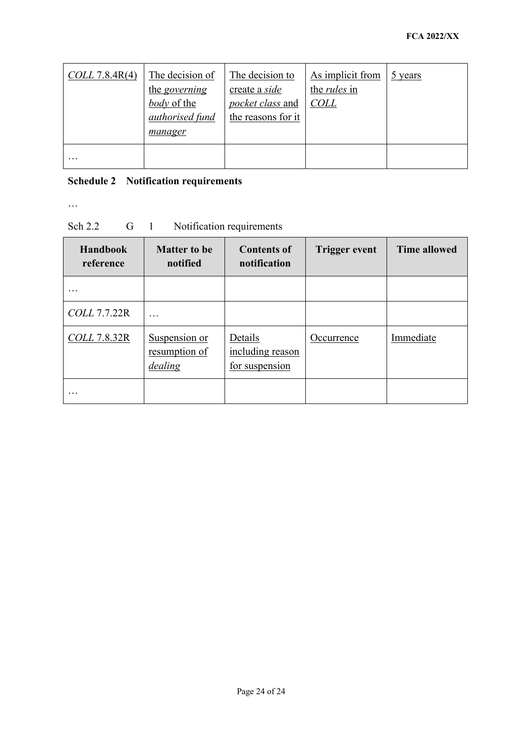| *COLL* 7.8.4R(4) | The decision of the *governing body* of the *authorised fund manager* | The decision to create a *side pocket class* and the reasons for it | As implicit from the *rules* in *COLL* | 5 years |
|---|---|---|---|---|
| … | | | | |

**Schedule 2 Notification requirements**

…

Sch 2.2 G 1 Notification requirements

| Handbook reference | Matter to be notified | Contents of notification | Trigger event | Time allowed |
|---|---|---|---|---|
| … | | | | |
| *COLL* 7.7.22R | … | | | |
| *COLL* 7.8.32R | Suspension or resumption of *dealing* | Details including reason for suspension | Occurrence | Immediate |
| … | | | | |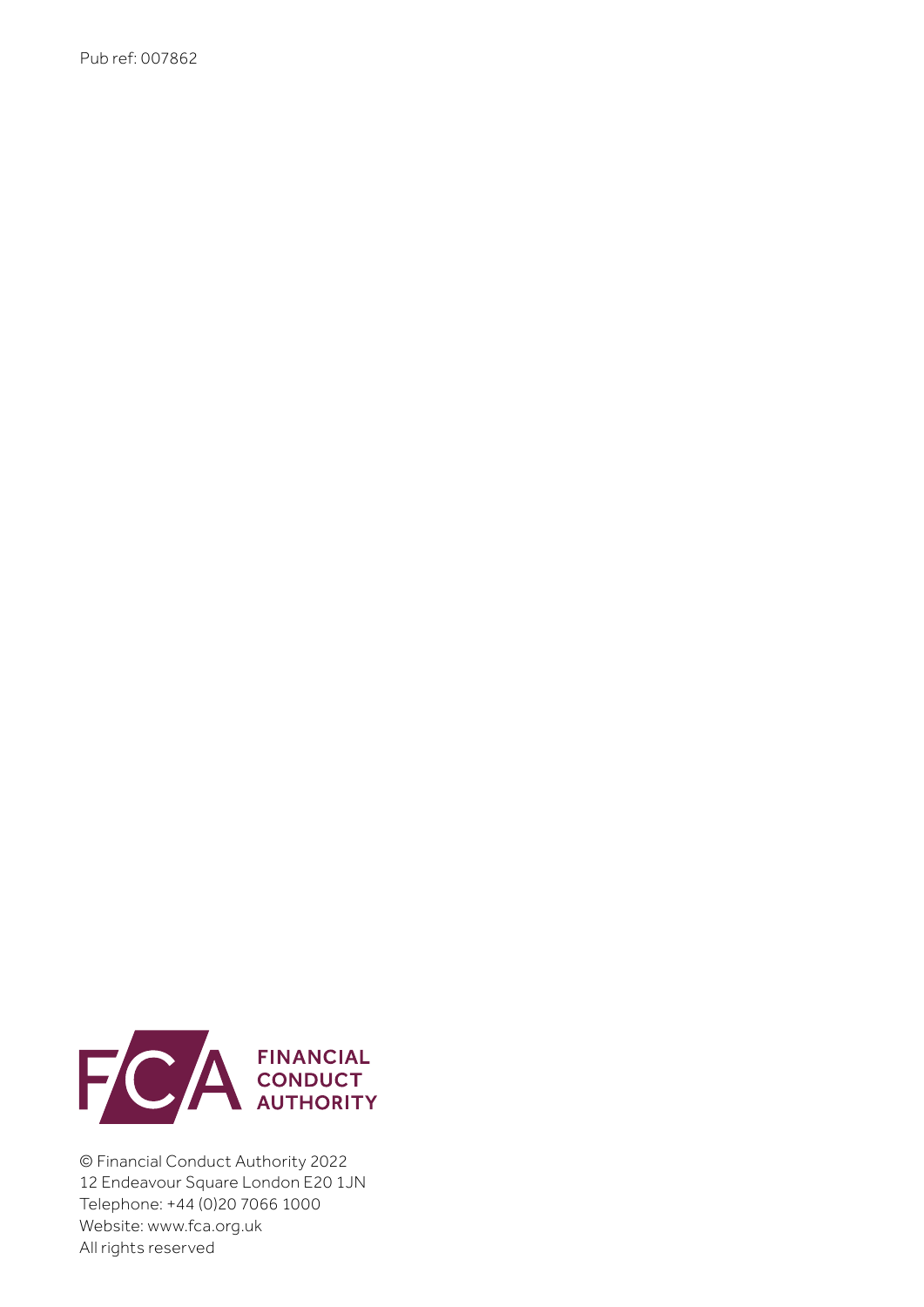Pub ref: 007862

FINANCIAL
CONDUCT
AUTHORITY

© Financial Conduct Authority 2022
12 Endeavour Square London E20 1JN
Telephone: +44 (0)20 7066 1000
Website: www.fca.org.uk
All rights reserved